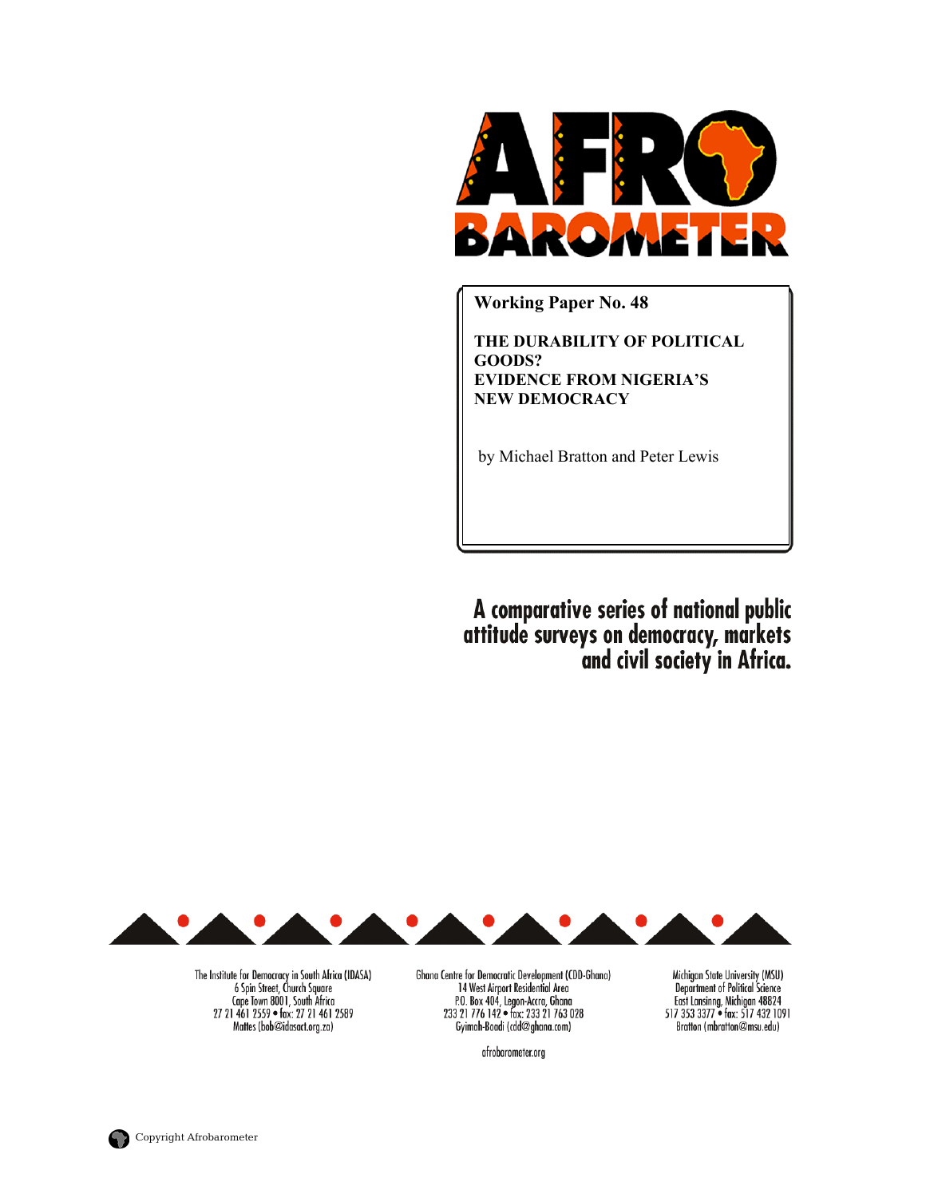**AFRO BAROMETER**

**Working Paper No. 48**

# THE DURABILITY OF POLITICAL GOODS? EVIDENCE FROM NIGERIA'S NEW DEMOCRACY

by Michael Bratton and Peter Lewis

**A comparative series of national public attitude surveys on democracy, markets and civil society in Africa.**

The Institute for Democracy in South Africa (IDASA)
6 Spin Street, Church Square
Cape Town 8001, South Africa
27 21 461 2559 • fax: 27 21 461 2589
Mattes (bob@idasact.org.za)

Ghana Centre for Democratic Development (CDD-Ghana)
14 West Airport Residential Area
P.O. Box 404, Legon-Accra, Ghana
233 21 776 142 • fax: 233 21 763 028
Gyimah-Boadi (cdd@ghana.com)

Michigan State University (MSU)
Department of Political Science
East Lansinng, Michigan 48824
517 353 3377 • fax: 517 432 1091
Bratton (mbratton@msu.edu)

afrobarometer.org

Copyright Afrobarometer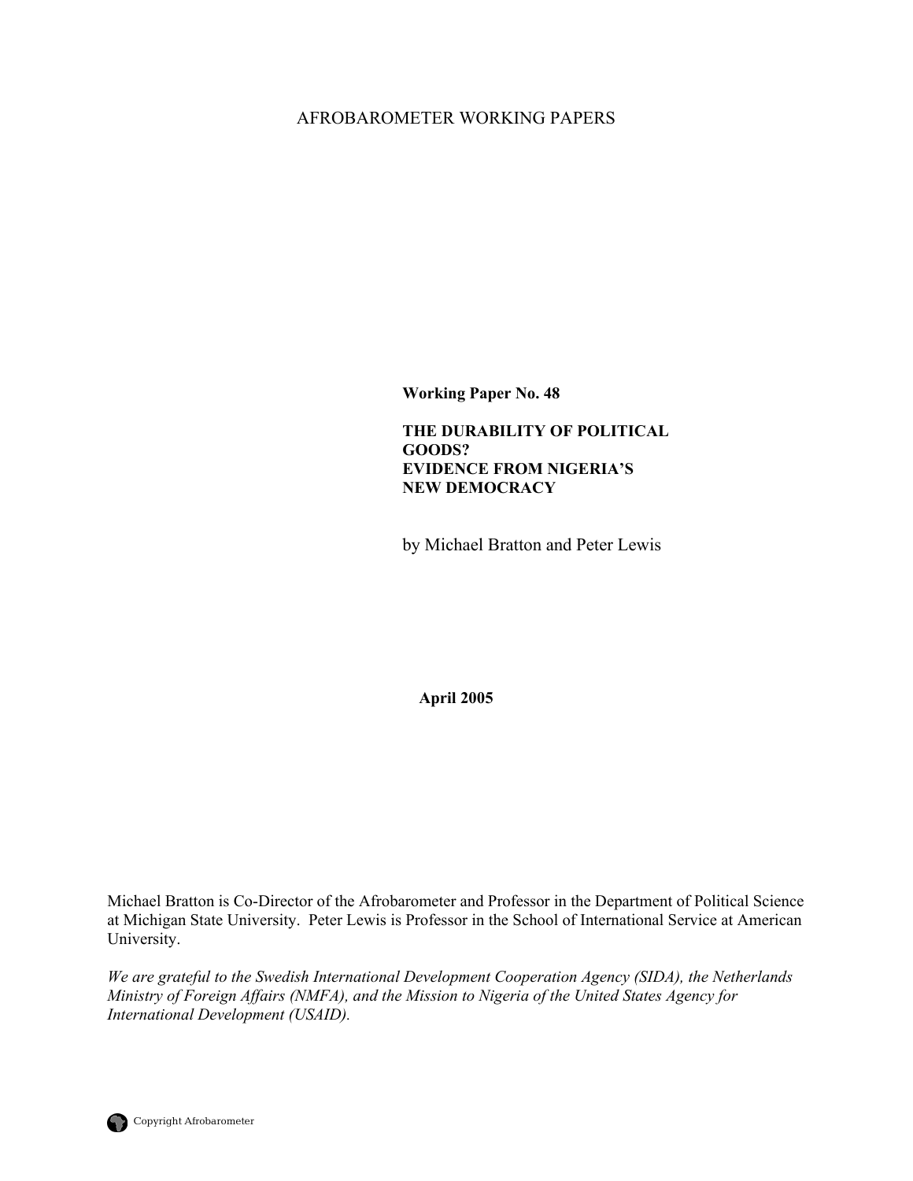AFROBAROMETER WORKING PAPERS

**Working Paper No. 48**

**THE DURABILITY OF POLITICAL GOODS? EVIDENCE FROM NIGERIA'S NEW DEMOCRACY**

by Michael Bratton and Peter Lewis

**April 2005**

Michael Bratton is Co-Director of the Afrobarometer and Professor in the Department of Political Science at Michigan State University. Peter Lewis is Professor in the School of International Service at American University.

*We are grateful to the Swedish International Development Cooperation Agency (SIDA), the Netherlands Ministry of Foreign Affairs (NMFA), and the Mission to Nigeria of the United States Agency for International Development (USAID).*

Copyright Afrobarometer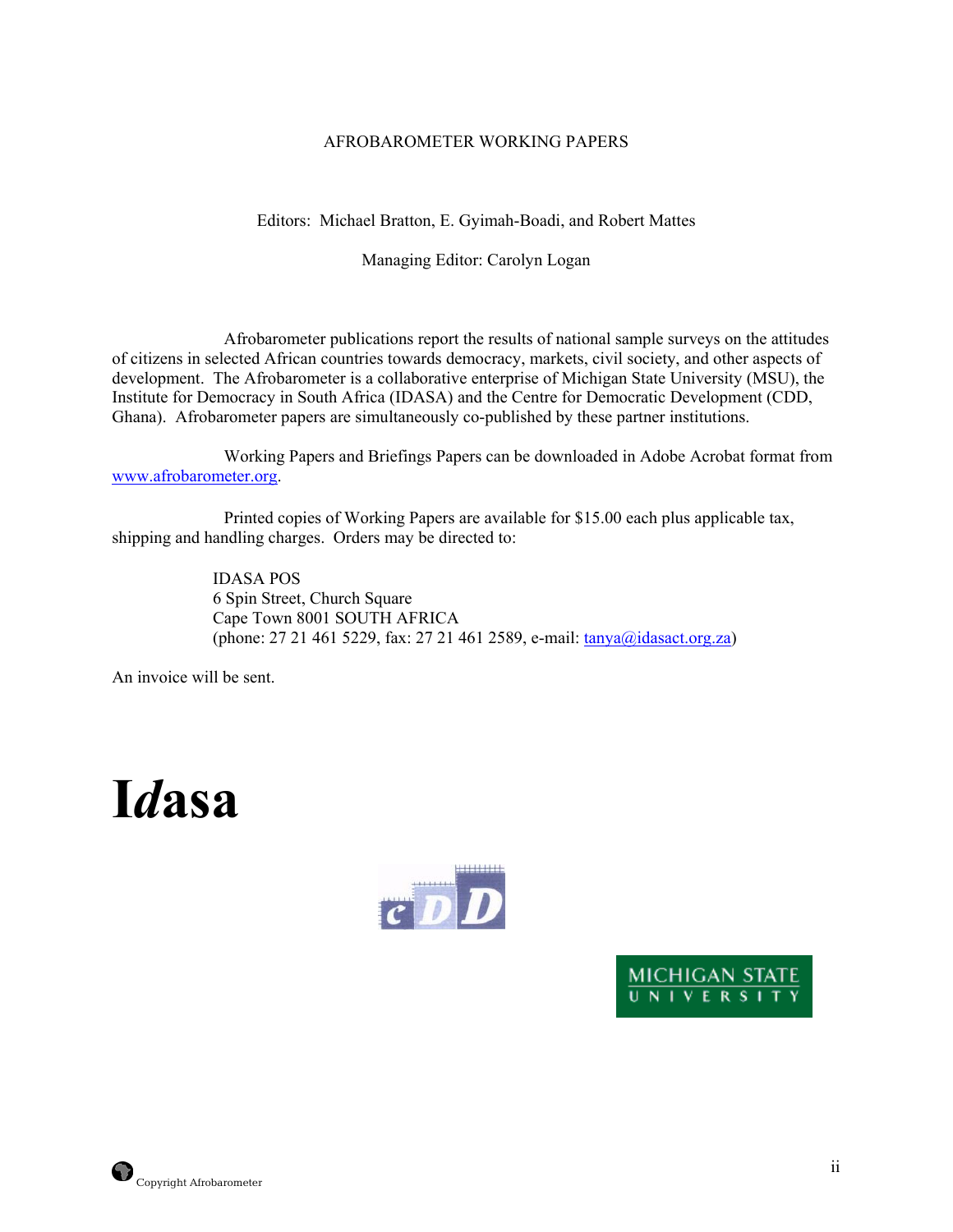AFROBAROMETER WORKING PAPERS

Editors: Michael Bratton, E. Gyimah-Boadi, and Robert Mattes

Managing Editor: Carolyn Logan

Afrobarometer publications report the results of national sample surveys on the attitudes of citizens in selected African countries towards democracy, markets, civil society, and other aspects of development. The Afrobarometer is a collaborative enterprise of Michigan State University (MSU), the Institute for Democracy in South Africa (IDASA) and the Centre for Democratic Development (CDD, Ghana). Afrobarometer papers are simultaneously co-published by these partner institutions.

Working Papers and Briefings Papers can be downloaded in Adobe Acrobat format from www.afrobarometer.org.

Printed copies of Working Papers are available for $15.00 each plus applicable tax, shipping and handling charges. Orders may be directed to:

> IDASA POS
> 6 Spin Street, Church Square
> Cape Town 8001 SOUTH AFRICA
> (phone: 27 21 461 5229, fax: 27 21 461 2589, e-mail: tanya@idasact.org.za)

An invoice will be sent.

**I*d*asa**

cDD

MICHIGAN STATE UNIVERSITY

Copyright Afrobarometer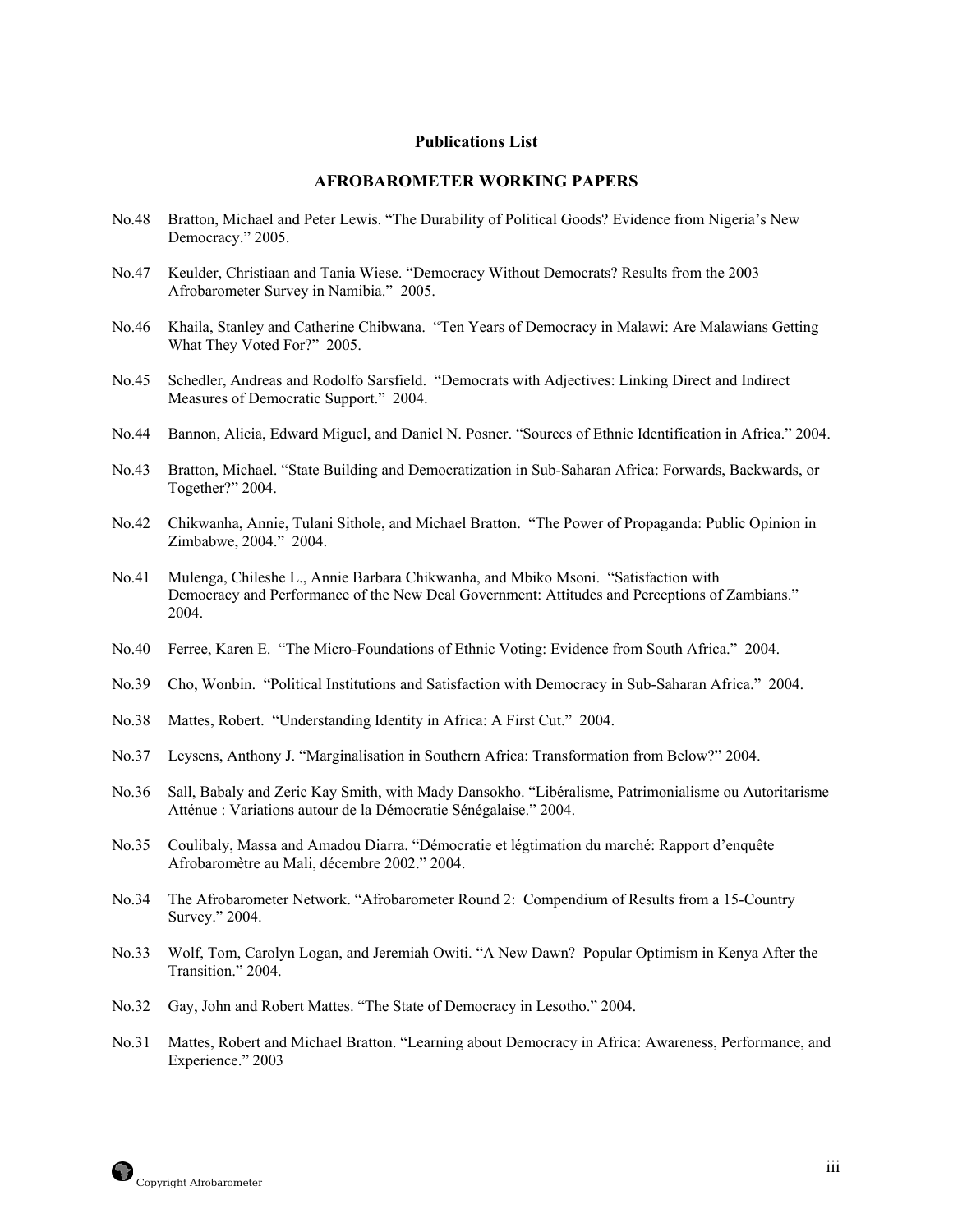## Publications List

### AFROBAROMETER WORKING PAPERS

No.48 Bratton, Michael and Peter Lewis. "The Durability of Political Goods? Evidence from Nigeria's New Democracy." 2005.

No.47 Keulder, Christiaan and Tania Wiese. "Democracy Without Democrats? Results from the 2003 Afrobarometer Survey in Namibia." 2005.

No.46 Khaila, Stanley and Catherine Chibwana. "Ten Years of Democracy in Malawi: Are Malawians Getting What They Voted For?" 2005.

No.45 Schedler, Andreas and Rodolfo Sarsfield. "Democrats with Adjectives: Linking Direct and Indirect Measures of Democratic Support." 2004.

No.44 Bannon, Alicia, Edward Miguel, and Daniel N. Posner. "Sources of Ethnic Identification in Africa." 2004.

No.43 Bratton, Michael. "State Building and Democratization in Sub-Saharan Africa: Forwards, Backwards, or Together?" 2004.

No.42 Chikwanha, Annie, Tulani Sithole, and Michael Bratton. "The Power of Propaganda: Public Opinion in Zimbabwe, 2004." 2004.

No.41 Mulenga, Chileshe L., Annie Barbara Chikwanha, and Mbiko Msoni. "Satisfaction with Democracy and Performance of the New Deal Government: Attitudes and Perceptions of Zambians." 2004.

No.40 Ferree, Karen E. "The Micro-Foundations of Ethnic Voting: Evidence from South Africa." 2004.

No.39 Cho, Wonbin. "Political Institutions and Satisfaction with Democracy in Sub-Saharan Africa." 2004.

No.38 Mattes, Robert. "Understanding Identity in Africa: A First Cut." 2004.

No.37 Leysens, Anthony J. "Marginalisation in Southern Africa: Transformation from Below?" 2004.

No.36 Sall, Babaly and Zeric Kay Smith, with Mady Dansokho. "Libéralisme, Patrimonialisme ou Autoritarisme Atténue : Variations autour de la Démocratie Sénégalaise." 2004.

No.35 Coulibaly, Massa and Amadou Diarra. "Démocratie et légtimation du marché: Rapport d'enquête Afrobaromètre au Mali, décembre 2002." 2004.

No.34 The Afrobarometer Network. "Afrobarometer Round 2: Compendium of Results from a 15-Country Survey." 2004.

No.33 Wolf, Tom, Carolyn Logan, and Jeremiah Owiti. "A New Dawn? Popular Optimism in Kenya After the Transition." 2004.

No.32 Gay, John and Robert Mattes. "The State of Democracy in Lesotho." 2004.

No.31 Mattes, Robert and Michael Bratton. "Learning about Democracy in Africa: Awareness, Performance, and Experience." 2003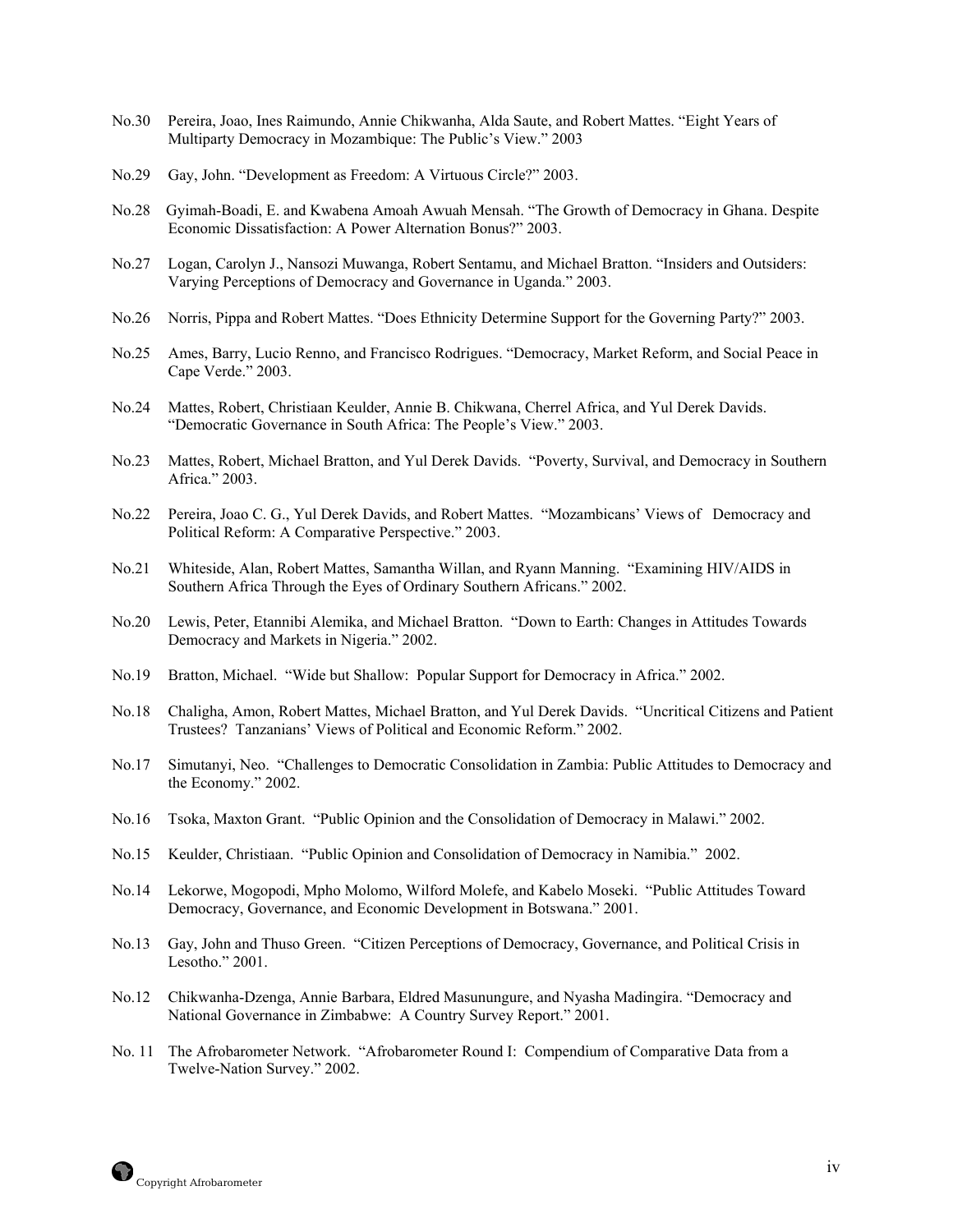No.30 Pereira, Joao, Ines Raimundo, Annie Chikwanha, Alda Saute, and Robert Mattes. "Eight Years of Multiparty Democracy in Mozambique: The Public's View." 2003

No.29 Gay, John. "Development as Freedom: A Virtuous Circle?" 2003.

No.28 Gyimah-Boadi, E. and Kwabena Amoah Awuah Mensah. "The Growth of Democracy in Ghana. Despite Economic Dissatisfaction: A Power Alternation Bonus?" 2003.

No.27 Logan, Carolyn J., Nansozi Muwanga, Robert Sentamu, and Michael Bratton. "Insiders and Outsiders: Varying Perceptions of Democracy and Governance in Uganda." 2003.

No.26 Norris, Pippa and Robert Mattes. "Does Ethnicity Determine Support for the Governing Party?" 2003.

No.25 Ames, Barry, Lucio Renno, and Francisco Rodrigues. "Democracy, Market Reform, and Social Peace in Cape Verde." 2003.

No.24 Mattes, Robert, Christiaan Keulder, Annie B. Chikwana, Cherrel Africa, and Yul Derek Davids. "Democratic Governance in South Africa: The People's View." 2003.

No.23 Mattes, Robert, Michael Bratton, and Yul Derek Davids. "Poverty, Survival, and Democracy in Southern Africa." 2003.

No.22 Pereira, Joao C. G., Yul Derek Davids, and Robert Mattes. "Mozambicans' Views of Democracy and Political Reform: A Comparative Perspective." 2003.

No.21 Whiteside, Alan, Robert Mattes, Samantha Willan, and Ryann Manning. "Examining HIV/AIDS in Southern Africa Through the Eyes of Ordinary Southern Africans." 2002.

No.20 Lewis, Peter, Etannibi Alemika, and Michael Bratton. "Down to Earth: Changes in Attitudes Towards Democracy and Markets in Nigeria." 2002.

No.19 Bratton, Michael. "Wide but Shallow: Popular Support for Democracy in Africa." 2002.

No.18 Chaligha, Amon, Robert Mattes, Michael Bratton, and Yul Derek Davids. "Uncritical Citizens and Patient Trustees? Tanzanians' Views of Political and Economic Reform." 2002.

No.17 Simutanyi, Neo. "Challenges to Democratic Consolidation in Zambia: Public Attitudes to Democracy and the Economy." 2002.

No.16 Tsoka, Maxton Grant. "Public Opinion and the Consolidation of Democracy in Malawi." 2002.

No.15 Keulder, Christiaan. "Public Opinion and Consolidation of Democracy in Namibia." 2002.

No.14 Lekorwe, Mogopodi, Mpho Molomo, Wilford Molefe, and Kabelo Moseki. "Public Attitudes Toward Democracy, Governance, and Economic Development in Botswana." 2001.

No.13 Gay, John and Thuso Green. "Citizen Perceptions of Democracy, Governance, and Political Crisis in Lesotho." 2001.

No.12 Chikwanha-Dzenga, Annie Barbara, Eldred Masunungure, and Nyasha Madingira. "Democracy and National Governance in Zimbabwe: A Country Survey Report." 2001.

No. 11 The Afrobarometer Network. "Afrobarometer Round I: Compendium of Comparative Data from a Twelve-Nation Survey." 2002.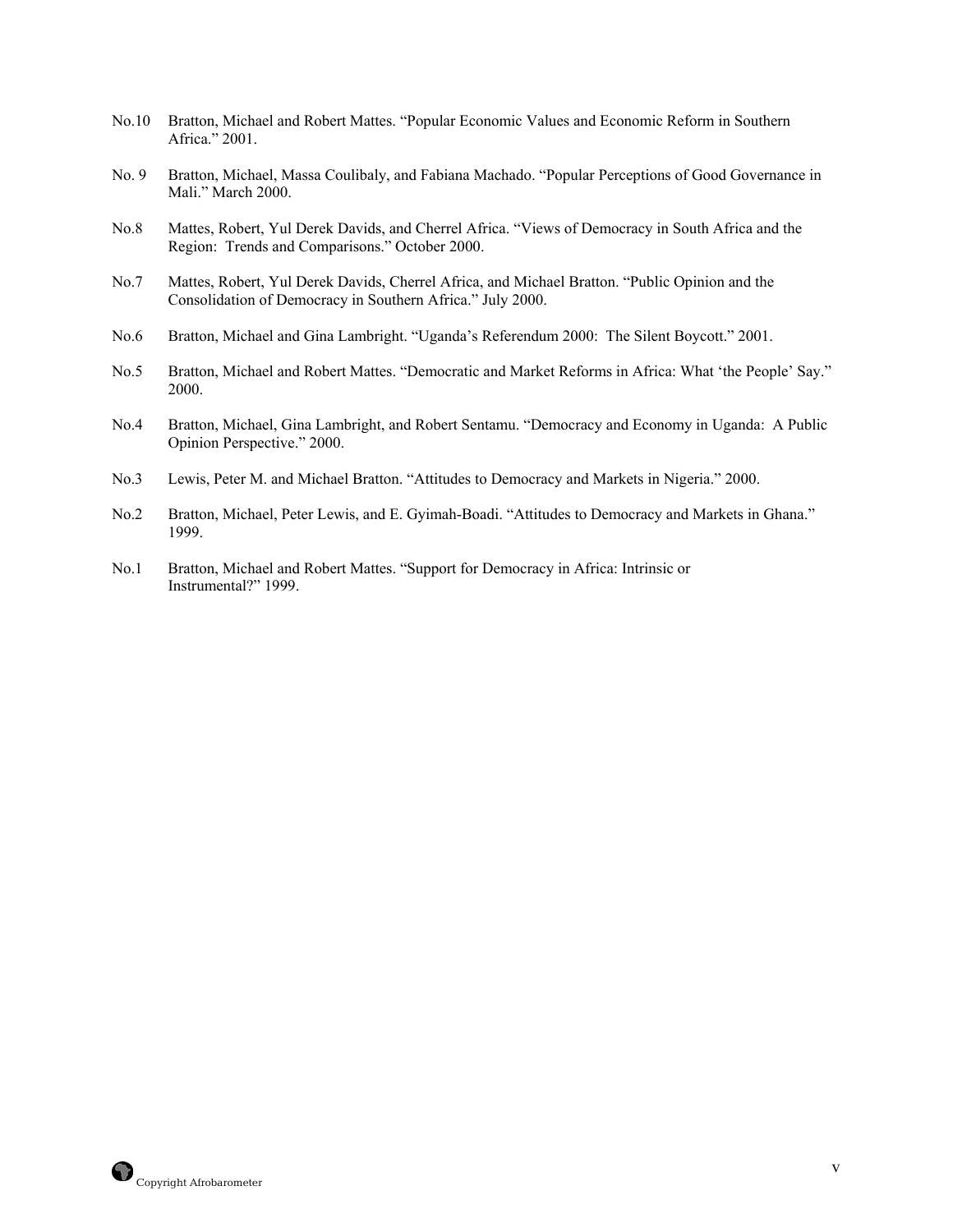No.10 Bratton, Michael and Robert Mattes. "Popular Economic Values and Economic Reform in Southern Africa." 2001.

No. 9 Bratton, Michael, Massa Coulibaly, and Fabiana Machado. "Popular Perceptions of Good Governance in Mali." March 2000.

No.8 Mattes, Robert, Yul Derek Davids, and Cherrel Africa. "Views of Democracy in South Africa and the Region: Trends and Comparisons." October 2000.

No.7 Mattes, Robert, Yul Derek Davids, Cherrel Africa, and Michael Bratton. "Public Opinion and the Consolidation of Democracy in Southern Africa." July 2000.

No.6 Bratton, Michael and Gina Lambright. "Uganda's Referendum 2000: The Silent Boycott." 2001.

No.5 Bratton, Michael and Robert Mattes. "Democratic and Market Reforms in Africa: What 'the People' Say." 2000.

No.4 Bratton, Michael, Gina Lambright, and Robert Sentamu. "Democracy and Economy in Uganda: A Public Opinion Perspective." 2000.

No.3 Lewis, Peter M. and Michael Bratton. "Attitudes to Democracy and Markets in Nigeria." 2000.

No.2 Bratton, Michael, Peter Lewis, and E. Gyimah-Boadi. "Attitudes to Democracy and Markets in Ghana." 1999.

No.1 Bratton, Michael and Robert Mattes. "Support for Democracy in Africa: Intrinsic or Instrumental?" 1999.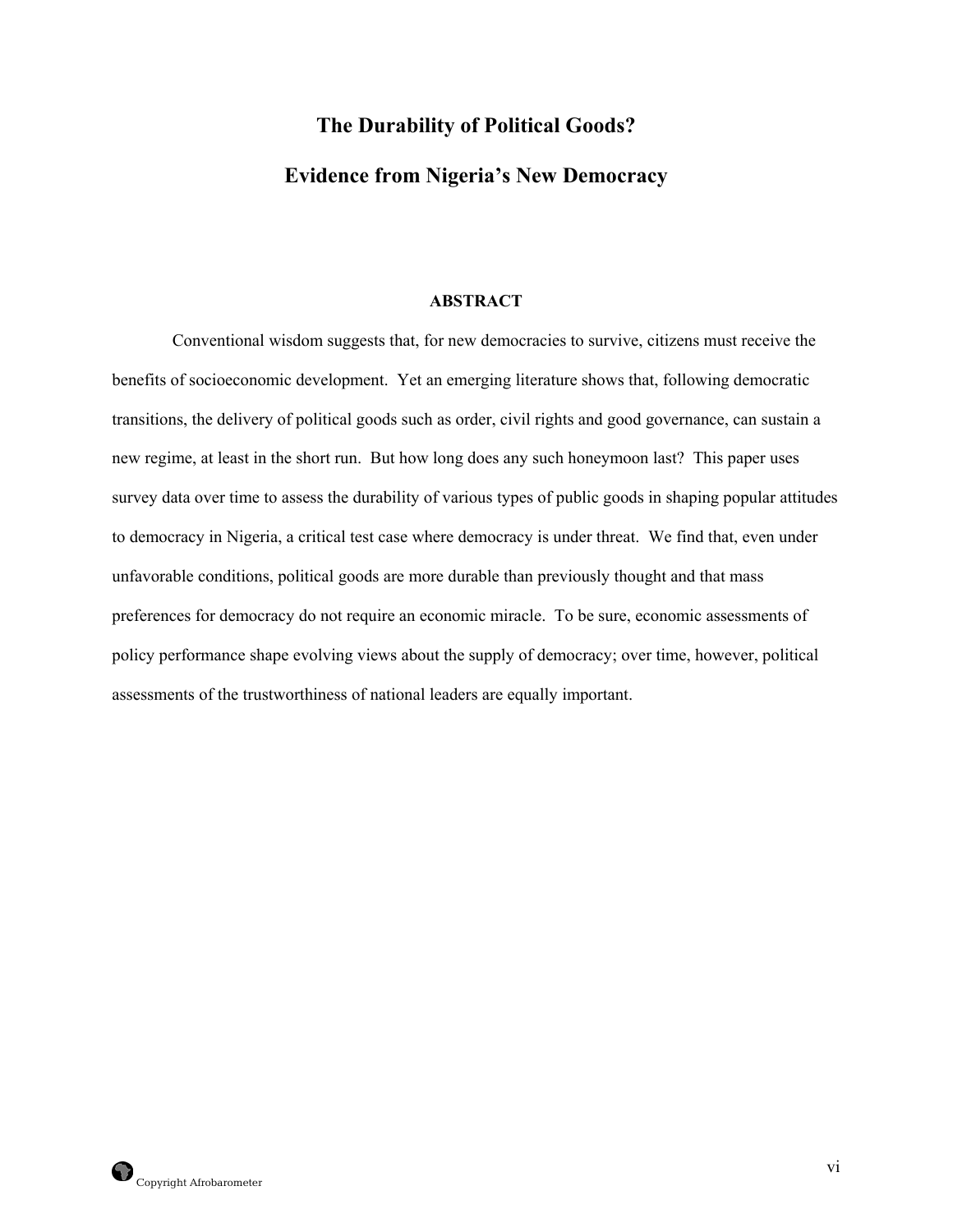# The Durability of Political Goods?

# Evidence from Nigeria's New Democracy

## ABSTRACT

Conventional wisdom suggests that, for new democracies to survive, citizens must receive the benefits of socioeconomic development. Yet an emerging literature shows that, following democratic transitions, the delivery of political goods such as order, civil rights and good governance, can sustain a new regime, at least in the short run. But how long does any such honeymoon last? This paper uses survey data over time to assess the durability of various types of public goods in shaping popular attitudes to democracy in Nigeria, a critical test case where democracy is under threat. We find that, even under unfavorable conditions, political goods are more durable than previously thought and that mass preferences for democracy do not require an economic miracle. To be sure, economic assessments of policy performance shape evolving views about the supply of democracy; over time, however, political assessments of the trustworthiness of national leaders are equally important.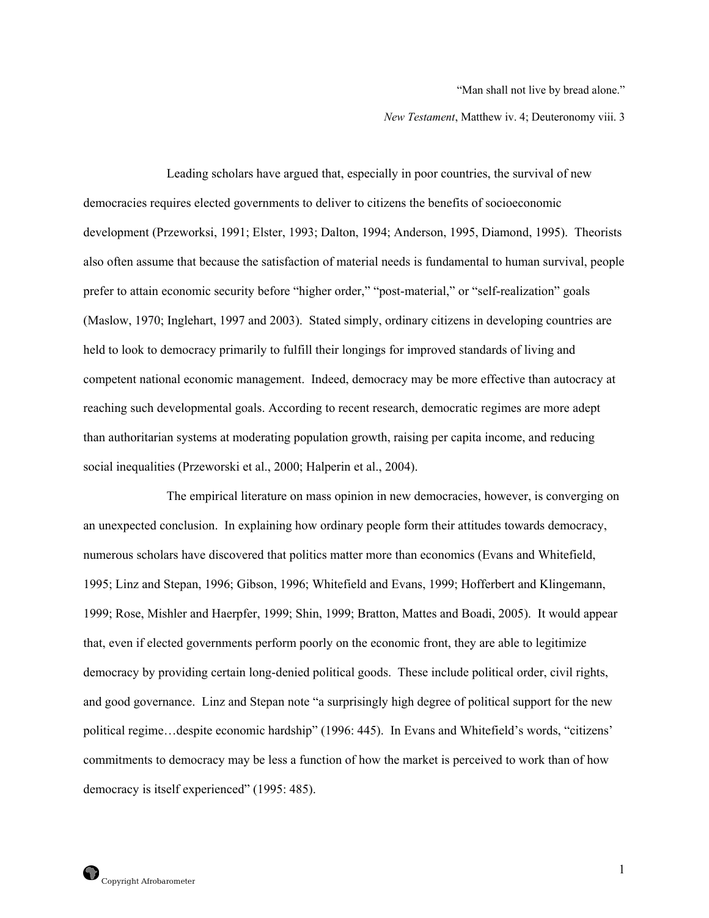"Man shall not live by bread alone."

*New Testament*, Matthew iv. 4; Deuteronomy viii. 3

Leading scholars have argued that, especially in poor countries, the survival of new democracies requires elected governments to deliver to citizens the benefits of socioeconomic development (Przeworksi, 1991; Elster, 1993; Dalton, 1994; Anderson, 1995, Diamond, 1995). Theorists also often assume that because the satisfaction of material needs is fundamental to human survival, people prefer to attain economic security before "higher order," "post-material," or "self-realization" goals (Maslow, 1970; Inglehart, 1997 and 2003). Stated simply, ordinary citizens in developing countries are held to look to democracy primarily to fulfill their longings for improved standards of living and competent national economic management. Indeed, democracy may be more effective than autocracy at reaching such developmental goals. According to recent research, democratic regimes are more adept than authoritarian systems at moderating population growth, raising per capita income, and reducing social inequalities (Przeworski et al., 2000; Halperin et al., 2004).

The empirical literature on mass opinion in new democracies, however, is converging on an unexpected conclusion. In explaining how ordinary people form their attitudes towards democracy, numerous scholars have discovered that politics matter more than economics (Evans and Whitefield, 1995; Linz and Stepan, 1996; Gibson, 1996; Whitefield and Evans, 1999; Hofferbert and Klingemann, 1999; Rose, Mishler and Haerpfer, 1999; Shin, 1999; Bratton, Mattes and Boadi, 2005). It would appear that, even if elected governments perform poorly on the economic front, they are able to legitimize democracy by providing certain long-denied political goods. These include political order, civil rights, and good governance. Linz and Stepan note "a surprisingly high degree of political support for the new political regime…despite economic hardship" (1996: 445). In Evans and Whitefield's words, "citizens' commitments to democracy may be less a function of how the market is perceived to work than of how democracy is itself experienced" (1995: 485).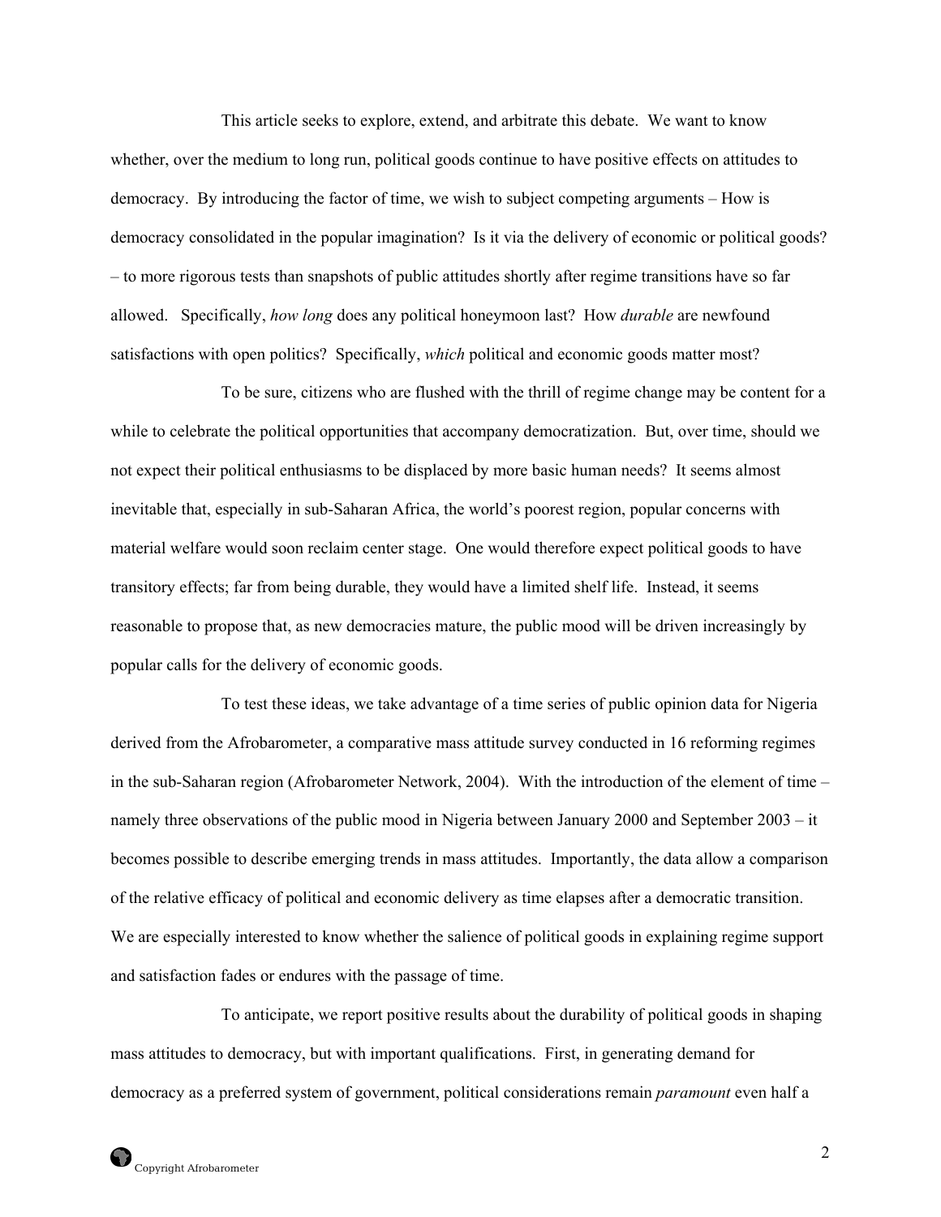This article seeks to explore, extend, and arbitrate this debate. We want to know whether, over the medium to long run, political goods continue to have positive effects on attitudes to democracy. By introducing the factor of time, we wish to subject competing arguments – How is democracy consolidated in the popular imagination? Is it via the delivery of economic or political goods? – to more rigorous tests than snapshots of public attitudes shortly after regime transitions have so far allowed. Specifically, *how long* does any political honeymoon last? How *durable* are newfound satisfactions with open politics? Specifically, *which* political and economic goods matter most?

To be sure, citizens who are flushed with the thrill of regime change may be content for a while to celebrate the political opportunities that accompany democratization. But, over time, should we not expect their political enthusiasms to be displaced by more basic human needs? It seems almost inevitable that, especially in sub-Saharan Africa, the world's poorest region, popular concerns with material welfare would soon reclaim center stage. One would therefore expect political goods to have transitory effects; far from being durable, they would have a limited shelf life. Instead, it seems reasonable to propose that, as new democracies mature, the public mood will be driven increasingly by popular calls for the delivery of economic goods.

To test these ideas, we take advantage of a time series of public opinion data for Nigeria derived from the Afrobarometer, a comparative mass attitude survey conducted in 16 reforming regimes in the sub-Saharan region (Afrobarometer Network, 2004). With the introduction of the element of time – namely three observations of the public mood in Nigeria between January 2000 and September 2003 – it becomes possible to describe emerging trends in mass attitudes. Importantly, the data allow a comparison of the relative efficacy of political and economic delivery as time elapses after a democratic transition. We are especially interested to know whether the salience of political goods in explaining regime support and satisfaction fades or endures with the passage of time.

To anticipate, we report positive results about the durability of political goods in shaping mass attitudes to democracy, but with important qualifications. First, in generating demand for democracy as a preferred system of government, political considerations remain *paramount* even half a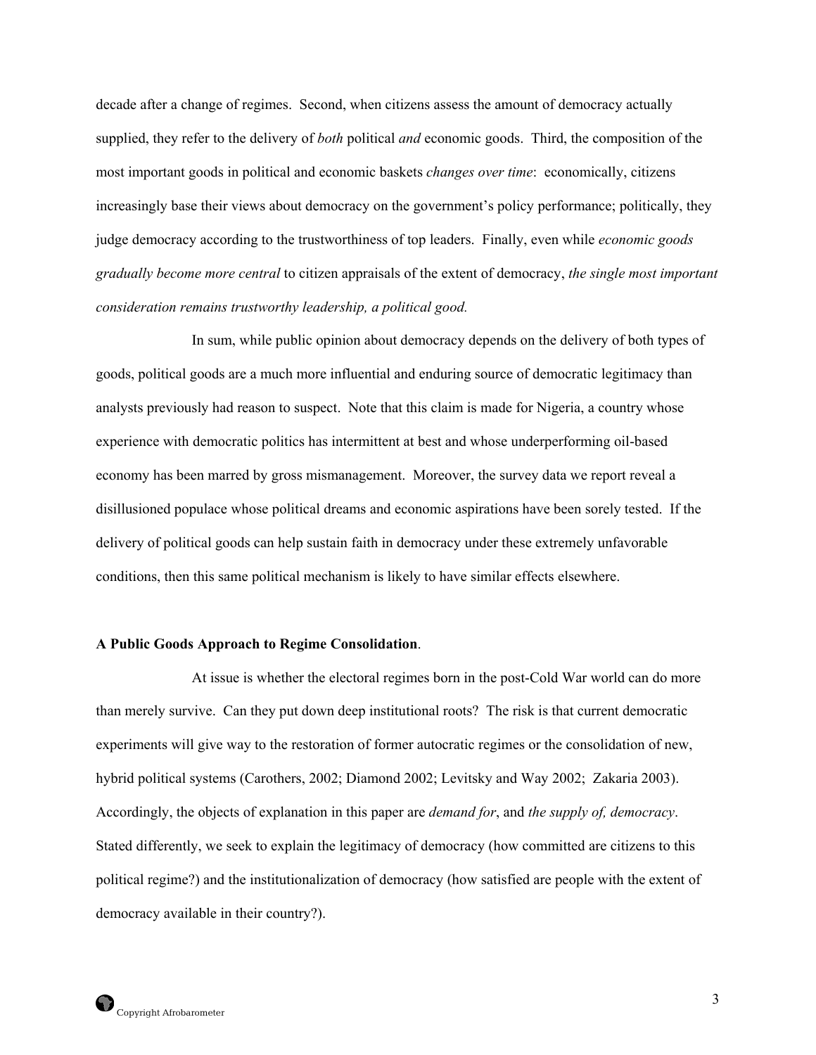decade after a change of regimes. Second, when citizens assess the amount of democracy actually supplied, they refer to the delivery of *both* political *and* economic goods. Third, the composition of the most important goods in political and economic baskets *changes over time*: economically, citizens increasingly base their views about democracy on the government's policy performance; politically, they judge democracy according to the trustworthiness of top leaders. Finally, even while *economic goods gradually become more central* to citizen appraisals of the extent of democracy, *the single most important consideration remains trustworthy leadership, a political good.*

In sum, while public opinion about democracy depends on the delivery of both types of goods, political goods are a much more influential and enduring source of democratic legitimacy than analysts previously had reason to suspect. Note that this claim is made for Nigeria, a country whose experience with democratic politics has intermittent at best and whose underperforming oil-based economy has been marred by gross mismanagement. Moreover, the survey data we report reveal a disillusioned populace whose political dreams and economic aspirations have been sorely tested. If the delivery of political goods can help sustain faith in democracy under these extremely unfavorable conditions, then this same political mechanism is likely to have similar effects elsewhere.

**A Public Goods Approach to Regime Consolidation**.

At issue is whether the electoral regimes born in the post-Cold War world can do more than merely survive. Can they put down deep institutional roots? The risk is that current democratic experiments will give way to the restoration of former autocratic regimes or the consolidation of new, hybrid political systems (Carothers, 2002; Diamond 2002; Levitsky and Way 2002; Zakaria 2003). Accordingly, the objects of explanation in this paper are *demand for*, and *the supply of, democracy*. Stated differently, we seek to explain the legitimacy of democracy (how committed are citizens to this political regime?) and the institutionalization of democracy (how satisfied are people with the extent of democracy available in their country?).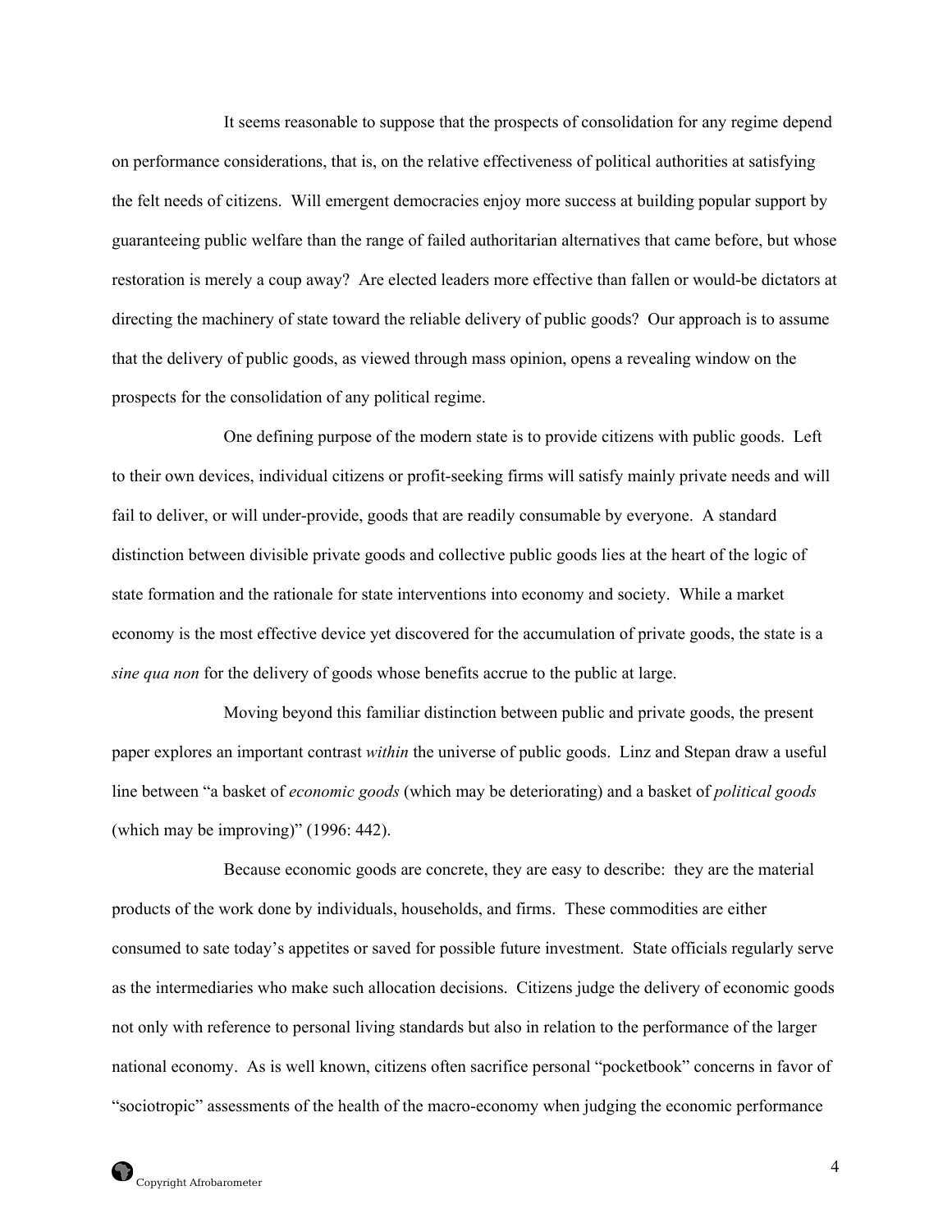It seems reasonable to suppose that the prospects of consolidation for any regime depend on performance considerations, that is, on the relative effectiveness of political authorities at satisfying the felt needs of citizens. Will emergent democracies enjoy more success at building popular support by guaranteeing public welfare than the range of failed authoritarian alternatives that came before, but whose restoration is merely a coup away? Are elected leaders more effective than fallen or would-be dictators at directing the machinery of state toward the reliable delivery of public goods? Our approach is to assume that the delivery of public goods, as viewed through mass opinion, opens a revealing window on the prospects for the consolidation of any political regime.

One defining purpose of the modern state is to provide citizens with public goods. Left to their own devices, individual citizens or profit-seeking firms will satisfy mainly private needs and will fail to deliver, or will under-provide, goods that are readily consumable by everyone. A standard distinction between divisible private goods and collective public goods lies at the heart of the logic of state formation and the rationale for state interventions into economy and society. While a market economy is the most effective device yet discovered for the accumulation of private goods, the state is a *sine qua non* for the delivery of goods whose benefits accrue to the public at large.

Moving beyond this familiar distinction between public and private goods, the present paper explores an important contrast *within* the universe of public goods. Linz and Stepan draw a useful line between "a basket of *economic goods* (which may be deteriorating) and a basket of *political goods* (which may be improving)" (1996: 442).

Because economic goods are concrete, they are easy to describe: they are the material products of the work done by individuals, households, and firms. These commodities are either consumed to sate today's appetites or saved for possible future investment. State officials regularly serve as the intermediaries who make such allocation decisions. Citizens judge the delivery of economic goods not only with reference to personal living standards but also in relation to the performance of the larger national economy. As is well known, citizens often sacrifice personal "pocketbook" concerns in favor of "sociotropic" assessments of the health of the macro-economy when judging the economic performance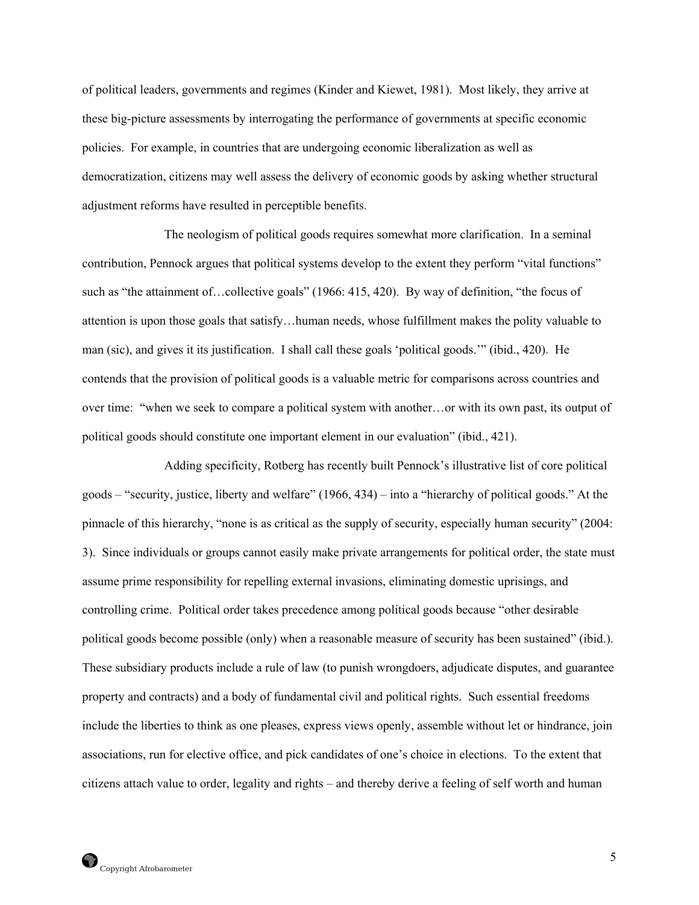of political leaders, governments and regimes (Kinder and Kiewet, 1981). Most likely, they arrive at these big-picture assessments by interrogating the performance of governments at specific economic policies. For example, in countries that are undergoing economic liberalization as well as democratization, citizens may well assess the delivery of economic goods by asking whether structural adjustment reforms have resulted in perceptible benefits.

The neologism of political goods requires somewhat more clarification. In a seminal contribution, Pennock argues that political systems develop to the extent they perform "vital functions" such as "the attainment of…collective goals" (1966: 415, 420). By way of definition, "the focus of attention is upon those goals that satisfy…human needs, whose fulfillment makes the polity valuable to man (sic), and gives it its justification. I shall call these goals 'political goods.'" (ibid., 420). He contends that the provision of political goods is a valuable metric for comparisons across countries and over time: "when we seek to compare a political system with another…or with its own past, its output of political goods should constitute one important element in our evaluation" (ibid., 421).

Adding specificity, Rotberg has recently built Pennock's illustrative list of core political goods – "security, justice, liberty and welfare" (1966, 434) – into a "hierarchy of political goods." At the pinnacle of this hierarchy, "none is as critical as the supply of security, especially human security" (2004: 3). Since individuals or groups cannot easily make private arrangements for political order, the state must assume prime responsibility for repelling external invasions, eliminating domestic uprisings, and controlling crime. Political order takes precedence among political goods because "other desirable political goods become possible (only) when a reasonable measure of security has been sustained" (ibid.). These subsidiary products include a rule of law (to punish wrongdoers, adjudicate disputes, and guarantee property and contracts) and a body of fundamental civil and political rights. Such essential freedoms include the liberties to think as one pleases, express views openly, assemble without let or hindrance, join associations, run for elective office, and pick candidates of one's choice in elections. To the extent that citizens attach value to order, legality and rights – and thereby derive a feeling of self worth and human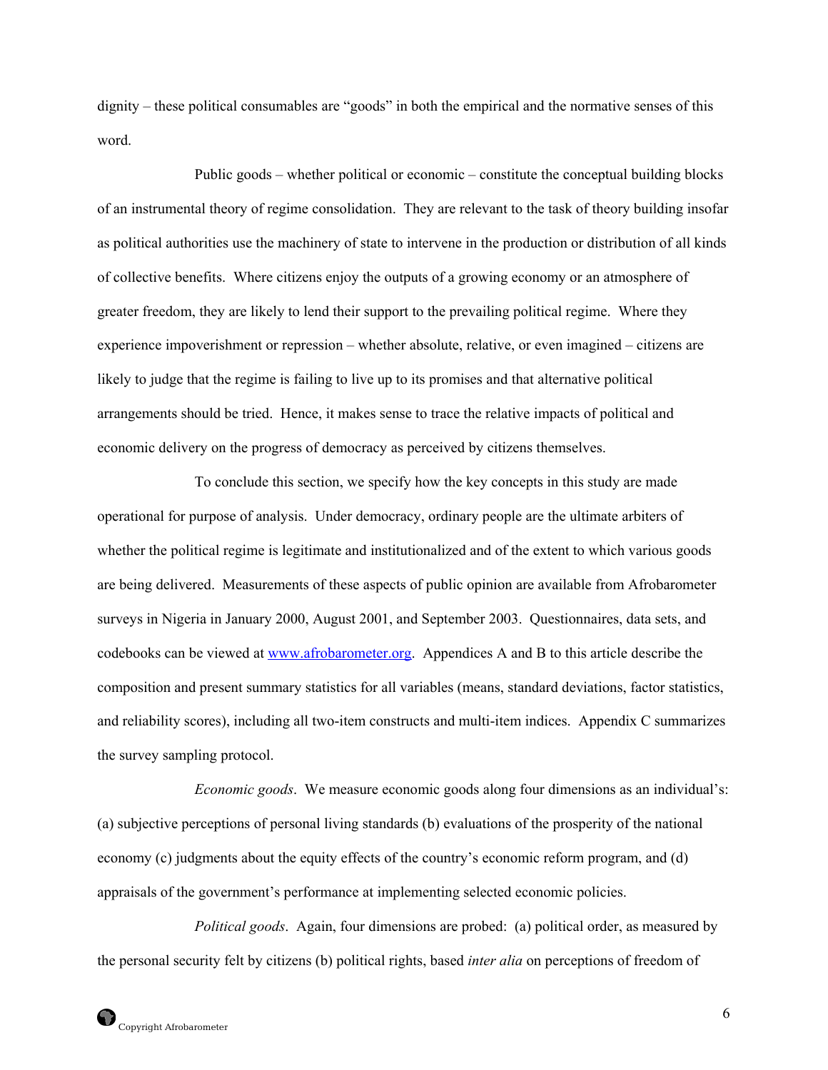dignity – these political consumables are "goods" in both the empirical and the normative senses of this word.

Public goods – whether political or economic – constitute the conceptual building blocks of an instrumental theory of regime consolidation. They are relevant to the task of theory building insofar as political authorities use the machinery of state to intervene in the production or distribution of all kinds of collective benefits. Where citizens enjoy the outputs of a growing economy or an atmosphere of greater freedom, they are likely to lend their support to the prevailing political regime. Where they experience impoverishment or repression – whether absolute, relative, or even imagined – citizens are likely to judge that the regime is failing to live up to its promises and that alternative political arrangements should be tried. Hence, it makes sense to trace the relative impacts of political and economic delivery on the progress of democracy as perceived by citizens themselves.

To conclude this section, we specify how the key concepts in this study are made operational for purpose of analysis. Under democracy, ordinary people are the ultimate arbiters of whether the political regime is legitimate and institutionalized and of the extent to which various goods are being delivered. Measurements of these aspects of public opinion are available from Afrobarometer surveys in Nigeria in January 2000, August 2001, and September 2003. Questionnaires, data sets, and codebooks can be viewed at www.afrobarometer.org. Appendices A and B to this article describe the composition and present summary statistics for all variables (means, standard deviations, factor statistics, and reliability scores), including all two-item constructs and multi-item indices. Appendix C summarizes the survey sampling protocol.

*Economic goods*. We measure economic goods along four dimensions as an individual's: (a) subjective perceptions of personal living standards (b) evaluations of the prosperity of the national economy (c) judgments about the equity effects of the country's economic reform program, and (d) appraisals of the government's performance at implementing selected economic policies.

*Political goods*. Again, four dimensions are probed: (a) political order, as measured by the personal security felt by citizens (b) political rights, based *inter alia* on perceptions of freedom of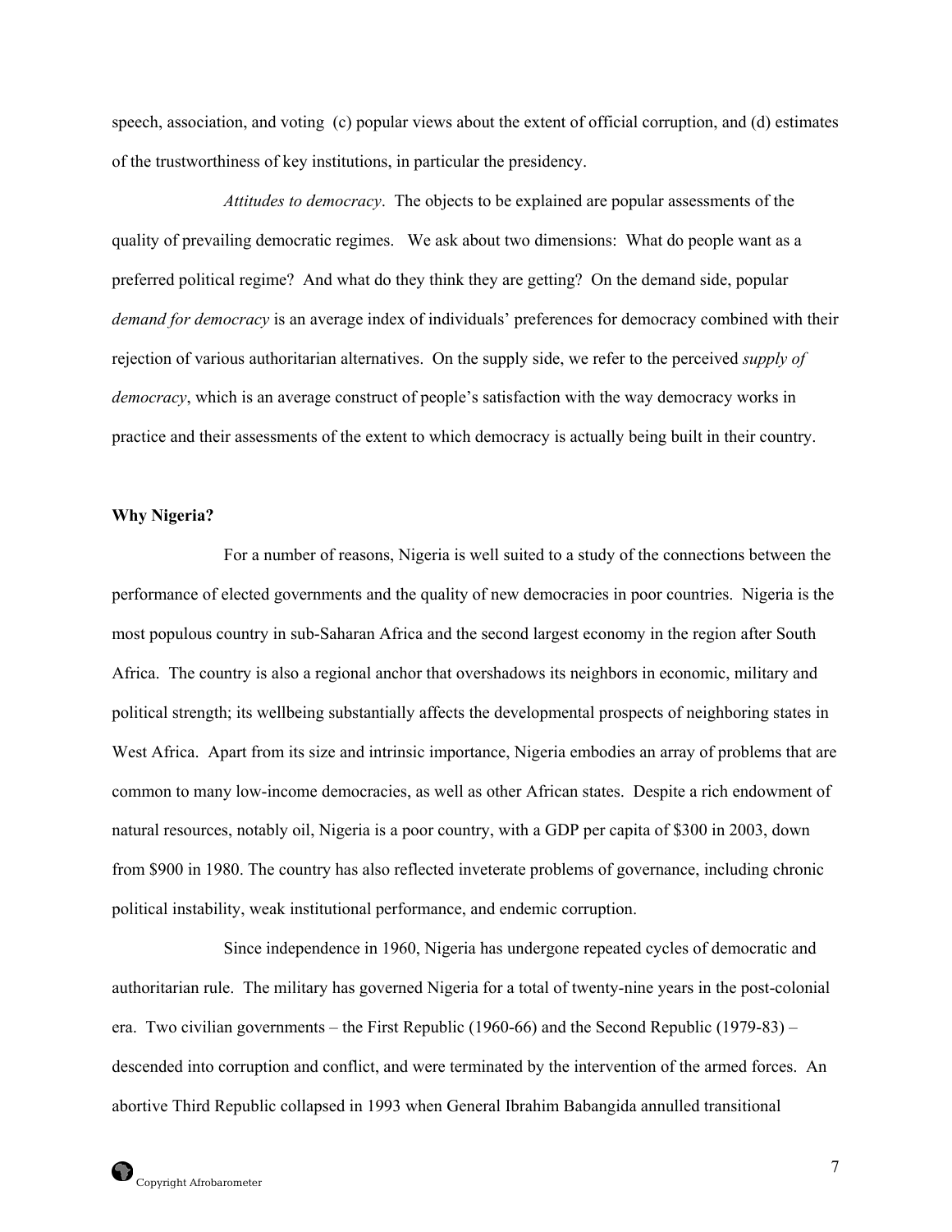speech, association, and voting (c) popular views about the extent of official corruption, and (d) estimates of the trustworthiness of key institutions, in particular the presidency.

*Attitudes to democracy*. The objects to be explained are popular assessments of the quality of prevailing democratic regimes. We ask about two dimensions: What do people want as a preferred political regime? And what do they think they are getting? On the demand side, popular *demand for democracy* is an average index of individuals' preferences for democracy combined with their rejection of various authoritarian alternatives. On the supply side, we refer to the perceived *supply of democracy*, which is an average construct of people's satisfaction with the way democracy works in practice and their assessments of the extent to which democracy is actually being built in their country.

**Why Nigeria?**

For a number of reasons, Nigeria is well suited to a study of the connections between the performance of elected governments and the quality of new democracies in poor countries. Nigeria is the most populous country in sub-Saharan Africa and the second largest economy in the region after South Africa. The country is also a regional anchor that overshadows its neighbors in economic, military and political strength; its wellbeing substantially affects the developmental prospects of neighboring states in West Africa. Apart from its size and intrinsic importance, Nigeria embodies an array of problems that are common to many low-income democracies, as well as other African states. Despite a rich endowment of natural resources, notably oil, Nigeria is a poor country, with a GDP per capita of $300 in 2003, down from $900 in 1980. The country has also reflected inveterate problems of governance, including chronic political instability, weak institutional performance, and endemic corruption.

Since independence in 1960, Nigeria has undergone repeated cycles of democratic and authoritarian rule. The military has governed Nigeria for a total of twenty-nine years in the post-colonial era. Two civilian governments – the First Republic (1960-66) and the Second Republic (1979-83) – descended into corruption and conflict, and were terminated by the intervention of the armed forces. An abortive Third Republic collapsed in 1993 when General Ibrahim Babangida annulled transitional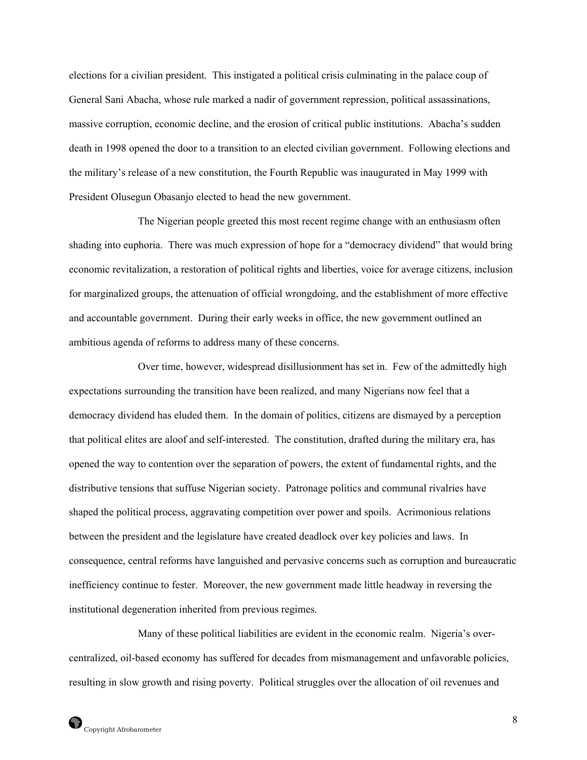elections for a civilian president. This instigated a political crisis culminating in the palace coup of General Sani Abacha, whose rule marked a nadir of government repression, political assassinations, massive corruption, economic decline, and the erosion of critical public institutions. Abacha's sudden death in 1998 opened the door to a transition to an elected civilian government. Following elections and the military's release of a new constitution, the Fourth Republic was inaugurated in May 1999 with President Olusegun Obasanjo elected to head the new government.

The Nigerian people greeted this most recent regime change with an enthusiasm often shading into euphoria. There was much expression of hope for a "democracy dividend" that would bring economic revitalization, a restoration of political rights and liberties, voice for average citizens, inclusion for marginalized groups, the attenuation of official wrongdoing, and the establishment of more effective and accountable government. During their early weeks in office, the new government outlined an ambitious agenda of reforms to address many of these concerns.

Over time, however, widespread disillusionment has set in. Few of the admittedly high expectations surrounding the transition have been realized, and many Nigerians now feel that a democracy dividend has eluded them. In the domain of politics, citizens are dismayed by a perception that political elites are aloof and self-interested. The constitution, drafted during the military era, has opened the way to contention over the separation of powers, the extent of fundamental rights, and the distributive tensions that suffuse Nigerian society. Patronage politics and communal rivalries have shaped the political process, aggravating competition over power and spoils. Acrimonious relations between the president and the legislature have created deadlock over key policies and laws. In consequence, central reforms have languished and pervasive concerns such as corruption and bureaucratic inefficiency continue to fester. Moreover, the new government made little headway in reversing the institutional degeneration inherited from previous regimes.

Many of these political liabilities are evident in the economic realm. Nigeria's over-centralized, oil-based economy has suffered for decades from mismanagement and unfavorable policies, resulting in slow growth and rising poverty. Political struggles over the allocation of oil revenues and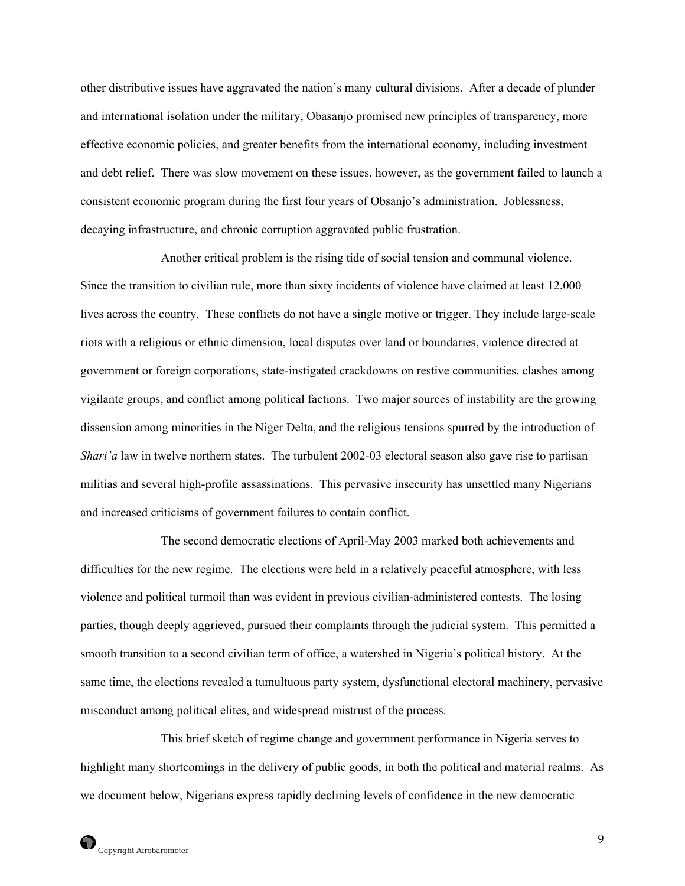other distributive issues have aggravated the nation's many cultural divisions. After a decade of plunder and international isolation under the military, Obasanjo promised new principles of transparency, more effective economic policies, and greater benefits from the international economy, including investment and debt relief. There was slow movement on these issues, however, as the government failed to launch a consistent economic program during the first four years of Obsanjo's administration. Joblessness, decaying infrastructure, and chronic corruption aggravated public frustration.

Another critical problem is the rising tide of social tension and communal violence. Since the transition to civilian rule, more than sixty incidents of violence have claimed at least 12,000 lives across the country. These conflicts do not have a single motive or trigger. They include large-scale riots with a religious or ethnic dimension, local disputes over land or boundaries, violence directed at government or foreign corporations, state-instigated crackdowns on restive communities, clashes among vigilante groups, and conflict among political factions. Two major sources of instability are the growing dissension among minorities in the Niger Delta, and the religious tensions spurred by the introduction of *Shari'a* law in twelve northern states. The turbulent 2002-03 electoral season also gave rise to partisan militias and several high-profile assassinations. This pervasive insecurity has unsettled many Nigerians and increased criticisms of government failures to contain conflict.

The second democratic elections of April-May 2003 marked both achievements and difficulties for the new regime. The elections were held in a relatively peaceful atmosphere, with less violence and political turmoil than was evident in previous civilian-administered contests. The losing parties, though deeply aggrieved, pursued their complaints through the judicial system. This permitted a smooth transition to a second civilian term of office, a watershed in Nigeria's political history. At the same time, the elections revealed a tumultuous party system, dysfunctional electoral machinery, pervasive misconduct among political elites, and widespread mistrust of the process.

This brief sketch of regime change and government performance in Nigeria serves to highlight many shortcomings in the delivery of public goods, in both the political and material realms. As we document below, Nigerians express rapidly declining levels of confidence in the new democratic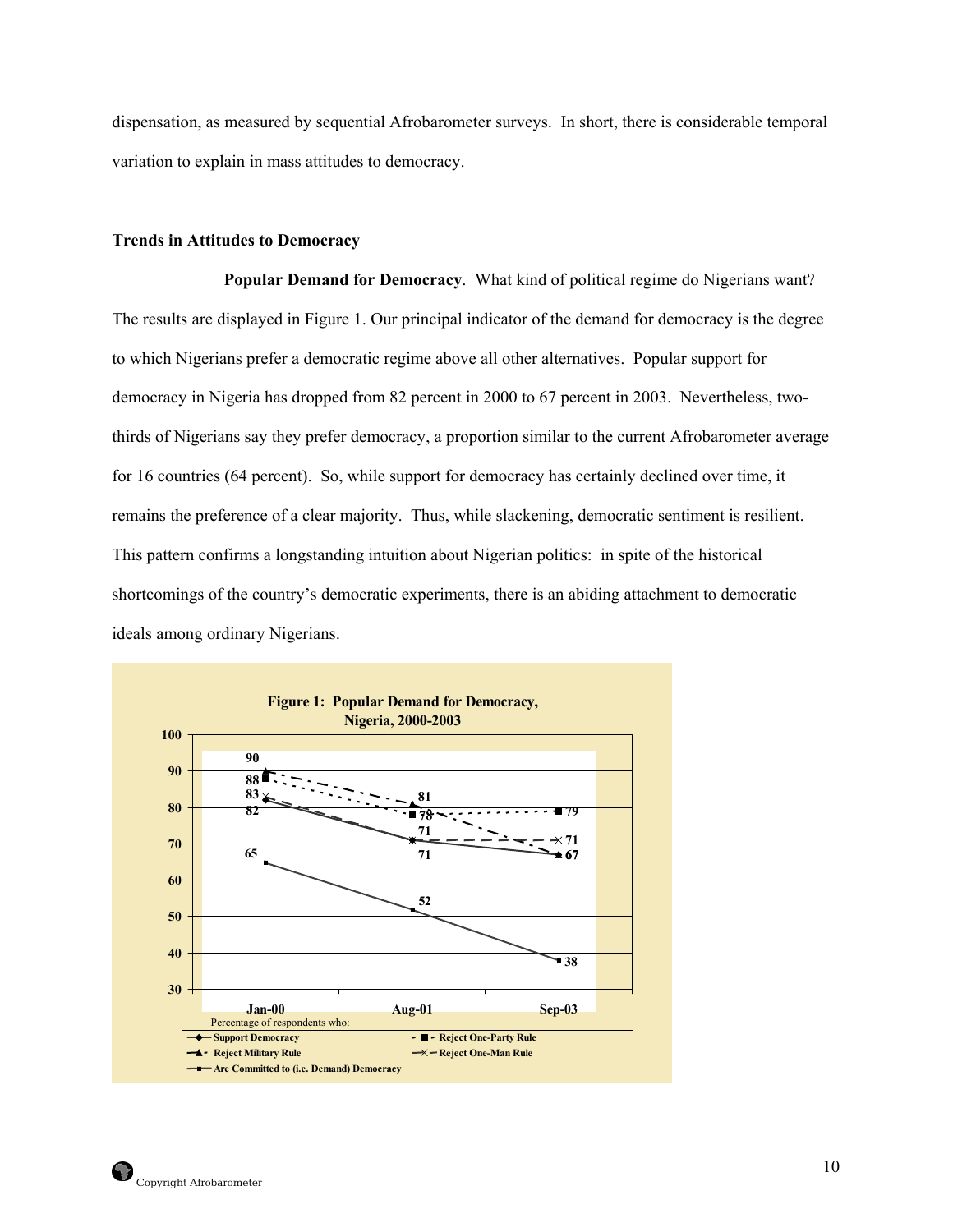dispensation, as measured by sequential Afrobarometer surveys. In short, there is considerable temporal variation to explain in mass attitudes to democracy.

**Trends in Attitudes to Democracy**

**Popular Demand for Democracy**. What kind of political regime do Nigerians want? The results are displayed in Figure 1. Our principal indicator of the demand for democracy is the degree to which Nigerians prefer a democratic regime above all other alternatives. Popular support for democracy in Nigeria has dropped from 82 percent in 2000 to 67 percent in 2003. Nevertheless, two-thirds of Nigerians say they prefer democracy, a proportion similar to the current Afrobarometer average for 16 countries (64 percent). So, while support for democracy has certainly declined over time, it remains the preference of a clear majority. Thus, while slackening, democratic sentiment is resilient. This pattern confirms a longstanding intuition about Nigerian politics: in spite of the historical shortcomings of the country's democratic experiments, there is an abiding attachment to democratic ideals among ordinary Nigerians.

**Figure 1: Popular Demand for Democracy, Nigeria, 2000-2003**

Percentage of respondents who:

| | Jan-00 | Aug-01 | Sep-03 |
|---|---|---|---|
| Support Democracy | 82 | 71 | 67 |
| Reject One-Party Rule | 88 | 78 | 79 |
| Reject Military Rule | 90 | 81 | 67 |
| Reject One-Man Rule | 83 | 71 | 71 |
| Are Committed to (i.e. Demand) Democracy | 65 | 52 | 38 |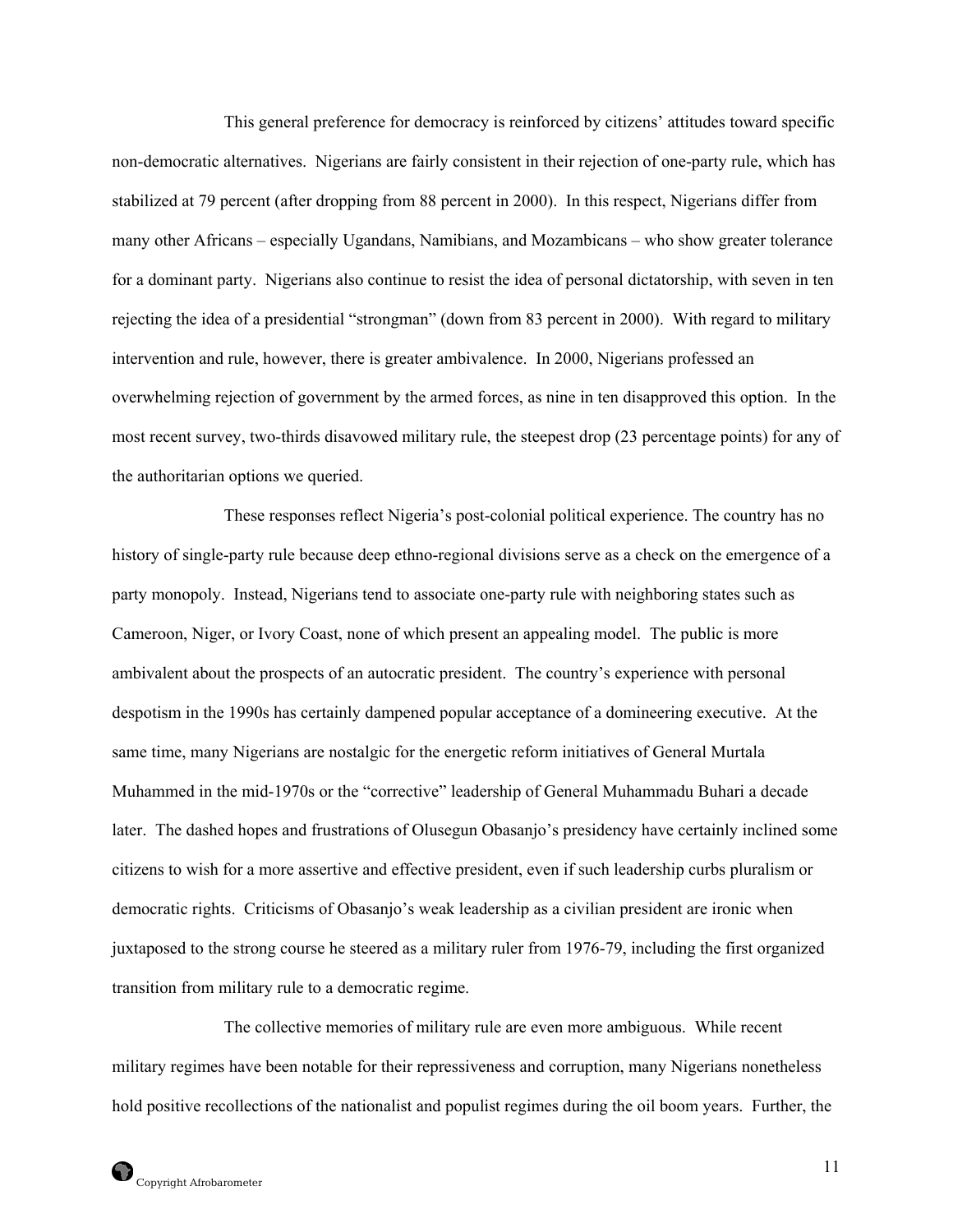This general preference for democracy is reinforced by citizens' attitudes toward specific non-democratic alternatives. Nigerians are fairly consistent in their rejection of one-party rule, which has stabilized at 79 percent (after dropping from 88 percent in 2000). In this respect, Nigerians differ from many other Africans – especially Ugandans, Namibians, and Mozambicans – who show greater tolerance for a dominant party. Nigerians also continue to resist the idea of personal dictatorship, with seven in ten rejecting the idea of a presidential "strongman" (down from 83 percent in 2000). With regard to military intervention and rule, however, there is greater ambivalence. In 2000, Nigerians professed an overwhelming rejection of government by the armed forces, as nine in ten disapproved this option. In the most recent survey, two-thirds disavowed military rule, the steepest drop (23 percentage points) for any of the authoritarian options we queried.

These responses reflect Nigeria's post-colonial political experience. The country has no history of single-party rule because deep ethno-regional divisions serve as a check on the emergence of a party monopoly. Instead, Nigerians tend to associate one-party rule with neighboring states such as Cameroon, Niger, or Ivory Coast, none of which present an appealing model. The public is more ambivalent about the prospects of an autocratic president. The country's experience with personal despotism in the 1990s has certainly dampened popular acceptance of a domineering executive. At the same time, many Nigerians are nostalgic for the energetic reform initiatives of General Murtala Muhammed in the mid-1970s or the "corrective" leadership of General Muhammadu Buhari a decade later. The dashed hopes and frustrations of Olusegun Obasanjo's presidency have certainly inclined some citizens to wish for a more assertive and effective president, even if such leadership curbs pluralism or democratic rights. Criticisms of Obasanjo's weak leadership as a civilian president are ironic when juxtaposed to the strong course he steered as a military ruler from 1976-79, including the first organized transition from military rule to a democratic regime.

The collective memories of military rule are even more ambiguous. While recent military regimes have been notable for their repressiveness and corruption, many Nigerians nonetheless hold positive recollections of the nationalist and populist regimes during the oil boom years. Further, the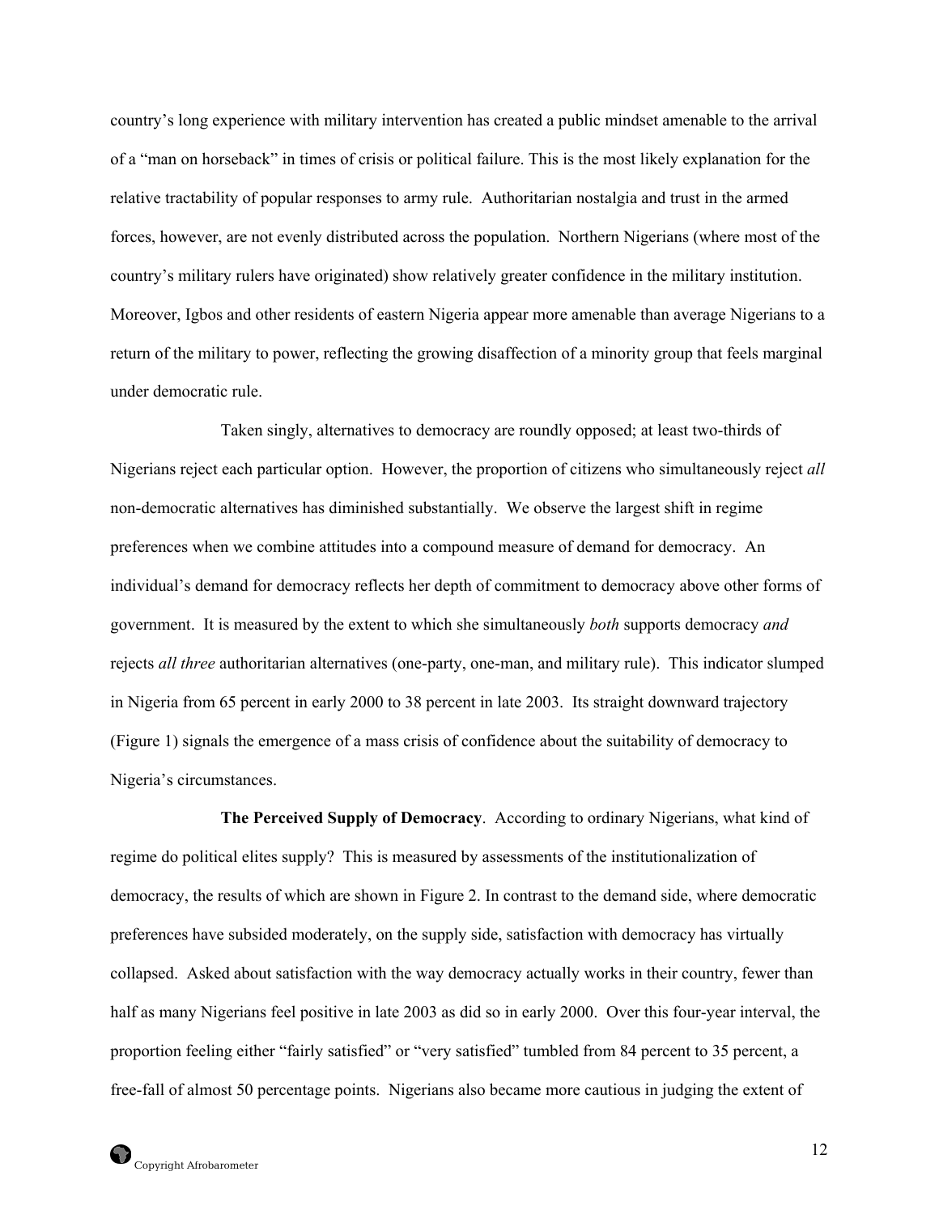country's long experience with military intervention has created a public mindset amenable to the arrival of a "man on horseback" in times of crisis or political failure. This is the most likely explanation for the relative tractability of popular responses to army rule. Authoritarian nostalgia and trust in the armed forces, however, are not evenly distributed across the population. Northern Nigerians (where most of the country's military rulers have originated) show relatively greater confidence in the military institution. Moreover, Igbos and other residents of eastern Nigeria appear more amenable than average Nigerians to a return of the military to power, reflecting the growing disaffection of a minority group that feels marginal under democratic rule.

Taken singly, alternatives to democracy are roundly opposed; at least two-thirds of Nigerians reject each particular option. However, the proportion of citizens who simultaneously reject *all* non-democratic alternatives has diminished substantially. We observe the largest shift in regime preferences when we combine attitudes into a compound measure of demand for democracy. An individual's demand for democracy reflects her depth of commitment to democracy above other forms of government. It is measured by the extent to which she simultaneously *both* supports democracy *and* rejects *all three* authoritarian alternatives (one-party, one-man, and military rule). This indicator slumped in Nigeria from 65 percent in early 2000 to 38 percent in late 2003. Its straight downward trajectory (Figure 1) signals the emergence of a mass crisis of confidence about the suitability of democracy to Nigeria's circumstances.

**The Perceived Supply of Democracy**. According to ordinary Nigerians, what kind of regime do political elites supply? This is measured by assessments of the institutionalization of democracy, the results of which are shown in Figure 2. In contrast to the demand side, where democratic preferences have subsided moderately, on the supply side, satisfaction with democracy has virtually collapsed. Asked about satisfaction with the way democracy actually works in their country, fewer than half as many Nigerians feel positive in late 2003 as did so in early 2000. Over this four-year interval, the proportion feeling either "fairly satisfied" or "very satisfied" tumbled from 84 percent to 35 percent, a free-fall of almost 50 percentage points. Nigerians also became more cautious in judging the extent of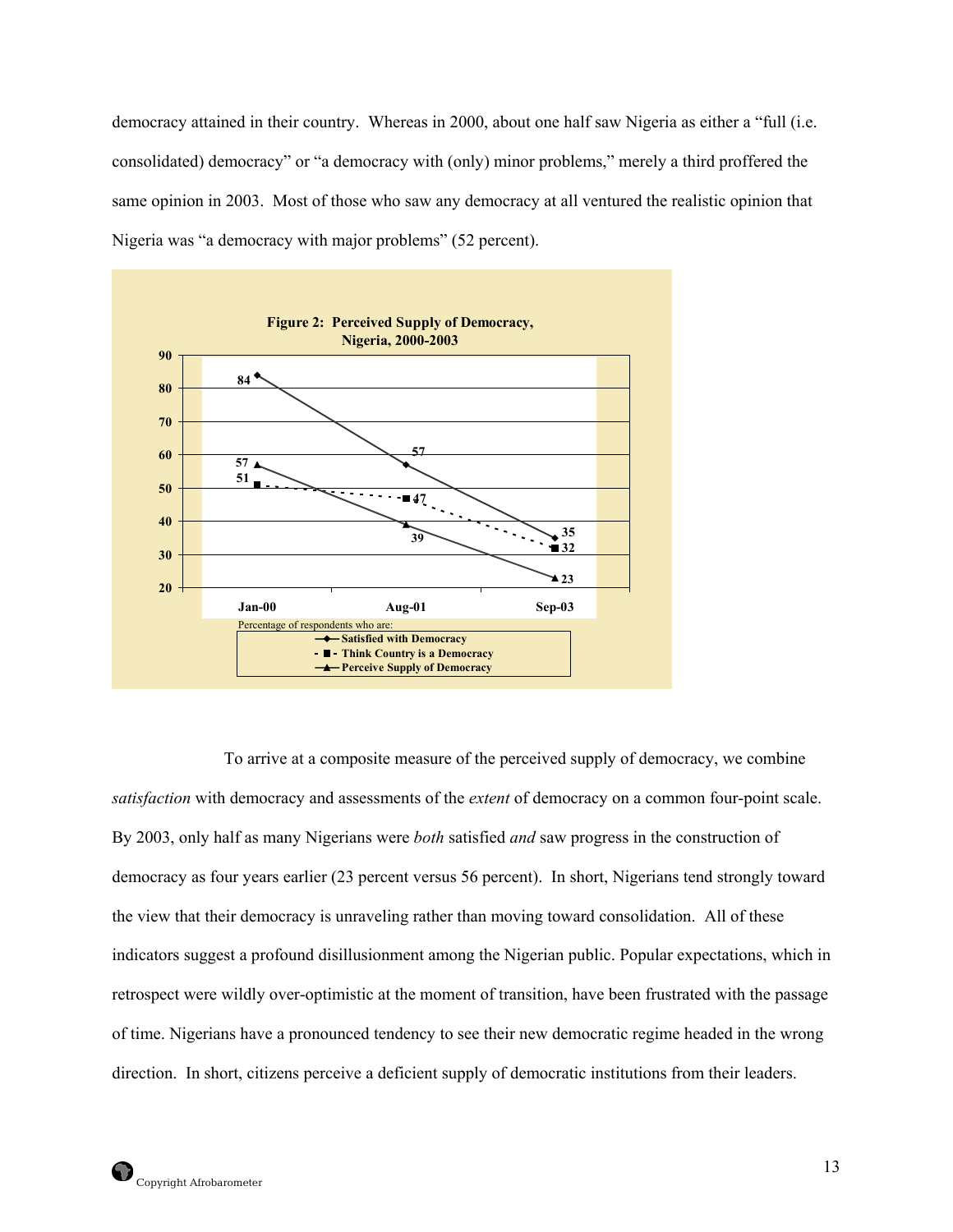democracy attained in their country. Whereas in 2000, about one half saw Nigeria as either a "full (i.e. consolidated) democracy" or "a democracy with (only) minor problems," merely a third proffered the same opinion in 2003. Most of those who saw any democracy at all ventured the realistic opinion that Nigeria was "a democracy with major problems" (52 percent).

**Figure 2: Perceived Supply of Democracy, Nigeria, 2000-2003**

Percentage of respondents who are:

| | Jan-00 | Aug-01 | Sep-03 |
|---|---|---|---|
| Satisfied with Democracy | 84 | 57 | 35 |
| Think Country is a Democracy | 51 | 47 | 32 |
| Perceive Supply of Democracy | 57 | 39 | 23 |

To arrive at a composite measure of the perceived supply of democracy, we combine *satisfaction* with democracy and assessments of the *extent* of democracy on a common four-point scale. By 2003, only half as many Nigerians were *both* satisfied *and* saw progress in the construction of democracy as four years earlier (23 percent versus 56 percent). In short, Nigerians tend strongly toward the view that their democracy is unraveling rather than moving toward consolidation. All of these indicators suggest a profound disillusionment among the Nigerian public. Popular expectations, which in retrospect were wildly over-optimistic at the moment of transition, have been frustrated with the passage of time. Nigerians have a pronounced tendency to see their new democratic regime headed in the wrong direction. In short, citizens perceive a deficient supply of democratic institutions from their leaders.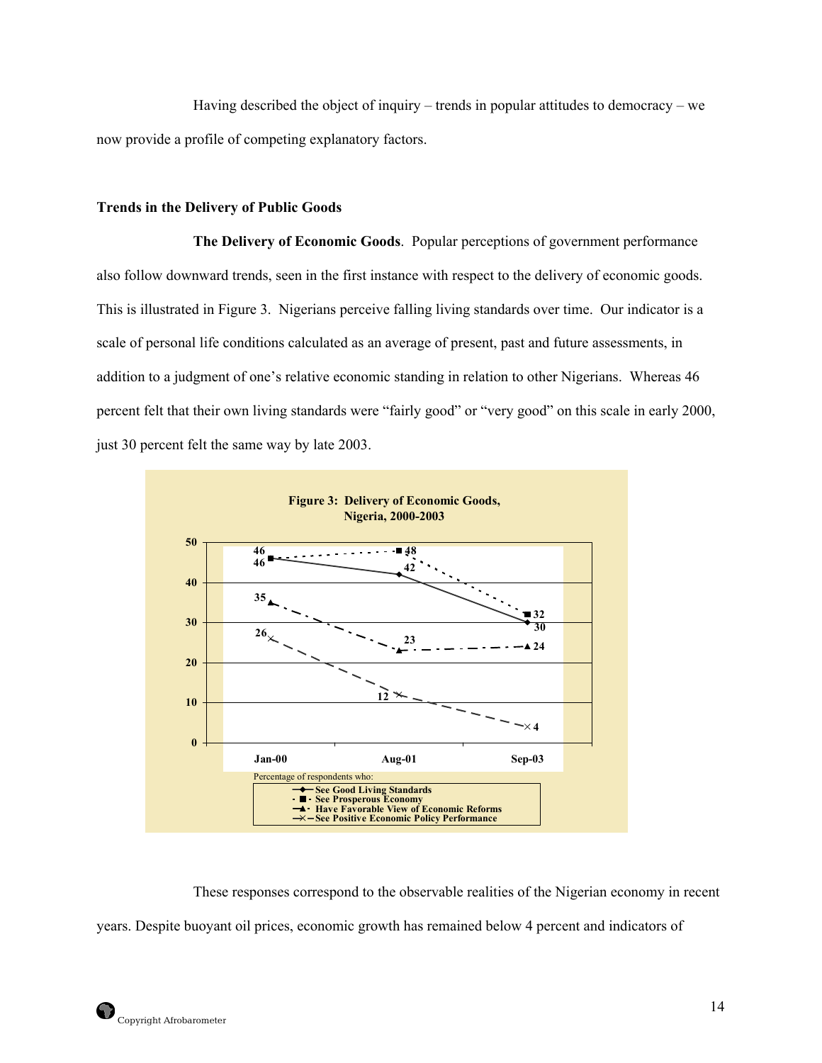Having described the object of inquiry – trends in popular attitudes to democracy – we now provide a profile of competing explanatory factors.

## Trends in the Delivery of Public Goods

**The Delivery of Economic Goods**. Popular perceptions of government performance also follow downward trends, seen in the first instance with respect to the delivery of economic goods. This is illustrated in Figure 3. Nigerians perceive falling living standards over time. Our indicator is a scale of personal life conditions calculated as an average of present, past and future assessments, in addition to a judgment of one's relative economic standing in relation to other Nigerians. Whereas 46 percent felt that their own living standards were "fairly good" or "very good" on this scale in early 2000, just 30 percent felt the same way by late 2003.

**Figure 3: Delivery of Economic Goods, Nigeria, 2000-2003**

| Percentage of respondents who: | Jan-00 | Aug-01 | Sep-03 |
|---|---|---|---|
| See Good Living Standards | 46 | 42 | 30 |
| See Prosperous Economy | 46 | 48 | 32 |
| Have Favorable View of Economic Reforms | 35 | 23 | 24 |
| See Positive Economic Policy Performance | 26 | 12 | 4 |

These responses correspond to the observable realities of the Nigerian economy in recent years. Despite buoyant oil prices, economic growth has remained below 4 percent and indicators of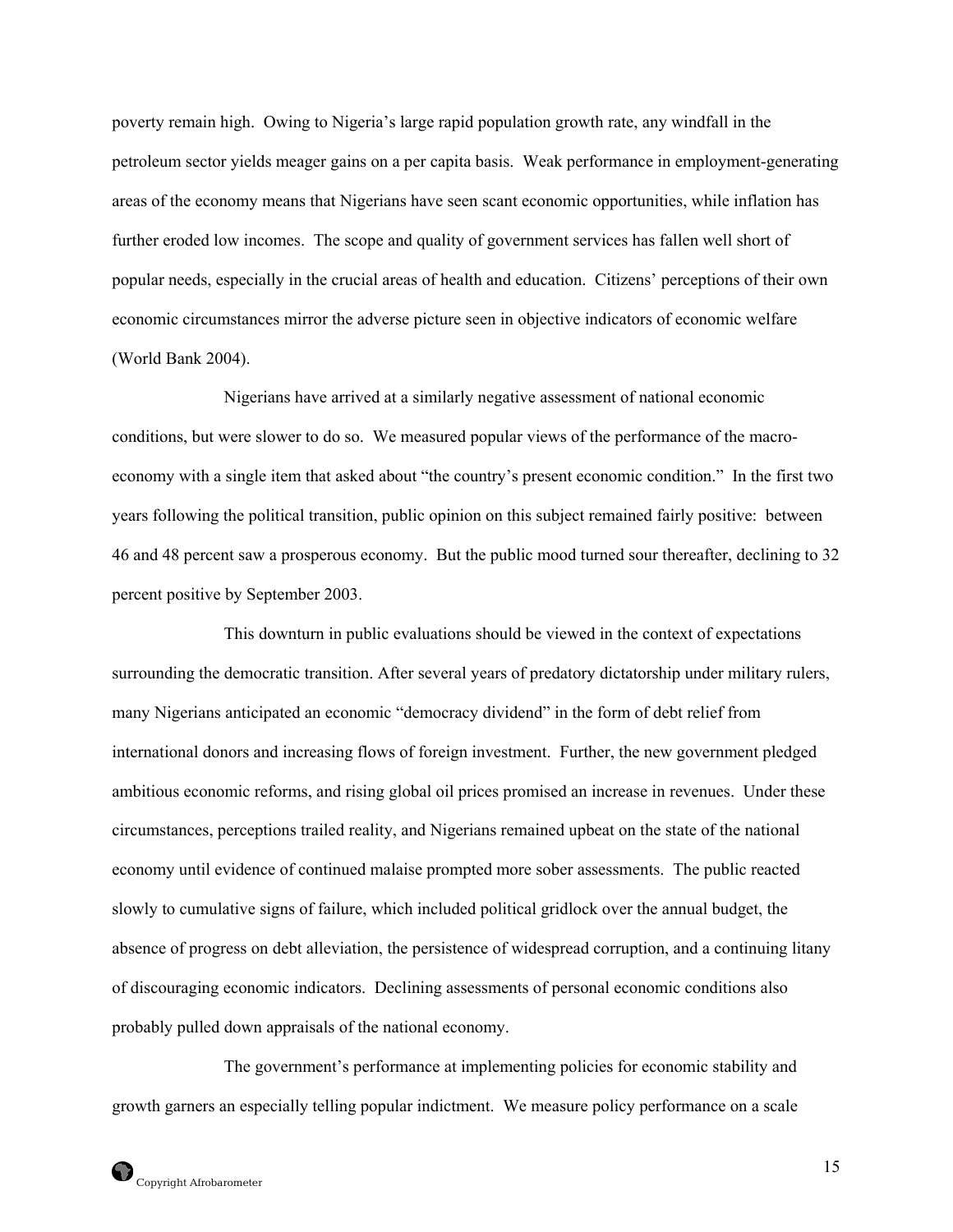poverty remain high. Owing to Nigeria's large rapid population growth rate, any windfall in the petroleum sector yields meager gains on a per capita basis. Weak performance in employment-generating areas of the economy means that Nigerians have seen scant economic opportunities, while inflation has further eroded low incomes. The scope and quality of government services has fallen well short of popular needs, especially in the crucial areas of health and education. Citizens' perceptions of their own economic circumstances mirror the adverse picture seen in objective indicators of economic welfare (World Bank 2004).

Nigerians have arrived at a similarly negative assessment of national economic conditions, but were slower to do so. We measured popular views of the performance of the macro-economy with a single item that asked about "the country's present economic condition." In the first two years following the political transition, public opinion on this subject remained fairly positive: between 46 and 48 percent saw a prosperous economy. But the public mood turned sour thereafter, declining to 32 percent positive by September 2003.

This downturn in public evaluations should be viewed in the context of expectations surrounding the democratic transition. After several years of predatory dictatorship under military rulers, many Nigerians anticipated an economic "democracy dividend" in the form of debt relief from international donors and increasing flows of foreign investment. Further, the new government pledged ambitious economic reforms, and rising global oil prices promised an increase in revenues. Under these circumstances, perceptions trailed reality, and Nigerians remained upbeat on the state of the national economy until evidence of continued malaise prompted more sober assessments. The public reacted slowly to cumulative signs of failure, which included political gridlock over the annual budget, the absence of progress on debt alleviation, the persistence of widespread corruption, and a continuing litany of discouraging economic indicators. Declining assessments of personal economic conditions also probably pulled down appraisals of the national economy.

The government's performance at implementing policies for economic stability and growth garners an especially telling popular indictment. We measure policy performance on a scale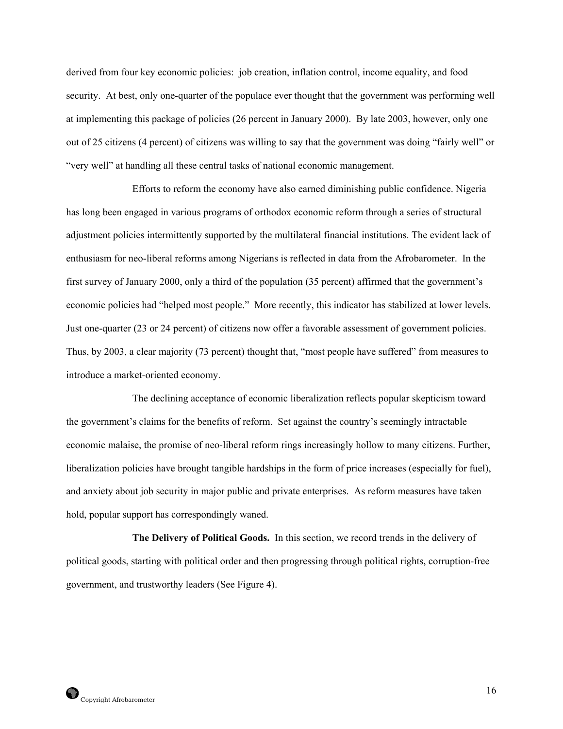derived from four key economic policies: job creation, inflation control, income equality, and food security. At best, only one-quarter of the populace ever thought that the government was performing well at implementing this package of policies (26 percent in January 2000). By late 2003, however, only one out of 25 citizens (4 percent) of citizens was willing to say that the government was doing "fairly well" or "very well" at handling all these central tasks of national economic management.

Efforts to reform the economy have also earned diminishing public confidence. Nigeria has long been engaged in various programs of orthodox economic reform through a series of structural adjustment policies intermittently supported by the multilateral financial institutions. The evident lack of enthusiasm for neo-liberal reforms among Nigerians is reflected in data from the Afrobarometer. In the first survey of January 2000, only a third of the population (35 percent) affirmed that the government's economic policies had "helped most people." More recently, this indicator has stabilized at lower levels. Just one-quarter (23 or 24 percent) of citizens now offer a favorable assessment of government policies. Thus, by 2003, a clear majority (73 percent) thought that, "most people have suffered" from measures to introduce a market-oriented economy.

The declining acceptance of economic liberalization reflects popular skepticism toward the government's claims for the benefits of reform. Set against the country's seemingly intractable economic malaise, the promise of neo-liberal reform rings increasingly hollow to many citizens. Further, liberalization policies have brought tangible hardships in the form of price increases (especially for fuel), and anxiety about job security in major public and private enterprises. As reform measures have taken hold, popular support has correspondingly waned.

**The Delivery of Political Goods.** In this section, we record trends in the delivery of political goods, starting with political order and then progressing through political rights, corruption-free government, and trustworthy leaders (See Figure 4).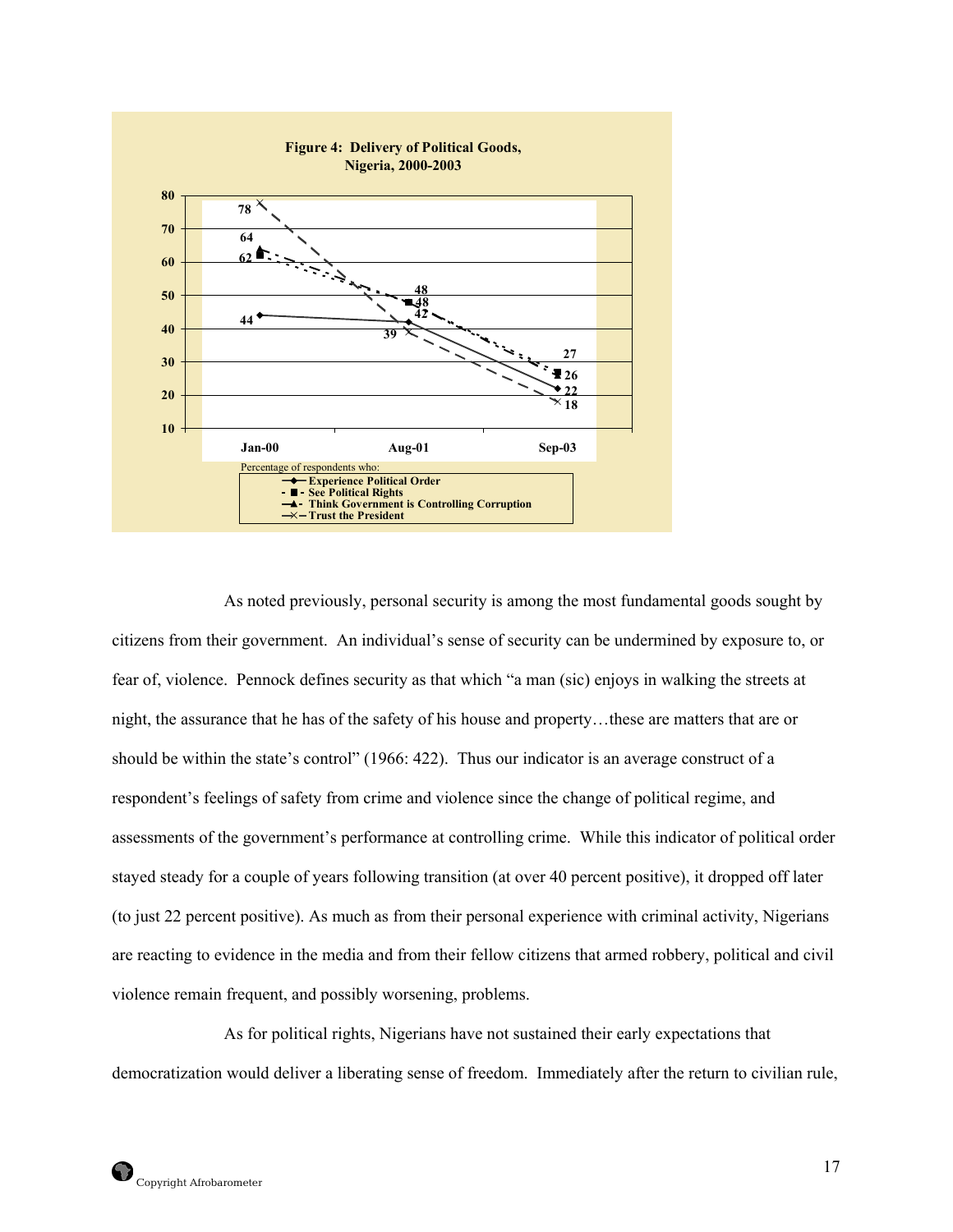**Figure 4: Delivery of Political Goods, Nigeria, 2000-2003**

Percentage of respondents who:

| | Jan-00 | Aug-01 | Sep-03 |
|---|---|---|---|
| Experience Political Order | 44 | 42 | 22 |
| See Political Rights | 62 | 48 | 27 |
| Think Government is Controlling Corruption | 64 | 48 | 26 |
| Trust the President | 78 | 39 | 18 |

As noted previously, personal security is among the most fundamental goods sought by citizens from their government. An individual's sense of security can be undermined by exposure to, or fear of, violence. Pennock defines security as that which "a man (sic) enjoys in walking the streets at night, the assurance that he has of the safety of his house and property…these are matters that are or should be within the state's control" (1966: 422). Thus our indicator is an average construct of a respondent's feelings of safety from crime and violence since the change of political regime, and assessments of the government's performance at controlling crime. While this indicator of political order stayed steady for a couple of years following transition (at over 40 percent positive), it dropped off later (to just 22 percent positive). As much as from their personal experience with criminal activity, Nigerians are reacting to evidence in the media and from their fellow citizens that armed robbery, political and civil violence remain frequent, and possibly worsening, problems.

As for political rights, Nigerians have not sustained their early expectations that democratization would deliver a liberating sense of freedom. Immediately after the return to civilian rule,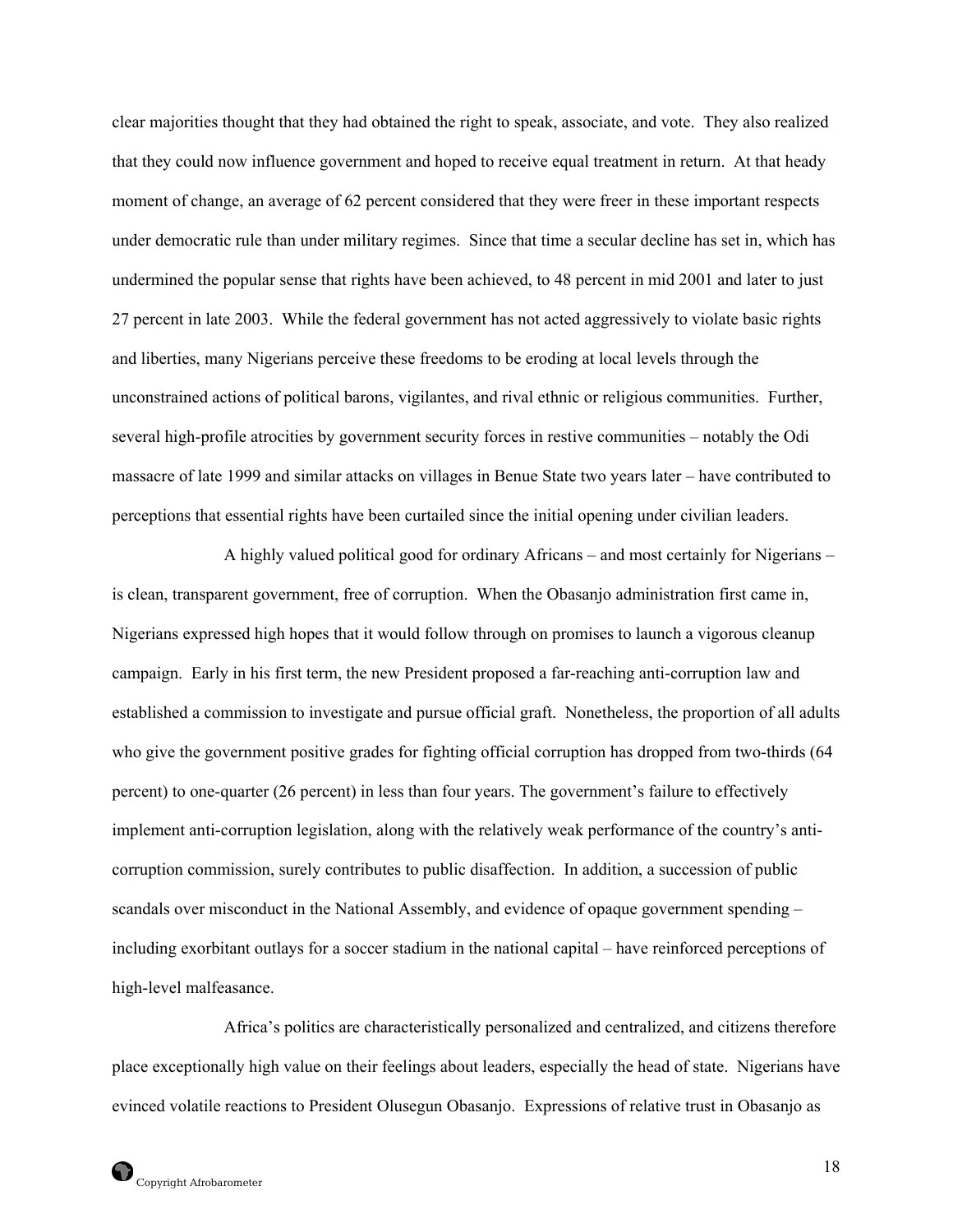clear majorities thought that they had obtained the right to speak, associate, and vote. They also realized that they could now influence government and hoped to receive equal treatment in return. At that heady moment of change, an average of 62 percent considered that they were freer in these important respects under democratic rule than under military regimes. Since that time a secular decline has set in, which has undermined the popular sense that rights have been achieved, to 48 percent in mid 2001 and later to just 27 percent in late 2003. While the federal government has not acted aggressively to violate basic rights and liberties, many Nigerians perceive these freedoms to be eroding at local levels through the unconstrained actions of political barons, vigilantes, and rival ethnic or religious communities. Further, several high-profile atrocities by government security forces in restive communities – notably the Odi massacre of late 1999 and similar attacks on villages in Benue State two years later – have contributed to perceptions that essential rights have been curtailed since the initial opening under civilian leaders.

A highly valued political good for ordinary Africans – and most certainly for Nigerians – is clean, transparent government, free of corruption. When the Obasanjo administration first came in, Nigerians expressed high hopes that it would follow through on promises to launch a vigorous cleanup campaign. Early in his first term, the new President proposed a far-reaching anti-corruption law and established a commission to investigate and pursue official graft. Nonetheless, the proportion of all adults who give the government positive grades for fighting official corruption has dropped from two-thirds (64 percent) to one-quarter (26 percent) in less than four years. The government's failure to effectively implement anti-corruption legislation, along with the relatively weak performance of the country's anti-corruption commission, surely contributes to public disaffection. In addition, a succession of public scandals over misconduct in the National Assembly, and evidence of opaque government spending – including exorbitant outlays for a soccer stadium in the national capital – have reinforced perceptions of high-level malfeasance.

Africa's politics are characteristically personalized and centralized, and citizens therefore place exceptionally high value on their feelings about leaders, especially the head of state. Nigerians have evinced volatile reactions to President Olusegun Obasanjo. Expressions of relative trust in Obasanjo as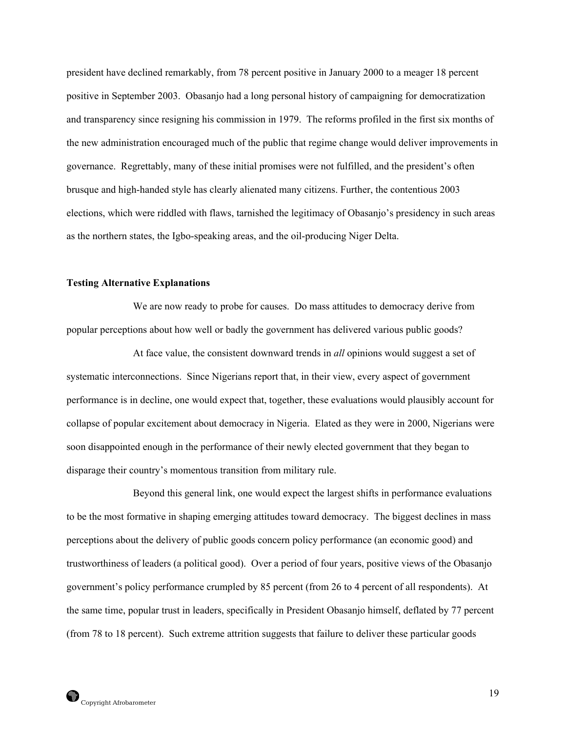president have declined remarkably, from 78 percent positive in January 2000 to a meager 18 percent positive in September 2003. Obasanjo had a long personal history of campaigning for democratization and transparency since resigning his commission in 1979. The reforms profiled in the first six months of the new administration encouraged much of the public that regime change would deliver improvements in governance. Regrettably, many of these initial promises were not fulfilled, and the president's often brusque and high-handed style has clearly alienated many citizens. Further, the contentious 2003 elections, which were riddled with flaws, tarnished the legitimacy of Obasanjo's presidency in such areas as the northern states, the Igbo-speaking areas, and the oil-producing Niger Delta.

**Testing Alternative Explanations**

We are now ready to probe for causes. Do mass attitudes to democracy derive from popular perceptions about how well or badly the government has delivered various public goods?

At face value, the consistent downward trends in *all* opinions would suggest a set of systematic interconnections. Since Nigerians report that, in their view, every aspect of government performance is in decline, one would expect that, together, these evaluations would plausibly account for collapse of popular excitement about democracy in Nigeria. Elated as they were in 2000, Nigerians were soon disappointed enough in the performance of their newly elected government that they began to disparage their country's momentous transition from military rule.

Beyond this general link, one would expect the largest shifts in performance evaluations to be the most formative in shaping emerging attitudes toward democracy. The biggest declines in mass perceptions about the delivery of public goods concern policy performance (an economic good) and trustworthiness of leaders (a political good). Over a period of four years, positive views of the Obasanjo government's policy performance crumpled by 85 percent (from 26 to 4 percent of all respondents). At the same time, popular trust in leaders, specifically in President Obasanjo himself, deflated by 77 percent (from 78 to 18 percent). Such extreme attrition suggests that failure to deliver these particular goods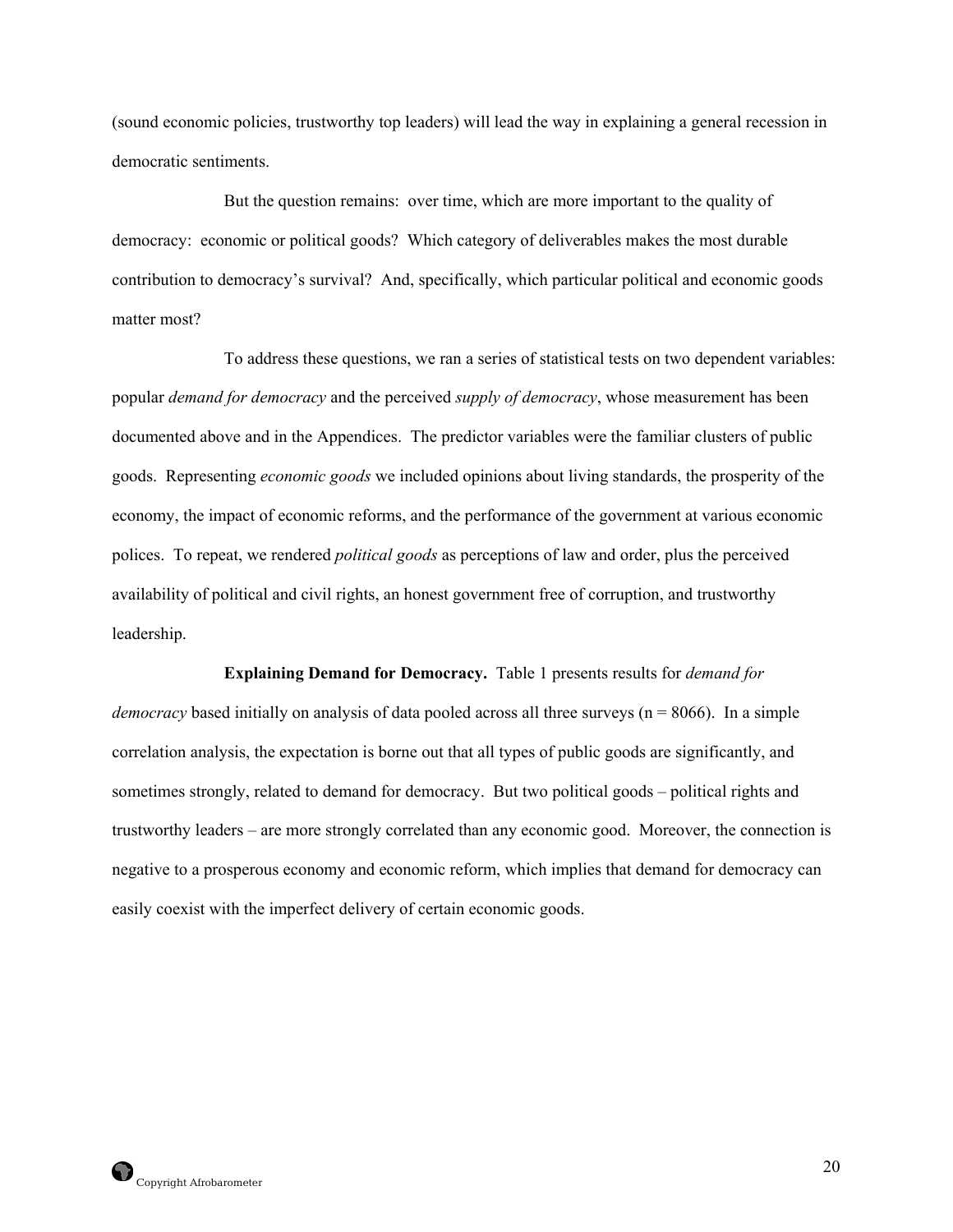(sound economic policies, trustworthy top leaders) will lead the way in explaining a general recession in democratic sentiments.

But the question remains: over time, which are more important to the quality of democracy: economic or political goods? Which category of deliverables makes the most durable contribution to democracy's survival? And, specifically, which particular political and economic goods matter most?

To address these questions, we ran a series of statistical tests on two dependent variables: popular *demand for democracy* and the perceived *supply of democracy*, whose measurement has been documented above and in the Appendices. The predictor variables were the familiar clusters of public goods. Representing *economic goods* we included opinions about living standards, the prosperity of the economy, the impact of economic reforms, and the performance of the government at various economic polices. To repeat, we rendered *political goods* as perceptions of law and order, plus the perceived availability of political and civil rights, an honest government free of corruption, and trustworthy leadership.

**Explaining Demand for Democracy.** Table 1 presents results for *demand for democracy* based initially on analysis of data pooled across all three surveys (n = 8066). In a simple correlation analysis, the expectation is borne out that all types of public goods are significantly, and sometimes strongly, related to demand for democracy. But two political goods – political rights and trustworthy leaders – are more strongly correlated than any economic good. Moreover, the connection is negative to a prosperous economy and economic reform, which implies that demand for democracy can easily coexist with the imperfect delivery of certain economic goods.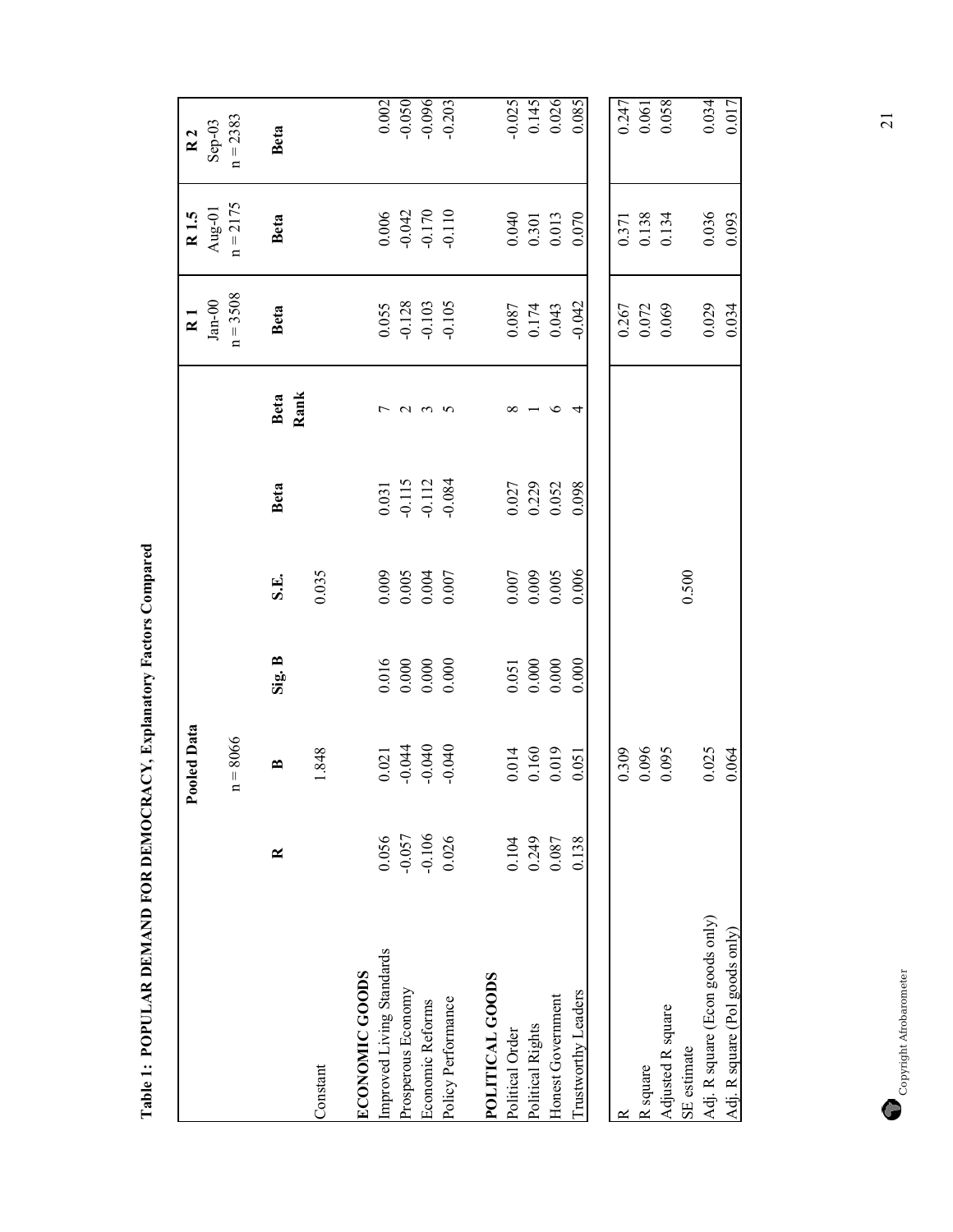**Table 1: POPULAR DEMAND FOR DEMOCRACY, Explanatory Factors Compared**

| | Pooled Data | | | | | | R 1 | R 1.5 | R 2 |
|---|---|---|---|---|---|---|---|---|---|
| | | n = 8066 | | | | | Jan-00 n = 3508 | Aug-01 n = 2175 | Sep-03 n = 2383 |
| | R | B | Sig. B | S.E. | Beta | Beta Rank | Beta | Beta | Beta |
| Constant | | 1.848 | | 0.035 | | | | | |
| **ECONOMIC GOODS** | | | | | | | | | |
| Improved Living Standards | 0.056 | 0.021 | 0.016 | 0.009 | 0.031 | 7 | 0.055 | 0.006 | 0.002 |
| Prosperous Economy | -0.057 | -0.044 | 0.000 | 0.005 | -0.115 | 2 | -0.128 | -0.042 | -0.050 |
| Economic Reforms | -0.106 | -0.040 | 0.000 | 0.004 | -0.112 | 3 | -0.103 | -0.170 | -0.096 |
| Policy Performance | 0.026 | -0.040 | 0.000 | 0.007 | -0.084 | 5 | -0.105 | -0.110 | -0.203 |
| **POLITICAL GOODS** | | | | | | | | | |
| Political Order | 0.104 | 0.014 | 0.051 | 0.007 | 0.027 | 8 | 0.087 | 0.040 | -0.025 |
| Political Rights | 0.249 | 0.160 | 0.000 | 0.009 | 0.229 | 1 | 0.174 | 0.301 | 0.145 |
| Honest Government | 0.087 | 0.019 | 0.000 | 0.005 | 0.052 | 6 | 0.043 | 0.013 | 0.026 |
| Trustworthy Leaders | 0.138 | 0.051 | 0.000 | 0.006 | 0.098 | 4 | -0.042 | 0.070 | 0.085 |
| R | | 0.309 | | | | | 0.267 | 0.371 | 0.247 |
| R square | | 0.096 | | | | | 0.072 | 0.138 | 0.061 |
| Adjusted R square | | 0.095 | | | | | 0.069 | 0.134 | 0.058 |
| SE estimate | | | | 0.500 | | | | | |
| Adj. R square (Econ goods only) | | 0.025 | | | | | 0.029 | 0.036 | 0.034 |
| Adj. R square (Pol goods only) | | 0.064 | | | | | 0.034 | 0.093 | 0.017 |

Copyright Afrobarometer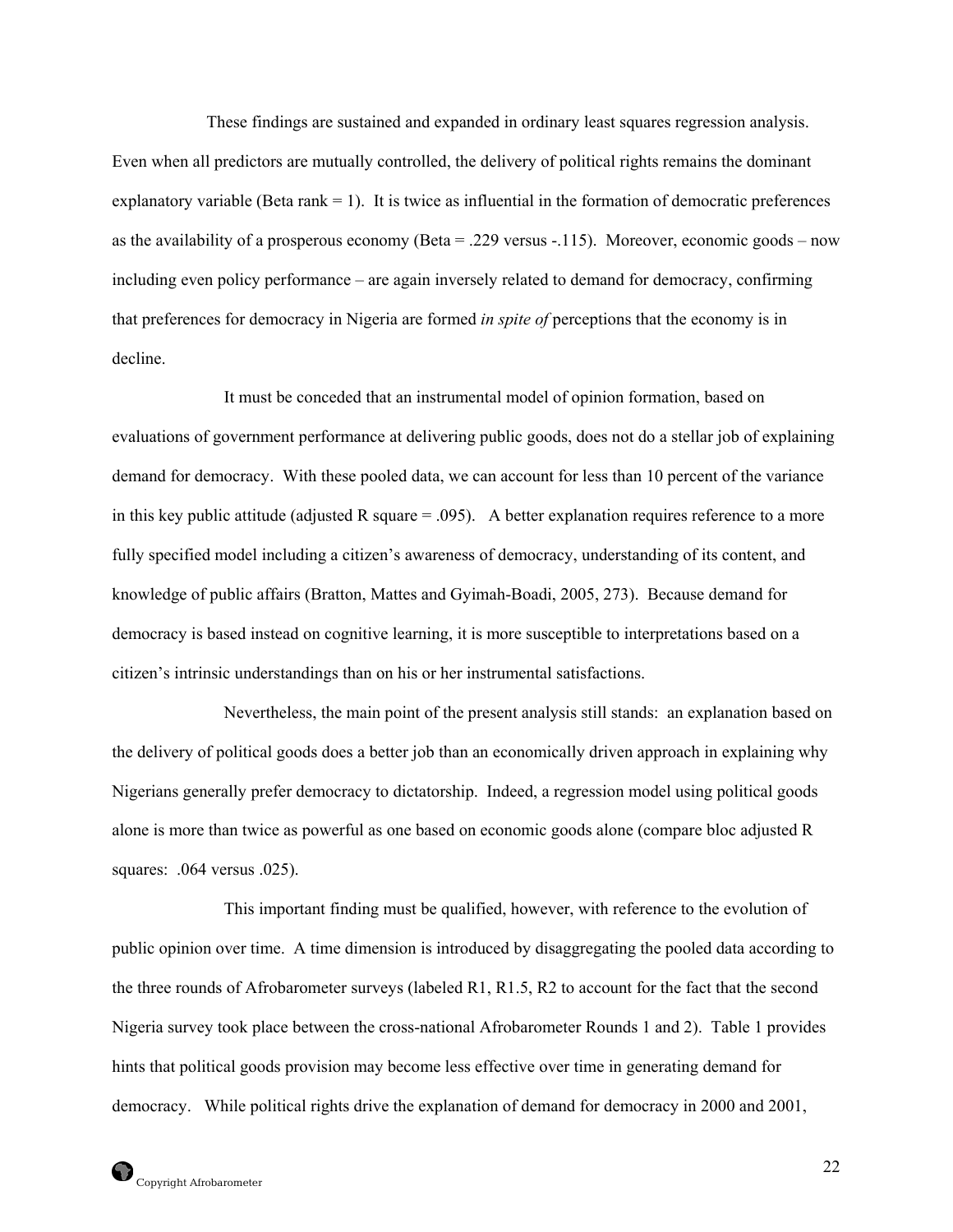These findings are sustained and expanded in ordinary least squares regression analysis. Even when all predictors are mutually controlled, the delivery of political rights remains the dominant explanatory variable (Beta rank = 1). It is twice as influential in the formation of democratic preferences as the availability of a prosperous economy (Beta = .229 versus -.115). Moreover, economic goods – now including even policy performance – are again inversely related to demand for democracy, confirming that preferences for democracy in Nigeria are formed *in spite of* perceptions that the economy is in decline.

It must be conceded that an instrumental model of opinion formation, based on evaluations of government performance at delivering public goods, does not do a stellar job of explaining demand for democracy. With these pooled data, we can account for less than 10 percent of the variance in this key public attitude (adjusted R square = .095). A better explanation requires reference to a more fully specified model including a citizen's awareness of democracy, understanding of its content, and knowledge of public affairs (Bratton, Mattes and Gyimah-Boadi, 2005, 273). Because demand for democracy is based instead on cognitive learning, it is more susceptible to interpretations based on a citizen's intrinsic understandings than on his or her instrumental satisfactions.

Nevertheless, the main point of the present analysis still stands: an explanation based on the delivery of political goods does a better job than an economically driven approach in explaining why Nigerians generally prefer democracy to dictatorship. Indeed, a regression model using political goods alone is more than twice as powerful as one based on economic goods alone (compare bloc adjusted R squares: .064 versus .025).

This important finding must be qualified, however, with reference to the evolution of public opinion over time. A time dimension is introduced by disaggregating the pooled data according to the three rounds of Afrobarometer surveys (labeled R1, R1.5, R2 to account for the fact that the second Nigeria survey took place between the cross-national Afrobarometer Rounds 1 and 2). Table 1 provides hints that political goods provision may become less effective over time in generating demand for democracy. While political rights drive the explanation of demand for democracy in 2000 and 2001,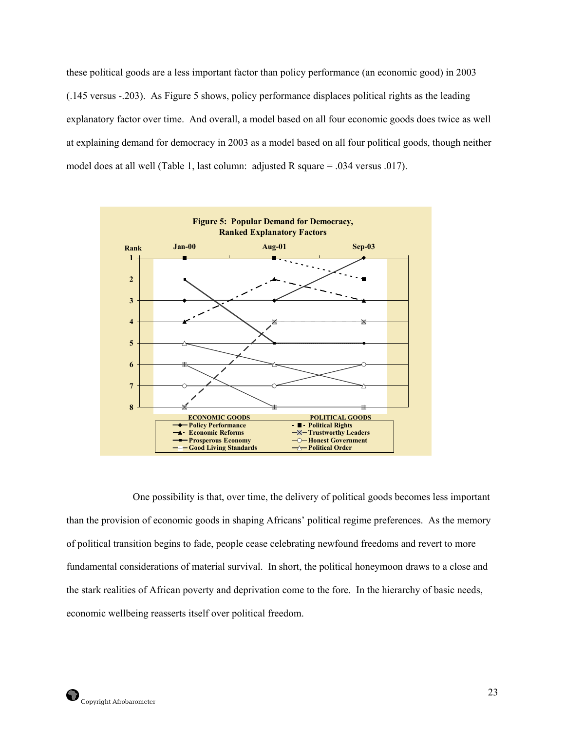these political goods are a less important factor than policy performance (an economic good) in 2003 (.145 versus -.203). As Figure 5 shows, policy performance displaces political rights as the leading explanatory factor over time. And overall, a model based on all four economic goods does twice as well at explaining demand for democracy in 2003 as a model based on all four political goods, though neither model does at all well (Table 1, last column: adjusted R square = .034 versus .017).

**Figure 5: Popular Demand for Democracy, Ranked Explanatory Factors**

One possibility is that, over time, the delivery of political goods becomes less important than the provision of economic goods in shaping Africans' political regime preferences. As the memory of political transition begins to fade, people cease celebrating newfound freedoms and revert to more fundamental considerations of material survival. In short, the political honeymoon draws to a close and the stark realities of African poverty and deprivation come to the fore. In the hierarchy of basic needs, economic wellbeing reasserts itself over political freedom.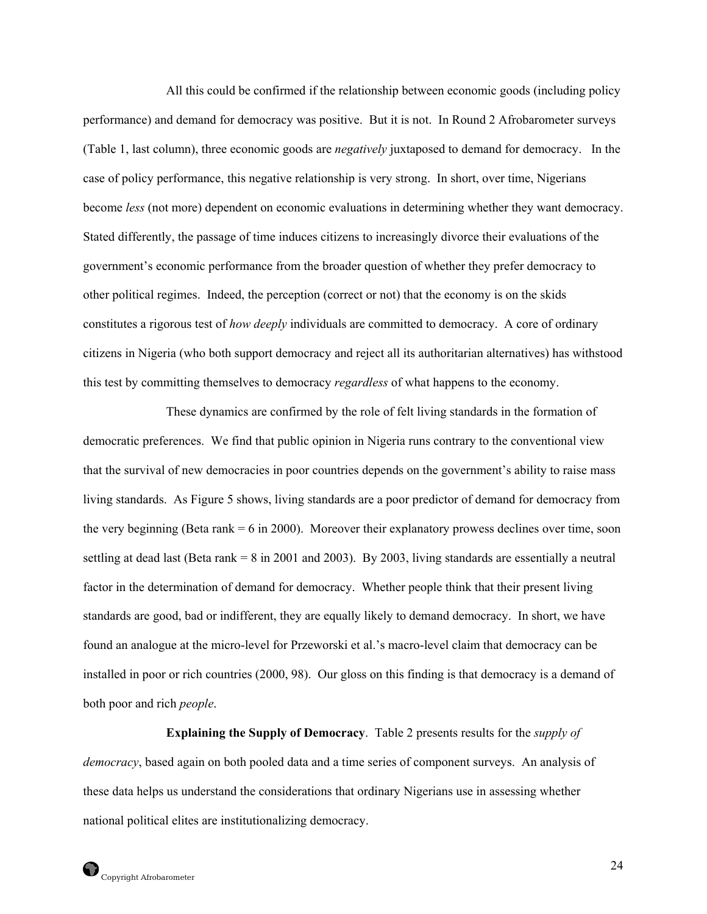All this could be confirmed if the relationship between economic goods (including policy performance) and demand for democracy was positive. But it is not. In Round 2 Afrobarometer surveys (Table 1, last column), three economic goods are *negatively* juxtaposed to demand for democracy. In the case of policy performance, this negative relationship is very strong. In short, over time, Nigerians become *less* (not more) dependent on economic evaluations in determining whether they want democracy. Stated differently, the passage of time induces citizens to increasingly divorce their evaluations of the government's economic performance from the broader question of whether they prefer democracy to other political regimes. Indeed, the perception (correct or not) that the economy is on the skids constitutes a rigorous test of *how deeply* individuals are committed to democracy. A core of ordinary citizens in Nigeria (who both support democracy and reject all its authoritarian alternatives) has withstood this test by committing themselves to democracy *regardless* of what happens to the economy.

These dynamics are confirmed by the role of felt living standards in the formation of democratic preferences. We find that public opinion in Nigeria runs contrary to the conventional view that the survival of new democracies in poor countries depends on the government's ability to raise mass living standards. As Figure 5 shows, living standards are a poor predictor of demand for democracy from the very beginning (Beta rank = 6 in 2000). Moreover their explanatory prowess declines over time, soon settling at dead last (Beta rank = 8 in 2001 and 2003). By 2003, living standards are essentially a neutral factor in the determination of demand for democracy. Whether people think that their present living standards are good, bad or indifferent, they are equally likely to demand democracy. In short, we have found an analogue at the micro-level for Przeworski et al.'s macro-level claim that democracy can be installed in poor or rich countries (2000, 98). Our gloss on this finding is that democracy is a demand of both poor and rich *people*.

**Explaining the Supply of Democracy**. Table 2 presents results for the *supply of democracy*, based again on both pooled data and a time series of component surveys. An analysis of these data helps us understand the considerations that ordinary Nigerians use in assessing whether national political elites are institutionalizing democracy.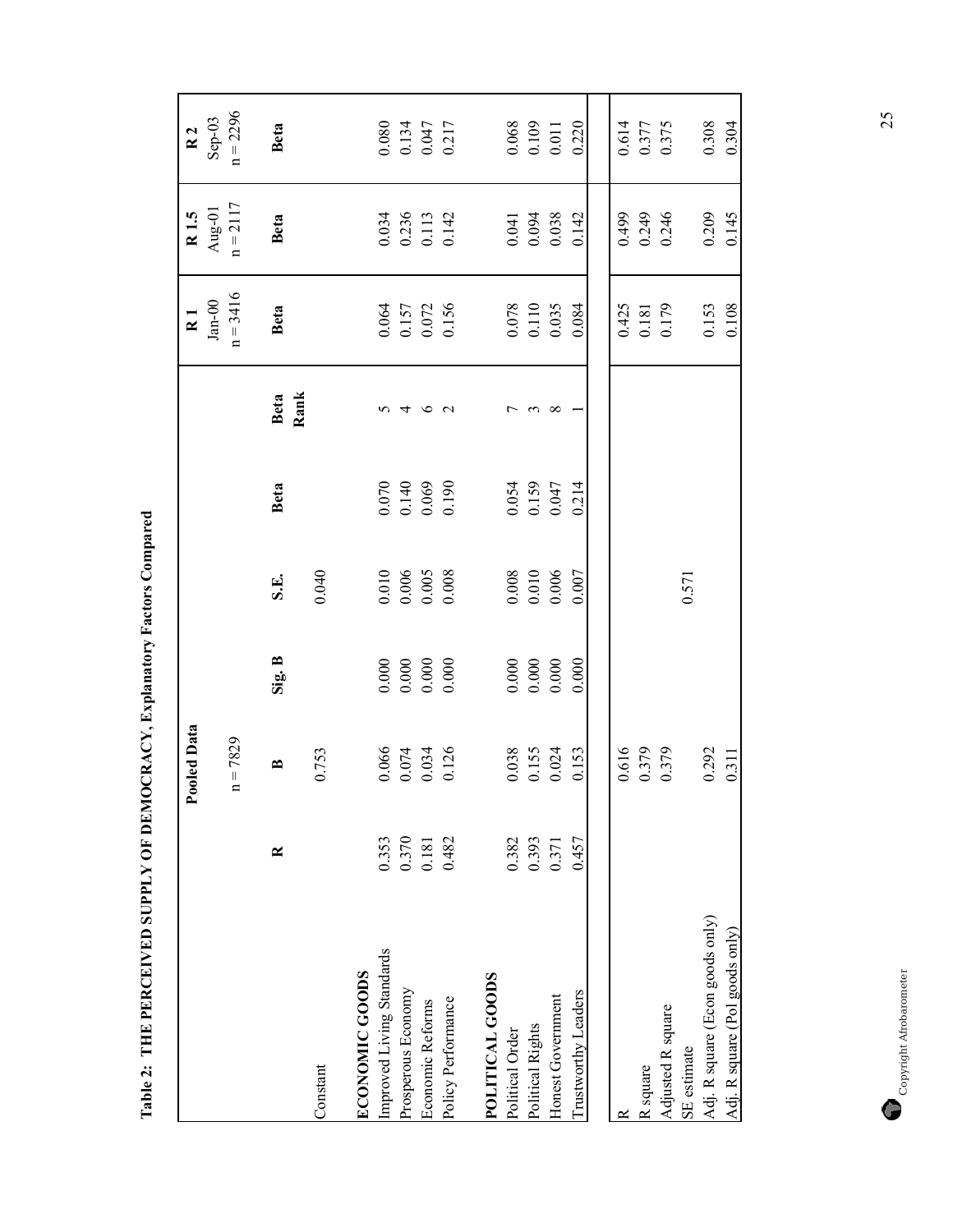**Table 2: THE PERCEIVED SUPPLY OF DEMOCRACY, Explanatory Factors Compared**

| | Pooled Data | | | | | | R 1 | R 1.5 | R 2 |
|---|---|---|---|---|---|---|---|---|---|
| | | n = 7829 | | | | | Jan-00<br>n = 3416 | Aug-01<br>n = 2117 | Sep-03<br>n = 2296 |
| | R | B | Sig. B | S.E. | Beta | Beta Rank | Beta | Beta | Beta |
| Constant | | 0.753 | | 0.040 | | | | | |
| **ECONOMIC GOODS** | | | | | | | | | |
| Improved Living Standards | 0.353 | 0.066 | 0.000 | 0.010 | 0.070 | 5 | 0.064 | 0.034 | 0.080 |
| Prosperous Economy | 0.370 | 0.074 | 0.000 | 0.006 | 0.140 | 4 | 0.157 | 0.236 | 0.134 |
| Economic Reforms | 0.181 | 0.034 | 0.000 | 0.005 | 0.069 | 6 | 0.072 | 0.113 | 0.047 |
| Policy Performance | 0.482 | 0.126 | 0.000 | 0.008 | 0.190 | 2 | 0.156 | 0.142 | 0.217 |
| **POLITICAL GOODS** | | | | | | | | | |
| Political Order | 0.382 | 0.038 | 0.000 | 0.008 | 0.054 | 7 | 0.078 | 0.041 | 0.068 |
| Political Rights | 0.393 | 0.155 | 0.000 | 0.010 | 0.159 | 3 | 0.110 | 0.094 | 0.109 |
| Honest Government | 0.371 | 0.024 | 0.000 | 0.006 | 0.047 | 8 | 0.035 | 0.038 | 0.011 |
| Trustworthy Leaders | 0.457 | 0.153 | 0.000 | 0.007 | 0.214 | 1 | 0.084 | 0.142 | 0.220 |
| R | | 0.616 | | | | | 0.425 | 0.499 | 0.614 |
| R square | | 0.379 | | | | | 0.181 | 0.249 | 0.377 |
| Adjusted R square | | 0.379 | | | | | 0.179 | 0.246 | 0.375 |
| SE estimate | | | | 0.571 | | | | | |
| Adj. R square (Econ goods only) | | 0.292 | | | | | 0.153 | 0.209 | 0.308 |
| Adj. R square (Pol goods only) | | 0.311 | | | | | 0.108 | 0.145 | 0.304 |

Copyright Afrobarometer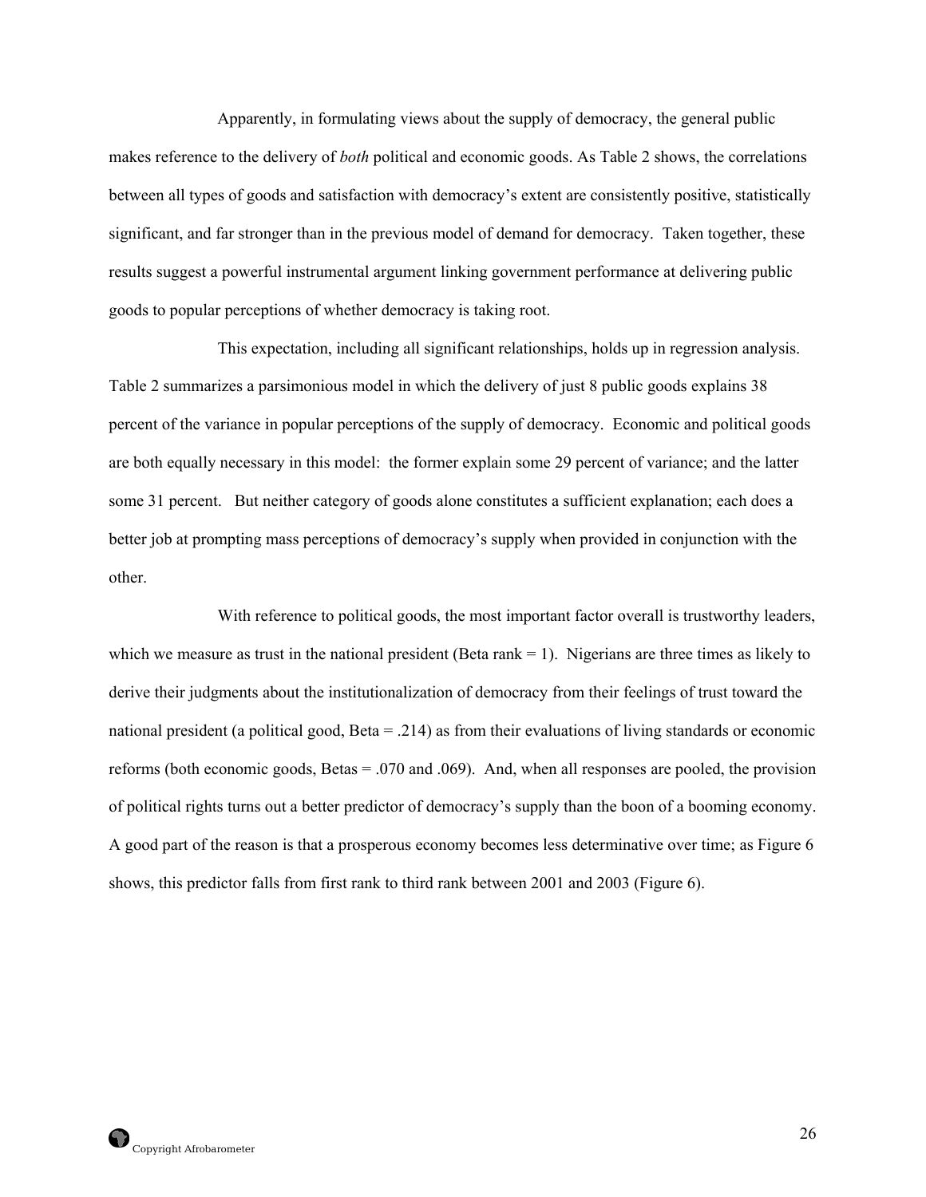Apparently, in formulating views about the supply of democracy, the general public makes reference to the delivery of *both* political and economic goods. As Table 2 shows, the correlations between all types of goods and satisfaction with democracy's extent are consistently positive, statistically significant, and far stronger than in the previous model of demand for democracy. Taken together, these results suggest a powerful instrumental argument linking government performance at delivering public goods to popular perceptions of whether democracy is taking root.

This expectation, including all significant relationships, holds up in regression analysis. Table 2 summarizes a parsimonious model in which the delivery of just 8 public goods explains 38 percent of the variance in popular perceptions of the supply of democracy. Economic and political goods are both equally necessary in this model: the former explain some 29 percent of variance; and the latter some 31 percent. But neither category of goods alone constitutes a sufficient explanation; each does a better job at prompting mass perceptions of democracy's supply when provided in conjunction with the other.

With reference to political goods, the most important factor overall is trustworthy leaders, which we measure as trust in the national president (Beta rank = 1). Nigerians are three times as likely to derive their judgments about the institutionalization of democracy from their feelings of trust toward the national president (a political good, Beta = .214) as from their evaluations of living standards or economic reforms (both economic goods, Betas = .070 and .069). And, when all responses are pooled, the provision of political rights turns out a better predictor of democracy's supply than the boon of a booming economy. A good part of the reason is that a prosperous economy becomes less determinative over time; as Figure 6 shows, this predictor falls from first rank to third rank between 2001 and 2003 (Figure 6).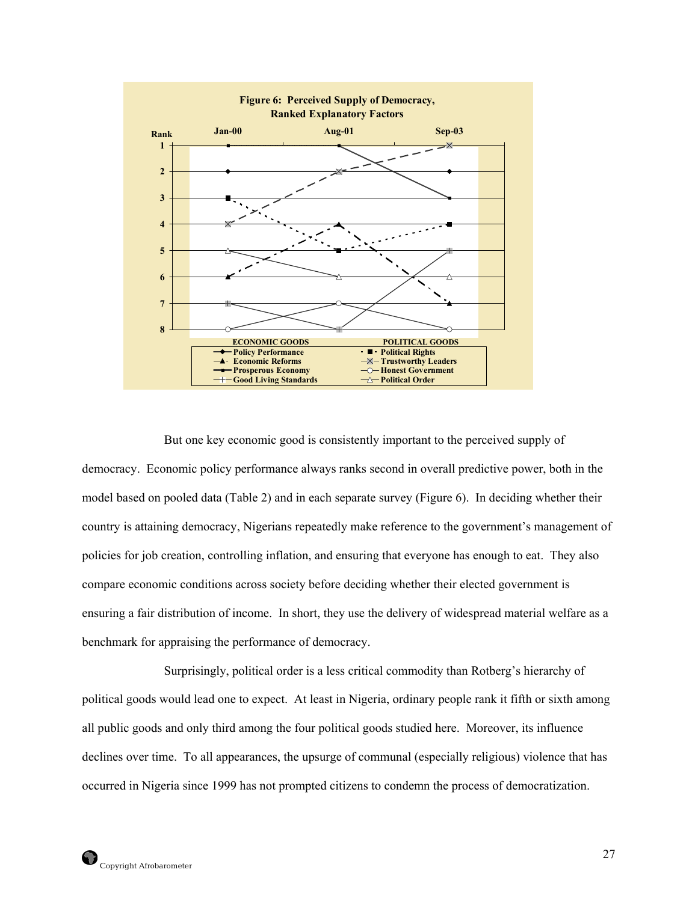**Figure 6: Perceived Supply of Democracy, Ranked Explanatory Factors**

But one key economic good is consistently important to the perceived supply of democracy. Economic policy performance always ranks second in overall predictive power, both in the model based on pooled data (Table 2) and in each separate survey (Figure 6). In deciding whether their country is attaining democracy, Nigerians repeatedly make reference to the government's management of policies for job creation, controlling inflation, and ensuring that everyone has enough to eat. They also compare economic conditions across society before deciding whether their elected government is ensuring a fair distribution of income. In short, they use the delivery of widespread material welfare as a benchmark for appraising the performance of democracy.

Surprisingly, political order is a less critical commodity than Rotberg's hierarchy of political goods would lead one to expect. At least in Nigeria, ordinary people rank it fifth or sixth among all public goods and only third among the four political goods studied here. Moreover, its influence declines over time. To all appearances, the upsurge of communal (especially religious) violence that has occurred in Nigeria since 1999 has not prompted citizens to condemn the process of democratization.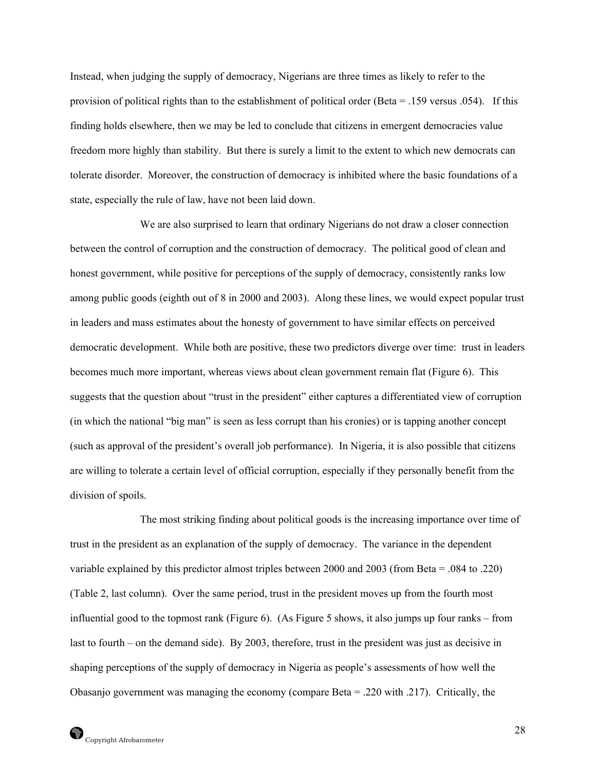Instead, when judging the supply of democracy, Nigerians are three times as likely to refer to the provision of political rights than to the establishment of political order (Beta = .159 versus .054). If this finding holds elsewhere, then we may be led to conclude that citizens in emergent democracies value freedom more highly than stability. But there is surely a limit to the extent to which new democrats can tolerate disorder. Moreover, the construction of democracy is inhibited where the basic foundations of a state, especially the rule of law, have not been laid down.

We are also surprised to learn that ordinary Nigerians do not draw a closer connection between the control of corruption and the construction of democracy. The political good of clean and honest government, while positive for perceptions of the supply of democracy, consistently ranks low among public goods (eighth out of 8 in 2000 and 2003). Along these lines, we would expect popular trust in leaders and mass estimates about the honesty of government to have similar effects on perceived democratic development. While both are positive, these two predictors diverge over time: trust in leaders becomes much more important, whereas views about clean government remain flat (Figure 6). This suggests that the question about "trust in the president" either captures a differentiated view of corruption (in which the national "big man" is seen as less corrupt than his cronies) or is tapping another concept (such as approval of the president's overall job performance). In Nigeria, it is also possible that citizens are willing to tolerate a certain level of official corruption, especially if they personally benefit from the division of spoils.

The most striking finding about political goods is the increasing importance over time of trust in the president as an explanation of the supply of democracy. The variance in the dependent variable explained by this predictor almost triples between 2000 and 2003 (from Beta = .084 to .220) (Table 2, last column). Over the same period, trust in the president moves up from the fourth most influential good to the topmost rank (Figure 6). (As Figure 5 shows, it also jumps up four ranks – from last to fourth – on the demand side). By 2003, therefore, trust in the president was just as decisive in shaping perceptions of the supply of democracy in Nigeria as people's assessments of how well the Obasanjo government was managing the economy (compare Beta = .220 with .217). Critically, the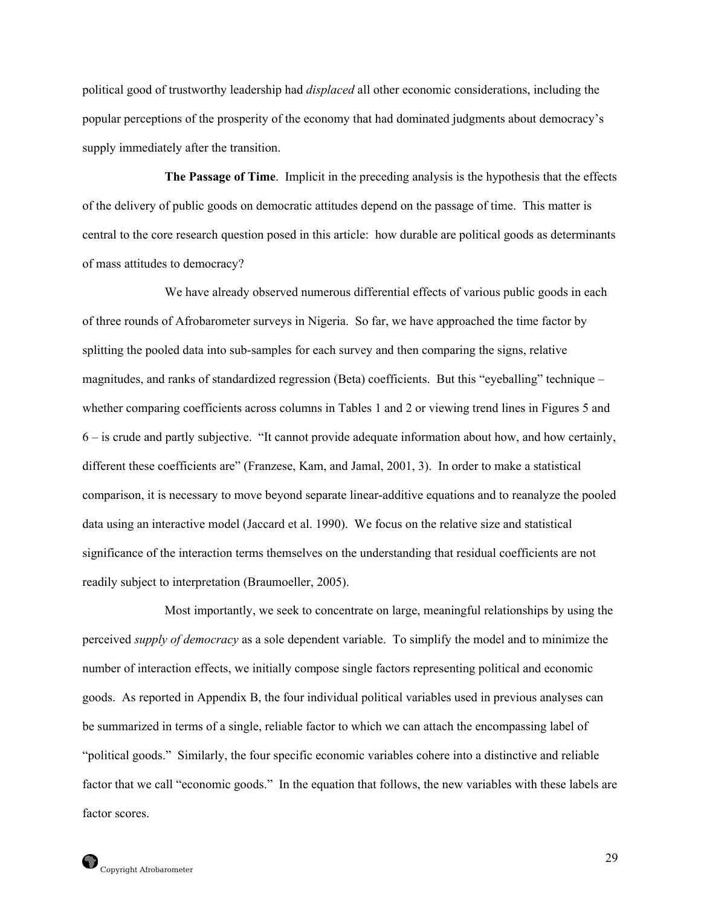political good of trustworthy leadership had *displaced* all other economic considerations, including the popular perceptions of the prosperity of the economy that had dominated judgments about democracy's supply immediately after the transition.

**The Passage of Time**. Implicit in the preceding analysis is the hypothesis that the effects of the delivery of public goods on democratic attitudes depend on the passage of time. This matter is central to the core research question posed in this article: how durable are political goods as determinants of mass attitudes to democracy?

We have already observed numerous differential effects of various public goods in each of three rounds of Afrobarometer surveys in Nigeria. So far, we have approached the time factor by splitting the pooled data into sub-samples for each survey and then comparing the signs, relative magnitudes, and ranks of standardized regression (Beta) coefficients. But this "eyeballing" technique – whether comparing coefficients across columns in Tables 1 and 2 or viewing trend lines in Figures 5 and 6 – is crude and partly subjective. "It cannot provide adequate information about how, and how certainly, different these coefficients are" (Franzese, Kam, and Jamal, 2001, 3). In order to make a statistical comparison, it is necessary to move beyond separate linear-additive equations and to reanalyze the pooled data using an interactive model (Jaccard et al. 1990). We focus on the relative size and statistical significance of the interaction terms themselves on the understanding that residual coefficients are not readily subject to interpretation (Braumoeller, 2005).

Most importantly, we seek to concentrate on large, meaningful relationships by using the perceived *supply of democracy* as a sole dependent variable. To simplify the model and to minimize the number of interaction effects, we initially compose single factors representing political and economic goods. As reported in Appendix B, the four individual political variables used in previous analyses can be summarized in terms of a single, reliable factor to which we can attach the encompassing label of "political goods." Similarly, the four specific economic variables cohere into a distinctive and reliable factor that we call "economic goods." In the equation that follows, the new variables with these labels are factor scores.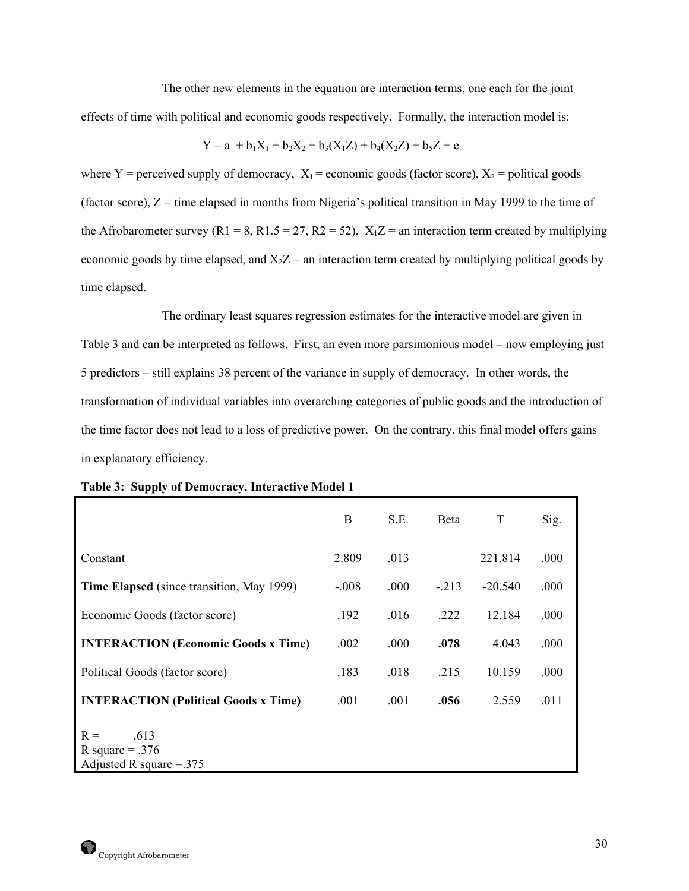The other new elements in the equation are interaction terms, one each for the joint effects of time with political and economic goods respectively. Formally, the interaction model is:

$$Y = a + b_1X_1 + b_2X_2 + b_3(X_1Z) + b_4(X_2Z) + b_5Z + e$$

where Y = perceived supply of democracy, $X_1$ = economic goods (factor score), $X_2$ = political goods (factor score), Z = time elapsed in months from Nigeria's political transition in May 1999 to the time of the Afrobarometer survey (R1 = 8, R1.5 = 27, R2 = 52), $X_1Z$ = an interaction term created by multiplying economic goods by time elapsed, and $X_2Z$ = an interaction term created by multiplying political goods by time elapsed.

The ordinary least squares regression estimates for the interactive model are given in Table 3 and can be interpreted as follows. First, an even more parsimonious model – now employing just 5 predictors – still explains 38 percent of the variance in supply of democracy. In other words, the transformation of individual variables into overarching categories of public goods and the introduction of the time factor does not lead to a loss of predictive power. On the contrary, this final model offers gains in explanatory efficiency.

**Table 3: Supply of Democracy, Interactive Model 1**

| | B | S.E. | Beta | T | Sig. |
|---|---|---|---|---|---|
| Constant | 2.809 | .013 | | 221.814 | .000 |
| **Time Elapsed** (since transition, May 1999) | -.008 | .000 | -.213 | -20.540 | .000 |
| Economic Goods (factor score) | .192 | .016 | .222 | 12.184 | .000 |
| **INTERACTION (Economic Goods x Time)** | .002 | .000 | **.078** | 4.043 | .000 |
| Political Goods (factor score) | .183 | .018 | .215 | 10.159 | .000 |
| **INTERACTION (Political Goods x Time)** | .001 | .001 | **.056** | 2.559 | .011 |
| R = .613<br>R square = .376<br>Adjusted R square =.375 | | | | | |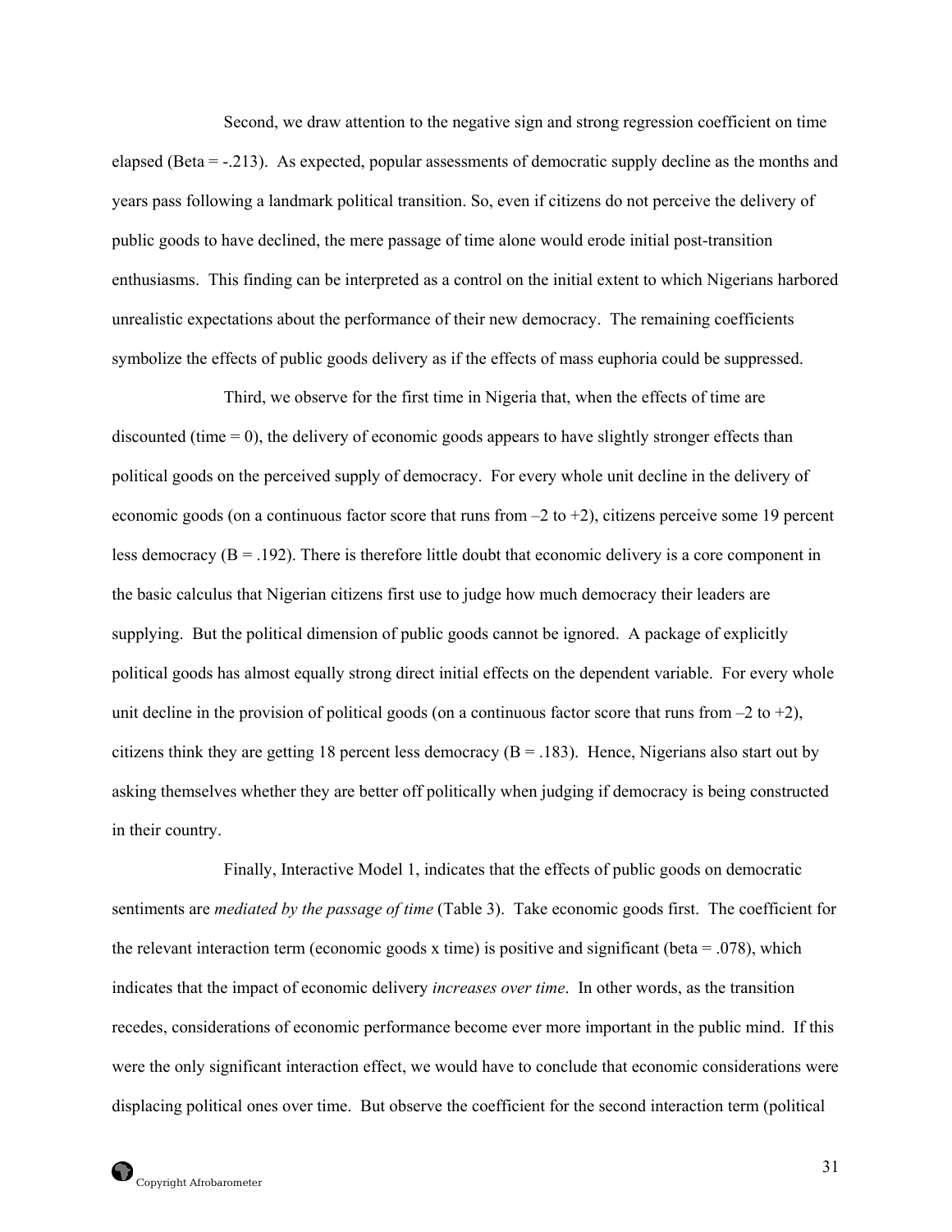Second, we draw attention to the negative sign and strong regression coefficient on time elapsed (Beta = -.213). As expected, popular assessments of democratic supply decline as the months and years pass following a landmark political transition. So, even if citizens do not perceive the delivery of public goods to have declined, the mere passage of time alone would erode initial post-transition enthusiasms. This finding can be interpreted as a control on the initial extent to which Nigerians harbored unrealistic expectations about the performance of their new democracy. The remaining coefficients symbolize the effects of public goods delivery as if the effects of mass euphoria could be suppressed.

Third, we observe for the first time in Nigeria that, when the effects of time are discounted (time = 0), the delivery of economic goods appears to have slightly stronger effects than political goods on the perceived supply of democracy. For every whole unit decline in the delivery of economic goods (on a continuous factor score that runs from –2 to +2), citizens perceive some 19 percent less democracy (B = .192). There is therefore little doubt that economic delivery is a core component in the basic calculus that Nigerian citizens first use to judge how much democracy their leaders are supplying. But the political dimension of public goods cannot be ignored. A package of explicitly political goods has almost equally strong direct initial effects on the dependent variable. For every whole unit decline in the provision of political goods (on a continuous factor score that runs from –2 to +2), citizens think they are getting 18 percent less democracy (B = .183). Hence, Nigerians also start out by asking themselves whether they are better off politically when judging if democracy is being constructed in their country.

Finally, Interactive Model 1, indicates that the effects of public goods on democratic sentiments are *mediated by the passage of time* (Table 3). Take economic goods first. The coefficient for the relevant interaction term (economic goods x time) is positive and significant (beta = .078), which indicates that the impact of economic delivery *increases over time*. In other words, as the transition recedes, considerations of economic performance become ever more important in the public mind. If this were the only significant interaction effect, we would have to conclude that economic considerations were displacing political ones over time. But observe the coefficient for the second interaction term (political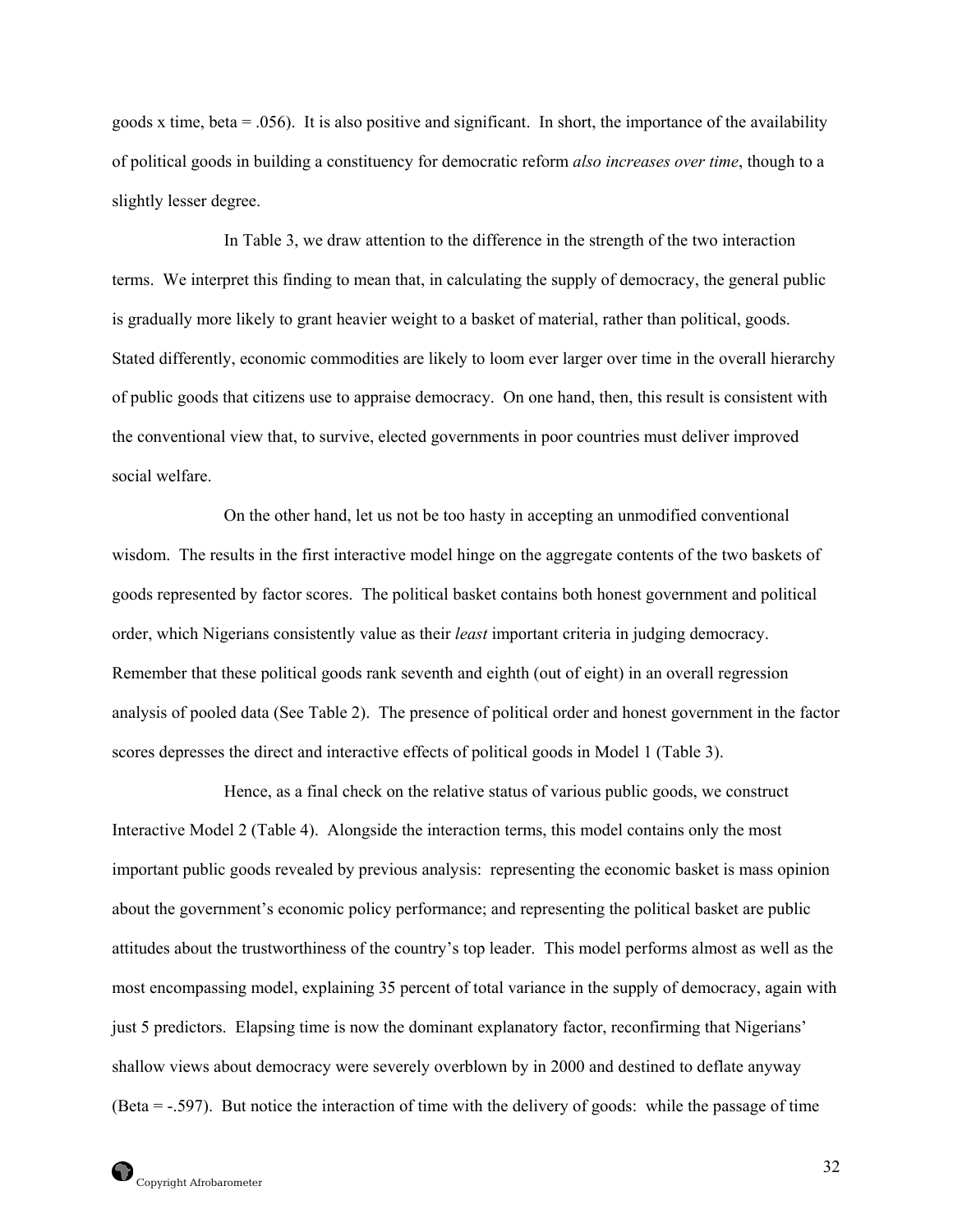goods x time, beta = .056). It is also positive and significant. In short, the importance of the availability of political goods in building a constituency for democratic reform *also increases over time*, though to a slightly lesser degree.

In Table 3, we draw attention to the difference in the strength of the two interaction terms. We interpret this finding to mean that, in calculating the supply of democracy, the general public is gradually more likely to grant heavier weight to a basket of material, rather than political, goods. Stated differently, economic commodities are likely to loom ever larger over time in the overall hierarchy of public goods that citizens use to appraise democracy. On one hand, then, this result is consistent with the conventional view that, to survive, elected governments in poor countries must deliver improved social welfare.

On the other hand, let us not be too hasty in accepting an unmodified conventional wisdom. The results in the first interactive model hinge on the aggregate contents of the two baskets of goods represented by factor scores. The political basket contains both honest government and political order, which Nigerians consistently value as their *least* important criteria in judging democracy. Remember that these political goods rank seventh and eighth (out of eight) in an overall regression analysis of pooled data (See Table 2). The presence of political order and honest government in the factor scores depresses the direct and interactive effects of political goods in Model 1 (Table 3).

Hence, as a final check on the relative status of various public goods, we construct Interactive Model 2 (Table 4). Alongside the interaction terms, this model contains only the most important public goods revealed by previous analysis: representing the economic basket is mass opinion about the government's economic policy performance; and representing the political basket are public attitudes about the trustworthiness of the country's top leader. This model performs almost as well as the most encompassing model, explaining 35 percent of total variance in the supply of democracy, again with just 5 predictors. Elapsing time is now the dominant explanatory factor, reconfirming that Nigerians' shallow views about democracy were severely overblown by in 2000 and destined to deflate anyway (Beta = -.597). But notice the interaction of time with the delivery of goods: while the passage of time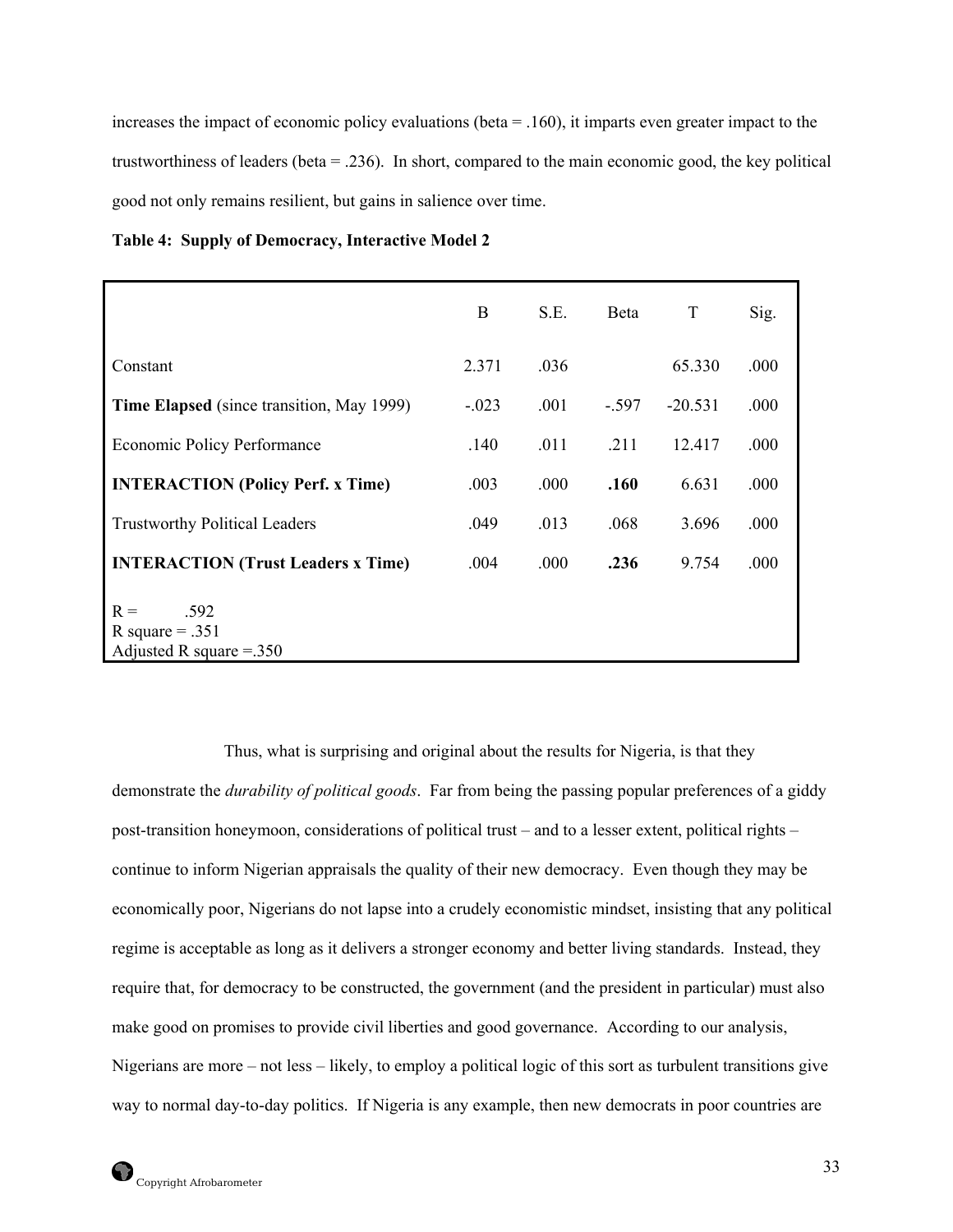increases the impact of economic policy evaluations (beta = .160), it imparts even greater impact to the trustworthiness of leaders (beta = .236). In short, compared to the main economic good, the key political good not only remains resilient, but gains in salience over time.

**Table 4: Supply of Democracy, Interactive Model 2**

| | B | S.E. | Beta | T | Sig. |
|---|---|---|---|---|---|
| Constant | 2.371 | .036 | | 65.330 | .000 |
| **Time Elapsed** (since transition, May 1999) | -.023 | .001 | -.597 | -20.531 | .000 |
| Economic Policy Performance | .140 | .011 | .211 | 12.417 | .000 |
| **INTERACTION (Policy Perf. x Time)** | .003 | .000 | **.160** | 6.631 | .000 |
| Trustworthy Political Leaders | .049 | .013 | .068 | 3.696 | .000 |
| **INTERACTION (Trust Leaders x Time)** | .004 | .000 | **.236** | 9.754 | .000 |
| R = .592<br>R square = .351<br>Adjusted R square =.350 | | | | | |

Thus, what is surprising and original about the results for Nigeria, is that they demonstrate the *durability of political goods*. Far from being the passing popular preferences of a giddy post-transition honeymoon, considerations of political trust – and to a lesser extent, political rights – continue to inform Nigerian appraisals the quality of their new democracy. Even though they may be economically poor, Nigerians do not lapse into a crudely economistic mindset, insisting that any political regime is acceptable as long as it delivers a stronger economy and better living standards. Instead, they require that, for democracy to be constructed, the government (and the president in particular) must also make good on promises to provide civil liberties and good governance. According to our analysis, Nigerians are more – not less – likely, to employ a political logic of this sort as turbulent transitions give way to normal day-to-day politics. If Nigeria is any example, then new democrats in poor countries are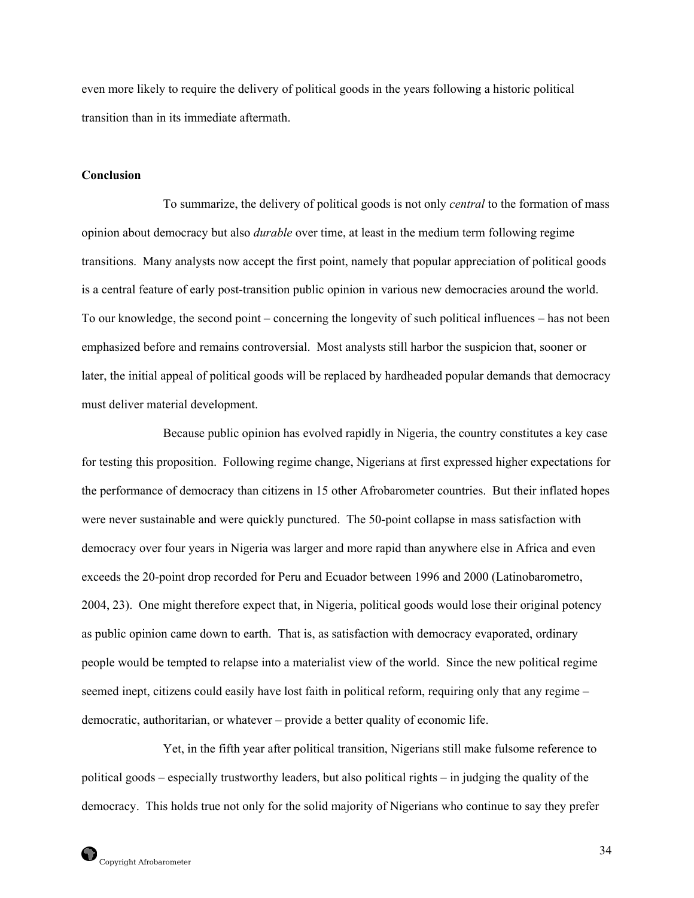even more likely to require the delivery of political goods in the years following a historic political transition than in its immediate aftermath.

**Conclusion**

To summarize, the delivery of political goods is not only *central* to the formation of mass opinion about democracy but also *durable* over time, at least in the medium term following regime transitions. Many analysts now accept the first point, namely that popular appreciation of political goods is a central feature of early post-transition public opinion in various new democracies around the world. To our knowledge, the second point – concerning the longevity of such political influences – has not been emphasized before and remains controversial. Most analysts still harbor the suspicion that, sooner or later, the initial appeal of political goods will be replaced by hardheaded popular demands that democracy must deliver material development.

Because public opinion has evolved rapidly in Nigeria, the country constitutes a key case for testing this proposition. Following regime change, Nigerians at first expressed higher expectations for the performance of democracy than citizens in 15 other Afrobarometer countries. But their inflated hopes were never sustainable and were quickly punctured. The 50-point collapse in mass satisfaction with democracy over four years in Nigeria was larger and more rapid than anywhere else in Africa and even exceeds the 20-point drop recorded for Peru and Ecuador between 1996 and 2000 (Latinobarometro, 2004, 23). One might therefore expect that, in Nigeria, political goods would lose their original potency as public opinion came down to earth. That is, as satisfaction with democracy evaporated, ordinary people would be tempted to relapse into a materialist view of the world. Since the new political regime seemed inept, citizens could easily have lost faith in political reform, requiring only that any regime – democratic, authoritarian, or whatever – provide a better quality of economic life.

Yet, in the fifth year after political transition, Nigerians still make fulsome reference to political goods – especially trustworthy leaders, but also political rights – in judging the quality of the democracy. This holds true not only for the solid majority of Nigerians who continue to say they prefer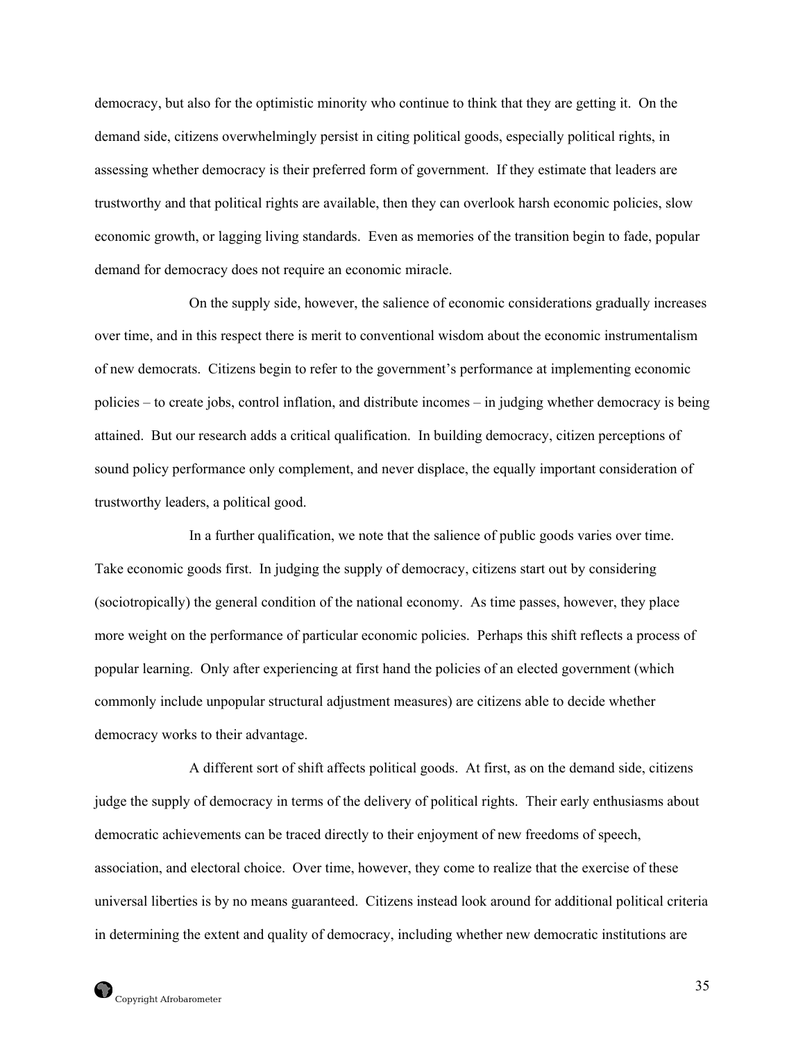democracy, but also for the optimistic minority who continue to think that they are getting it. On the demand side, citizens overwhelmingly persist in citing political goods, especially political rights, in assessing whether democracy is their preferred form of government. If they estimate that leaders are trustworthy and that political rights are available, then they can overlook harsh economic policies, slow economic growth, or lagging living standards. Even as memories of the transition begin to fade, popular demand for democracy does not require an economic miracle.

On the supply side, however, the salience of economic considerations gradually increases over time, and in this respect there is merit to conventional wisdom about the economic instrumentalism of new democrats. Citizens begin to refer to the government's performance at implementing economic policies – to create jobs, control inflation, and distribute incomes – in judging whether democracy is being attained. But our research adds a critical qualification. In building democracy, citizen perceptions of sound policy performance only complement, and never displace, the equally important consideration of trustworthy leaders, a political good.

In a further qualification, we note that the salience of public goods varies over time. Take economic goods first. In judging the supply of democracy, citizens start out by considering (sociotropically) the general condition of the national economy. As time passes, however, they place more weight on the performance of particular economic policies. Perhaps this shift reflects a process of popular learning. Only after experiencing at first hand the policies of an elected government (which commonly include unpopular structural adjustment measures) are citizens able to decide whether democracy works to their advantage.

A different sort of shift affects political goods. At first, as on the demand side, citizens judge the supply of democracy in terms of the delivery of political rights. Their early enthusiasms about democratic achievements can be traced directly to their enjoyment of new freedoms of speech, association, and electoral choice. Over time, however, they come to realize that the exercise of these universal liberties is by no means guaranteed. Citizens instead look around for additional political criteria in determining the extent and quality of democracy, including whether new democratic institutions are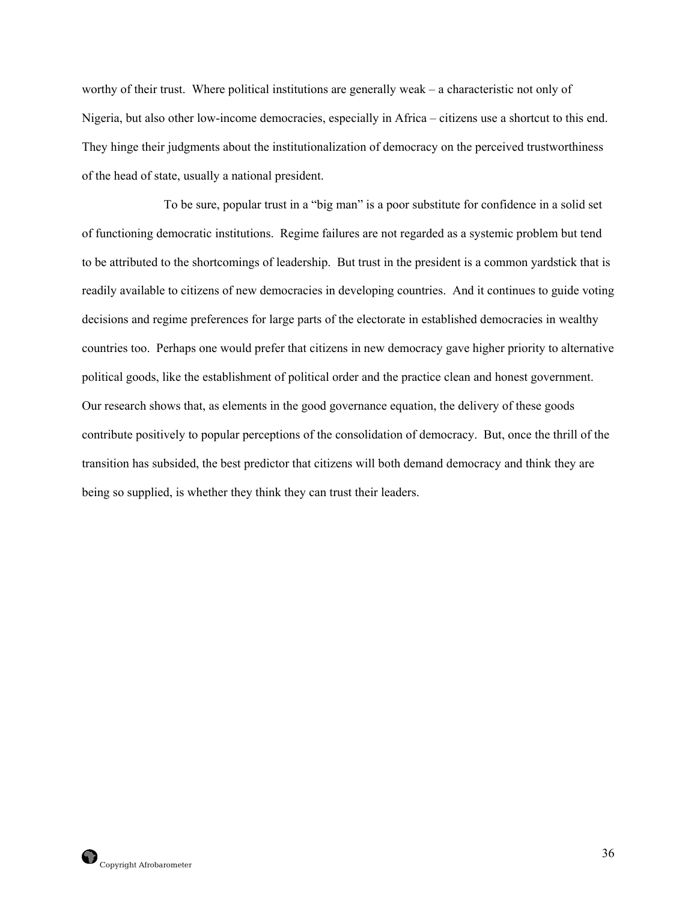worthy of their trust. Where political institutions are generally weak – a characteristic not only of Nigeria, but also other low-income democracies, especially in Africa – citizens use a shortcut to this end. They hinge their judgments about the institutionalization of democracy on the perceived trustworthiness of the head of state, usually a national president.

To be sure, popular trust in a "big man" is a poor substitute for confidence in a solid set of functioning democratic institutions. Regime failures are not regarded as a systemic problem but tend to be attributed to the shortcomings of leadership. But trust in the president is a common yardstick that is readily available to citizens of new democracies in developing countries. And it continues to guide voting decisions and regime preferences for large parts of the electorate in established democracies in wealthy countries too. Perhaps one would prefer that citizens in new democracy gave higher priority to alternative political goods, like the establishment of political order and the practice clean and honest government. Our research shows that, as elements in the good governance equation, the delivery of these goods contribute positively to popular perceptions of the consolidation of democracy. But, once the thrill of the transition has subsided, the best predictor that citizens will both demand democracy and think they are being so supplied, is whether they think they can trust their leaders.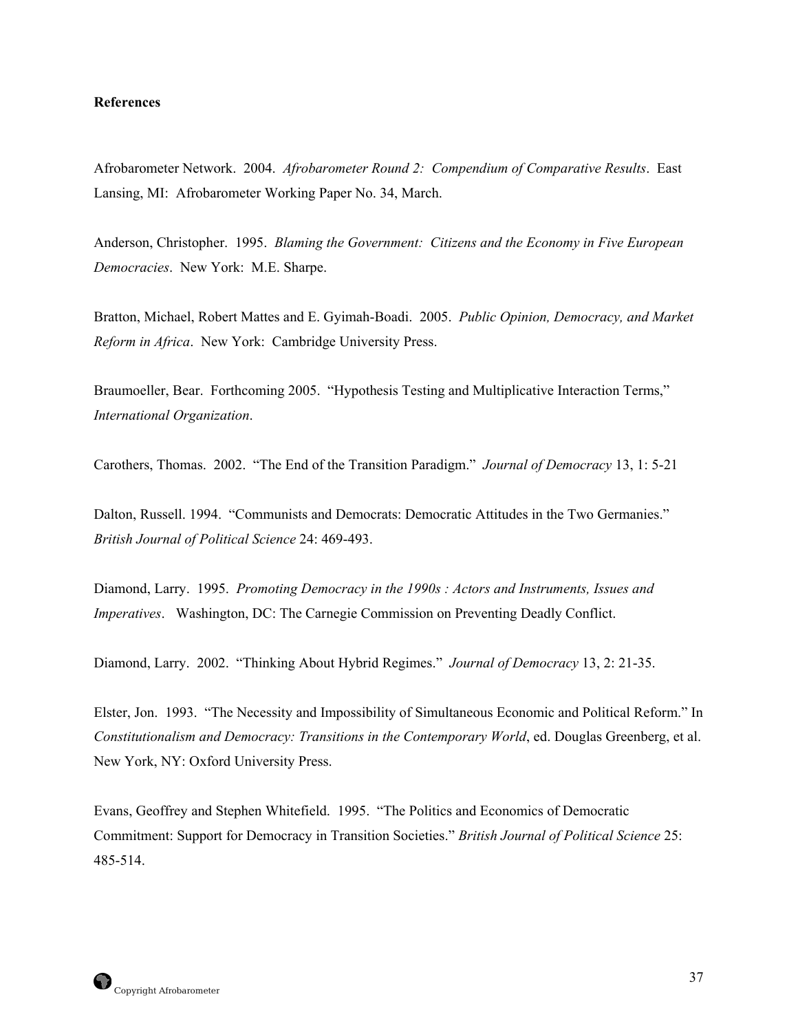**References**

Afrobarometer Network. 2004. *Afrobarometer Round 2: Compendium of Comparative Results*. East Lansing, MI: Afrobarometer Working Paper No. 34, March.

Anderson, Christopher. 1995. *Blaming the Government: Citizens and the Economy in Five European Democracies*. New York: M.E. Sharpe.

Bratton, Michael, Robert Mattes and E. Gyimah-Boadi. 2005. *Public Opinion, Democracy, and Market Reform in Africa*. New York: Cambridge University Press.

Braumoeller, Bear. Forthcoming 2005. "Hypothesis Testing and Multiplicative Interaction Terms," *International Organization*.

Carothers, Thomas. 2002. "The End of the Transition Paradigm." *Journal of Democracy* 13, 1: 5-21

Dalton, Russell. 1994. "Communists and Democrats: Democratic Attitudes in the Two Germanies." *British Journal of Political Science* 24: 469-493.

Diamond, Larry. 1995. *Promoting Democracy in the 1990s : Actors and Instruments, Issues and Imperatives*. Washington, DC: The Carnegie Commission on Preventing Deadly Conflict.

Diamond, Larry. 2002. "Thinking About Hybrid Regimes." *Journal of Democracy* 13, 2: 21-35.

Elster, Jon. 1993. "The Necessity and Impossibility of Simultaneous Economic and Political Reform." In *Constitutionalism and Democracy: Transitions in the Contemporary World*, ed. Douglas Greenberg, et al. New York, NY: Oxford University Press.

Evans, Geoffrey and Stephen Whitefield. 1995. "The Politics and Economics of Democratic Commitment: Support for Democracy in Transition Societies." *British Journal of Political Science* 25: 485-514.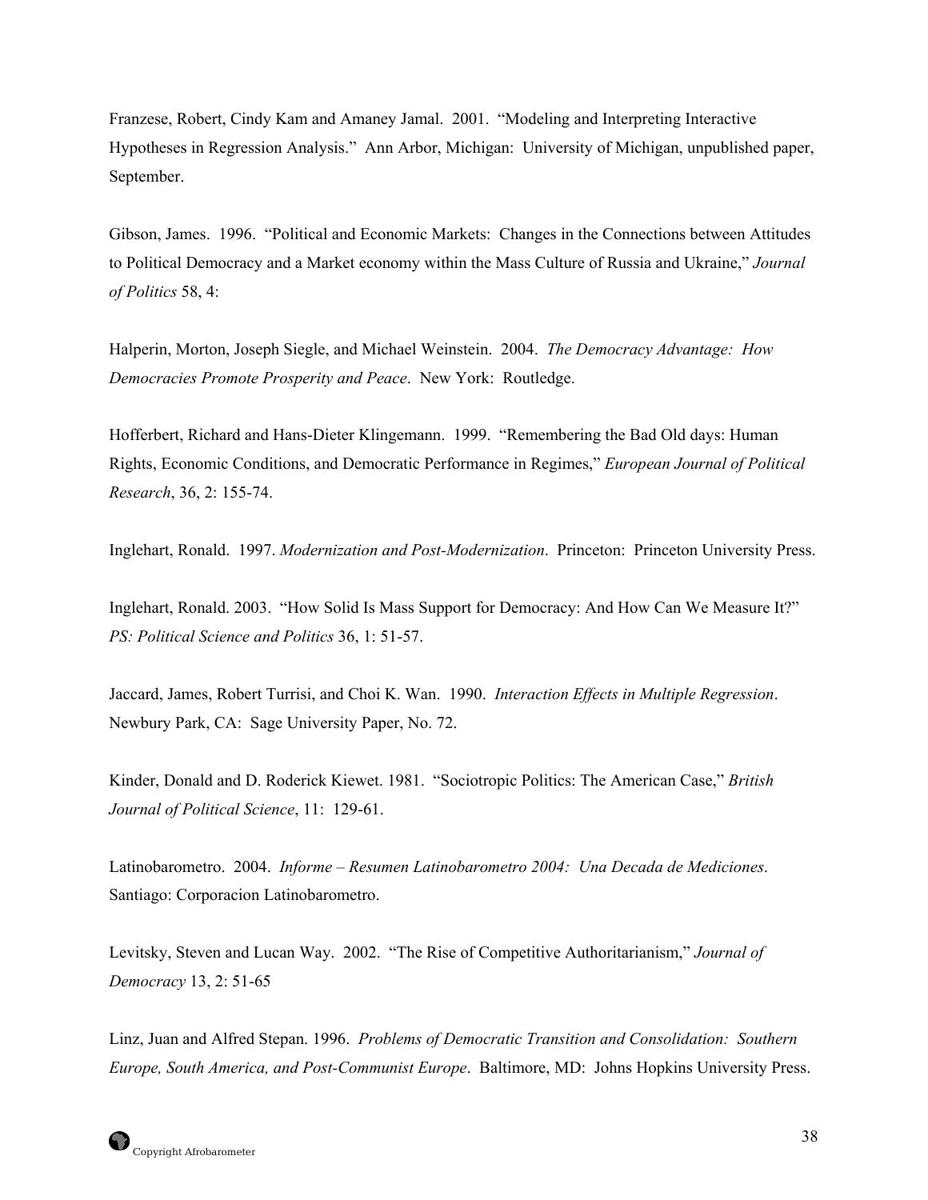Franzese, Robert, Cindy Kam and Amaney Jamal. 2001. "Modeling and Interpreting Interactive Hypotheses in Regression Analysis." Ann Arbor, Michigan: University of Michigan, unpublished paper, September.

Gibson, James. 1996. "Political and Economic Markets: Changes in the Connections between Attitudes to Political Democracy and a Market economy within the Mass Culture of Russia and Ukraine," *Journal of Politics* 58, 4:

Halperin, Morton, Joseph Siegle, and Michael Weinstein. 2004. *The Democracy Advantage: How Democracies Promote Prosperity and Peace*. New York: Routledge.

Hofferbert, Richard and Hans-Dieter Klingemann. 1999. "Remembering the Bad Old days: Human Rights, Economic Conditions, and Democratic Performance in Regimes," *European Journal of Political Research*, 36, 2: 155-74.

Inglehart, Ronald. 1997. *Modernization and Post-Modernization*. Princeton: Princeton University Press.

Inglehart, Ronald. 2003. "How Solid Is Mass Support for Democracy: And How Can We Measure It?" *PS: Political Science and Politics* 36, 1: 51-57.

Jaccard, James, Robert Turrisi, and Choi K. Wan. 1990. *Interaction Effects in Multiple Regression*. Newbury Park, CA: Sage University Paper, No. 72.

Kinder, Donald and D. Roderick Kiewet. 1981. "Sociotropic Politics: The American Case," *British Journal of Political Science*, 11: 129-61.

Latinobarometro. 2004. *Informe – Resumen Latinobarometro 2004: Una Decada de Mediciones*. Santiago: Corporacion Latinobarometro.

Levitsky, Steven and Lucan Way. 2002. "The Rise of Competitive Authoritarianism," *Journal of Democracy* 13, 2: 51-65

Linz, Juan and Alfred Stepan. 1996. *Problems of Democratic Transition and Consolidation: Southern Europe, South America, and Post-Communist Europe*. Baltimore, MD: Johns Hopkins University Press.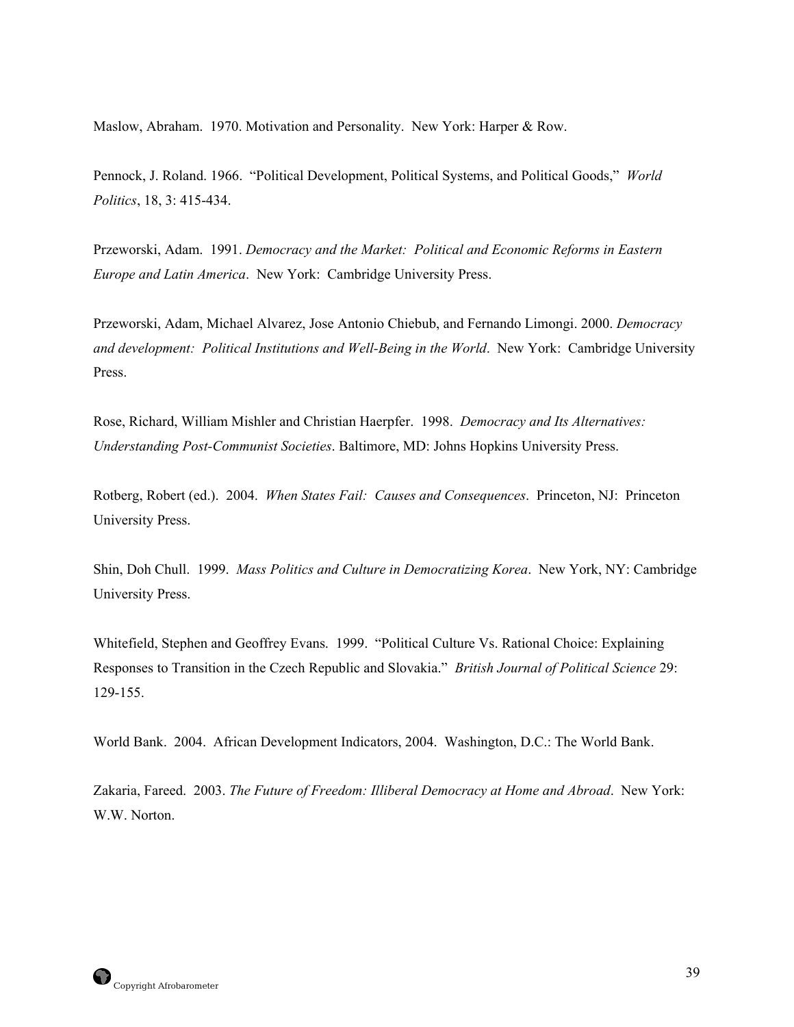Maslow, Abraham. 1970. Motivation and Personality. New York: Harper & Row.

Pennock, J. Roland. 1966. "Political Development, Political Systems, and Political Goods," *World Politics*, 18, 3: 415-434.

Przeworski, Adam. 1991. *Democracy and the Market: Political and Economic Reforms in Eastern Europe and Latin America*. New York: Cambridge University Press.

Przeworski, Adam, Michael Alvarez, Jose Antonio Chiebub, and Fernando Limongi. 2000. *Democracy and development: Political Institutions and Well-Being in the World*. New York: Cambridge University Press.

Rose, Richard, William Mishler and Christian Haerpfer. 1998. *Democracy and Its Alternatives: Understanding Post-Communist Societies*. Baltimore, MD: Johns Hopkins University Press.

Rotberg, Robert (ed.). 2004. *When States Fail: Causes and Consequences*. Princeton, NJ: Princeton University Press.

Shin, Doh Chull. 1999. *Mass Politics and Culture in Democratizing Korea*. New York, NY: Cambridge University Press.

Whitefield, Stephen and Geoffrey Evans. 1999. "Political Culture Vs. Rational Choice: Explaining Responses to Transition in the Czech Republic and Slovakia." *British Journal of Political Science* 29: 129-155.

World Bank. 2004. African Development Indicators, 2004. Washington, D.C.: The World Bank.

Zakaria, Fareed. 2003. *The Future of Freedom: Illiberal Democracy at Home and Abroad*. New York: W.W. Norton.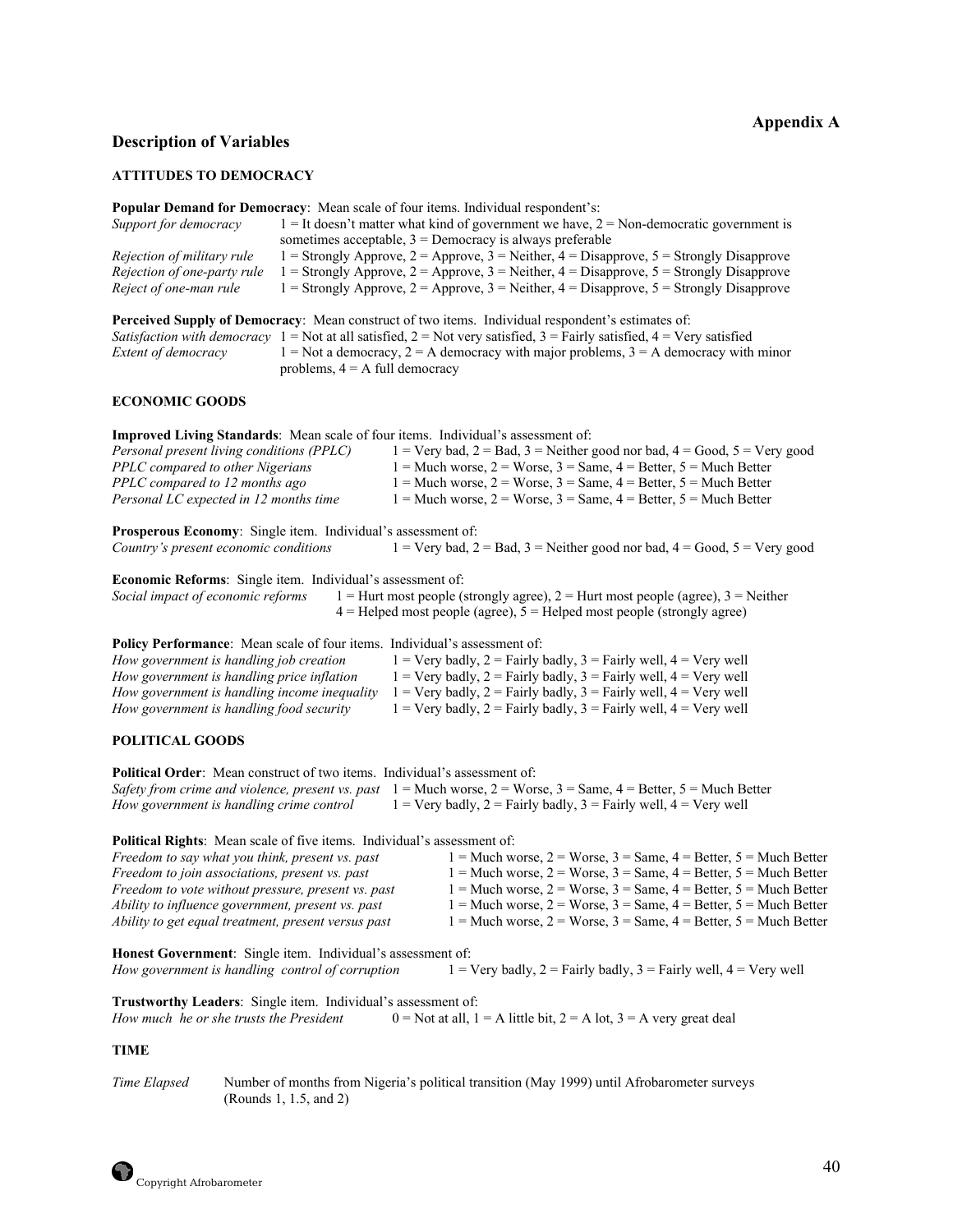# Appendix A

## Description of Variables

### ATTITUDES TO DEMOCRACY

**Popular Demand for Democracy**: Mean scale of four items. Individual respondent's:

| | |
|---|---|
| *Support for democracy* | 1 = It doesn't matter what kind of government we have, 2 = Non-democratic government is sometimes acceptable, 3 = Democracy is always preferable |
| *Rejection of military rule* | 1 = Strongly Approve, 2 = Approve, 3 = Neither, 4 = Disapprove, 5 = Strongly Disapprove |
| *Rejection of one-party rule* | 1 = Strongly Approve, 2 = Approve, 3 = Neither, 4 = Disapprove, 5 = Strongly Disapprove |
| *Reject of one-man rule* | 1 = Strongly Approve, 2 = Approve, 3 = Neither, 4 = Disapprove, 5 = Strongly Disapprove |

**Perceived Supply of Democracy**: Mean construct of two items. Individual respondent's estimates of:

| | |
|---|---|
| *Satisfaction with democracy* | 1 = Not at all satisfied, 2 = Not very satisfied, 3 = Fairly satisfied, 4 = Very satisfied |
| *Extent of democracy* | 1 = Not a democracy, 2 = A democracy with major problems, 3 = A democracy with minor problems, 4 = A full democracy |

### ECONOMIC GOODS

**Improved Living Standards**: Mean scale of four items. Individual's assessment of:

| | |
|---|---|
| *Personal present living conditions (PPLC)* | 1 = Very bad, 2 = Bad, 3 = Neither good nor bad, 4 = Good, 5 = Very good |
| *PPLC compared to other Nigerians* | 1 = Much worse, 2 = Worse, 3 = Same, 4 = Better, 5 = Much Better |
| *PPLC compared to 12 months ago* | 1 = Much worse, 2 = Worse, 3 = Same, 4 = Better, 5 = Much Better |
| *Personal LC expected in 12 months time* | 1 = Much worse, 2 = Worse, 3 = Same, 4 = Better, 5 = Much Better |

**Prosperous Economy**: Single item. Individual's assessment of:

| | |
|---|---|
| *Country's present economic conditions* | 1 = Very bad, 2 = Bad, 3 = Neither good nor bad, 4 = Good, 5 = Very good |

**Economic Reforms**: Single item. Individual's assessment of:

| | |
|---|---|
| *Social impact of economic reforms* | 1 = Hurt most people (strongly agree), 2 = Hurt most people (agree), 3 = Neither 4 = Helped most people (agree), 5 = Helped most people (strongly agree) |

**Policy Performance**: Mean scale of four items. Individual's assessment of:

| | |
|---|---|
| *How government is handling job creation* | 1 = Very badly, 2 = Fairly badly, 3 = Fairly well, 4 = Very well |
| *How government is handling price inflation* | 1 = Very badly, 2 = Fairly badly, 3 = Fairly well, 4 = Very well |
| *How government is handling income inequality* | 1 = Very badly, 2 = Fairly badly, 3 = Fairly well, 4 = Very well |
| *How government is handling food security* | 1 = Very badly, 2 = Fairly badly, 3 = Fairly well, 4 = Very well |

### POLITICAL GOODS

**Political Order**: Mean construct of two items. Individual's assessment of:

| | |
|---|---|
| *Safety from crime and violence, present vs. past* | 1 = Much worse, 2 = Worse, 3 = Same, 4 = Better, 5 = Much Better |
| *How government is handling crime control* | 1 = Very badly, 2 = Fairly badly, 3 = Fairly well, 4 = Very well |

**Political Rights**: Mean scale of five items. Individual's assessment of:

| | |
|---|---|
| *Freedom to say what you think, present vs. past* | 1 = Much worse, 2 = Worse, 3 = Same, 4 = Better, 5 = Much Better |
| *Freedom to join associations, present vs. past* | 1 = Much worse, 2 = Worse, 3 = Same, 4 = Better, 5 = Much Better |
| *Freedom to vote without pressure, present vs. past* | 1 = Much worse, 2 = Worse, 3 = Same, 4 = Better, 5 = Much Better |
| *Ability to influence government, present vs. past* | 1 = Much worse, 2 = Worse, 3 = Same, 4 = Better, 5 = Much Better |
| *Ability to get equal treatment, present versus past* | 1 = Much worse, 2 = Worse, 3 = Same, 4 = Better, 5 = Much Better |

**Honest Government**: Single item. Individual's assessment of:

| | |
|---|---|
| *How government is handling control of corruption* | 1 = Very badly, 2 = Fairly badly, 3 = Fairly well, 4 = Very well |

**Trustworthy Leaders**: Single item. Individual's assessment of:

| | |
|---|---|
| *How much he or she trusts the President* | 0 = Not at all, 1 = A little bit, 2 = A lot, 3 = A very great deal |

### TIME

| | |
|---|---|
| *Time Elapsed* | Number of months from Nigeria's political transition (May 1999) until Afrobarometer surveys (Rounds 1, 1.5, and 2) |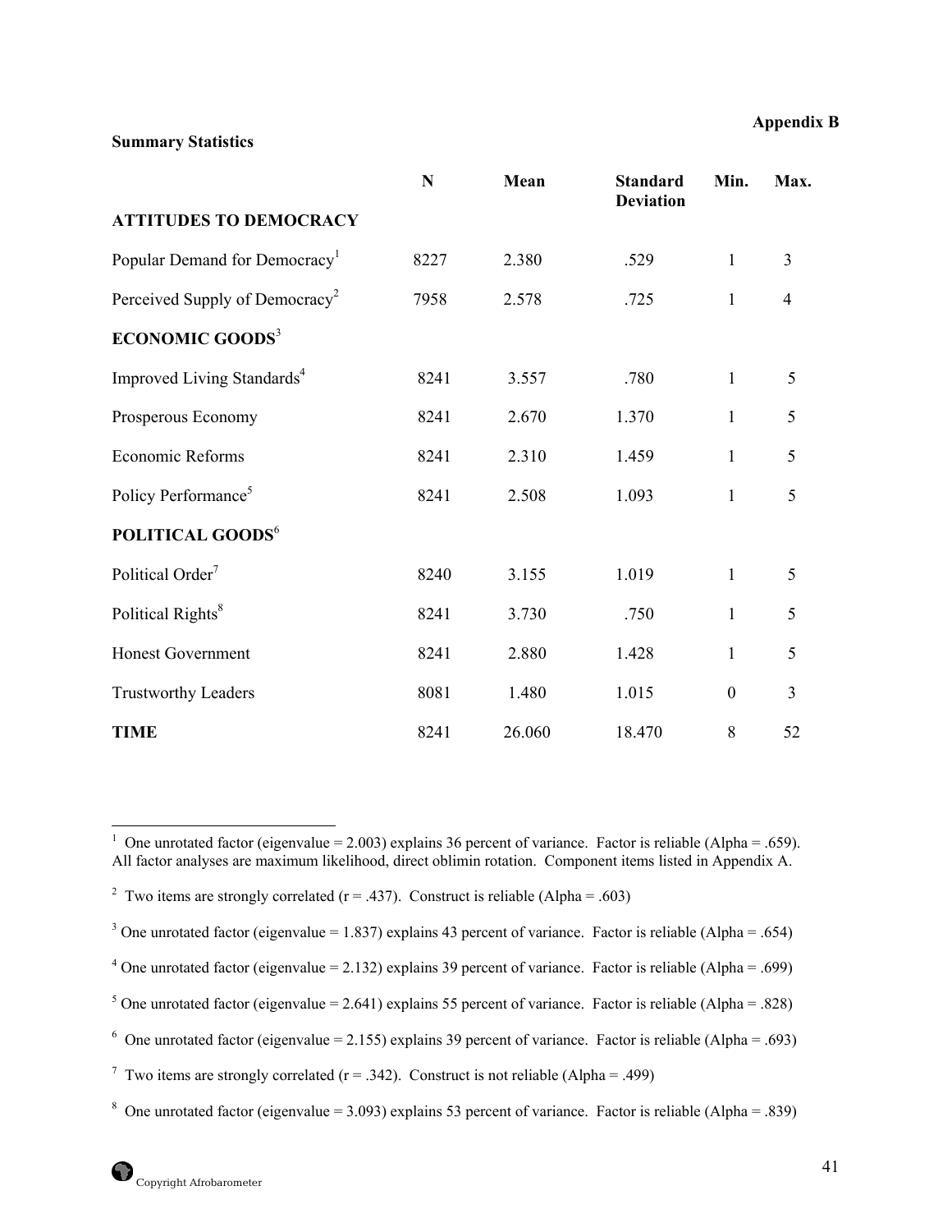**Appendix B**

**Summary Statistics**

| | N | Mean | Standard Deviation | Min. | Max. |
|---|---|---|---|---|---|
| **ATTITUDES TO DEMOCRACY** | | | | | |
| Popular Demand for Democracy[1] | 8227 | 2.380 | .529 | 1 | 3 |
| Perceived Supply of Democracy[2] | 7958 | 2.578 | .725 | 1 | 4 |
| **ECONOMIC GOODS**[3] | | | | | |
| Improved Living Standards[4] | 8241 | 3.557 | .780 | 1 | 5 |
| Prosperous Economy | 8241 | 2.670 | 1.370 | 1 | 5 |
| Economic Reforms | 8241 | 2.310 | 1.459 | 1 | 5 |
| Policy Performance[5] | 8241 | 2.508 | 1.093 | 1 | 5 |
| **POLITICAL GOODS**[6] | | | | | |
| Political Order[7] | 8240 | 3.155 | 1.019 | 1 | 5 |
| Political Rights[8] | 8241 | 3.730 | .750 | 1 | 5 |
| Honest Government | 8241 | 2.880 | 1.428 | 1 | 5 |
| Trustworthy Leaders | 8081 | 1.480 | 1.015 | 0 | 3 |
| **TIME** | 8241 | 26.060 | 18.470 | 8 | 52 |

---

[1] One unrotated factor (eigenvalue = 2.003) explains 36 percent of variance. Factor is reliable (Alpha = .659). All factor analyses are maximum likelihood, direct oblimin rotation. Component items listed in Appendix A.

[2] Two items are strongly correlated (r = .437). Construct is reliable (Alpha = .603)

[3] One unrotated factor (eigenvalue = 1.837) explains 43 percent of variance. Factor is reliable (Alpha = .654)

[4] One unrotated factor (eigenvalue = 2.132) explains 39 percent of variance. Factor is reliable (Alpha = .699)

[5] One unrotated factor (eigenvalue = 2.641) explains 55 percent of variance. Factor is reliable (Alpha = .828)

[6] One unrotated factor (eigenvalue = 2.155) explains 39 percent of variance. Factor is reliable (Alpha = .693)

[7] Two items are strongly correlated (r = .342). Construct is not reliable (Alpha = .499)

[8] One unrotated factor (eigenvalue = 3.093) explains 53 percent of variance. Factor is reliable (Alpha = .839)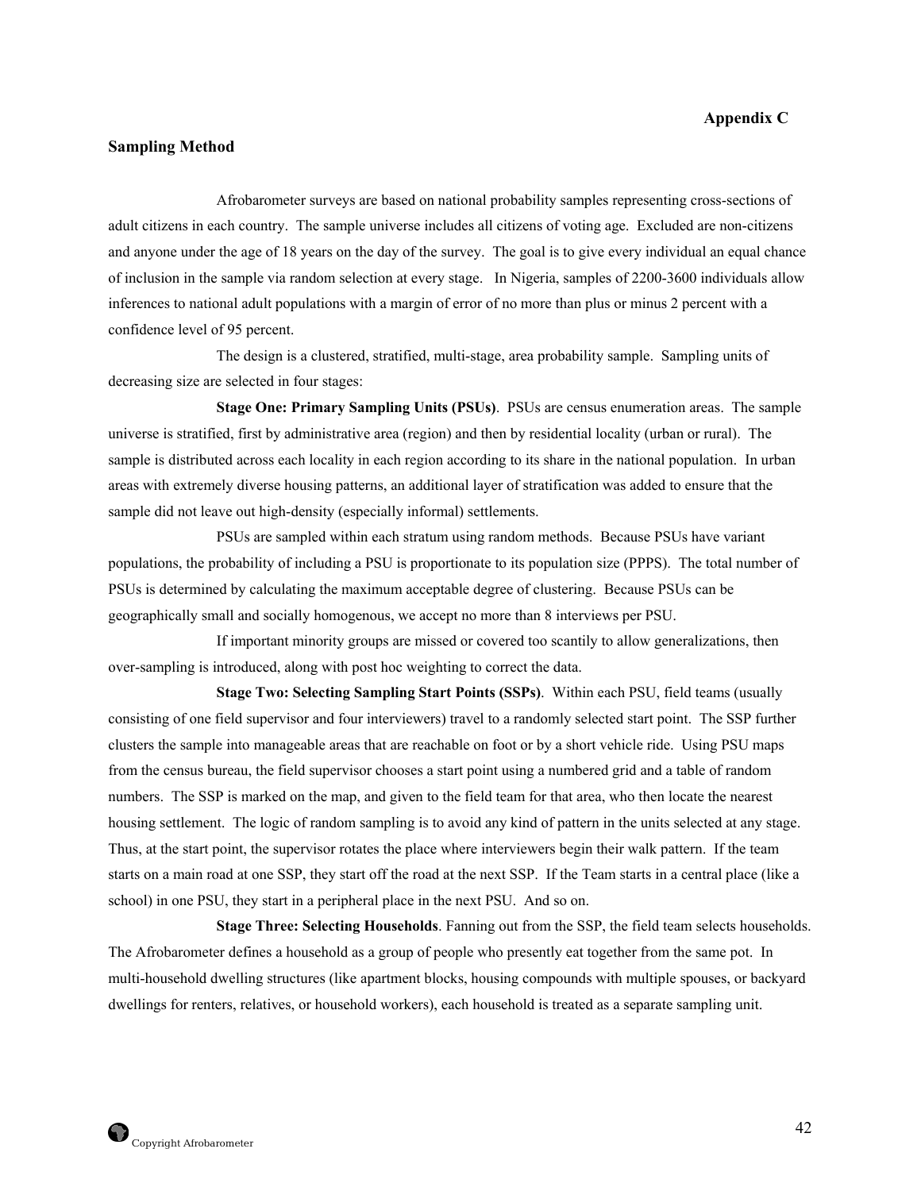## Appendix C

### Sampling Method

Afrobarometer surveys are based on national probability samples representing cross-sections of adult citizens in each country. The sample universe includes all citizens of voting age. Excluded are non-citizens and anyone under the age of 18 years on the day of the survey. The goal is to give every individual an equal chance of inclusion in the sample via random selection at every stage. In Nigeria, samples of 2200-3600 individuals allow inferences to national adult populations with a margin of error of no more than plus or minus 2 percent with a confidence level of 95 percent.

The design is a clustered, stratified, multi-stage, area probability sample. Sampling units of decreasing size are selected in four stages:

**Stage One: Primary Sampling Units (PSUs)**. PSUs are census enumeration areas. The sample universe is stratified, first by administrative area (region) and then by residential locality (urban or rural). The sample is distributed across each locality in each region according to its share in the national population. In urban areas with extremely diverse housing patterns, an additional layer of stratification was added to ensure that the sample did not leave out high-density (especially informal) settlements.

PSUs are sampled within each stratum using random methods. Because PSUs have variant populations, the probability of including a PSU is proportionate to its population size (PPPS). The total number of PSUs is determined by calculating the maximum acceptable degree of clustering. Because PSUs can be geographically small and socially homogenous, we accept no more than 8 interviews per PSU.

If important minority groups are missed or covered too scantily to allow generalizations, then over-sampling is introduced, along with post hoc weighting to correct the data.

**Stage Two: Selecting Sampling Start Points (SSPs)**. Within each PSU, field teams (usually consisting of one field supervisor and four interviewers) travel to a randomly selected start point. The SSP further clusters the sample into manageable areas that are reachable on foot or by a short vehicle ride. Using PSU maps from the census bureau, the field supervisor chooses a start point using a numbered grid and a table of random numbers. The SSP is marked on the map, and given to the field team for that area, who then locate the nearest housing settlement. The logic of random sampling is to avoid any kind of pattern in the units selected at any stage. Thus, at the start point, the supervisor rotates the place where interviewers begin their walk pattern. If the team starts on a main road at one SSP, they start off the road at the next SSP. If the Team starts in a central place (like a school) in one PSU, they start in a peripheral place in the next PSU. And so on.

**Stage Three: Selecting Households**. Fanning out from the SSP, the field team selects households. The Afrobarometer defines a household as a group of people who presently eat together from the same pot. In multi-household dwelling structures (like apartment blocks, housing compounds with multiple spouses, or backyard dwellings for renters, relatives, or household workers), each household is treated as a separate sampling unit.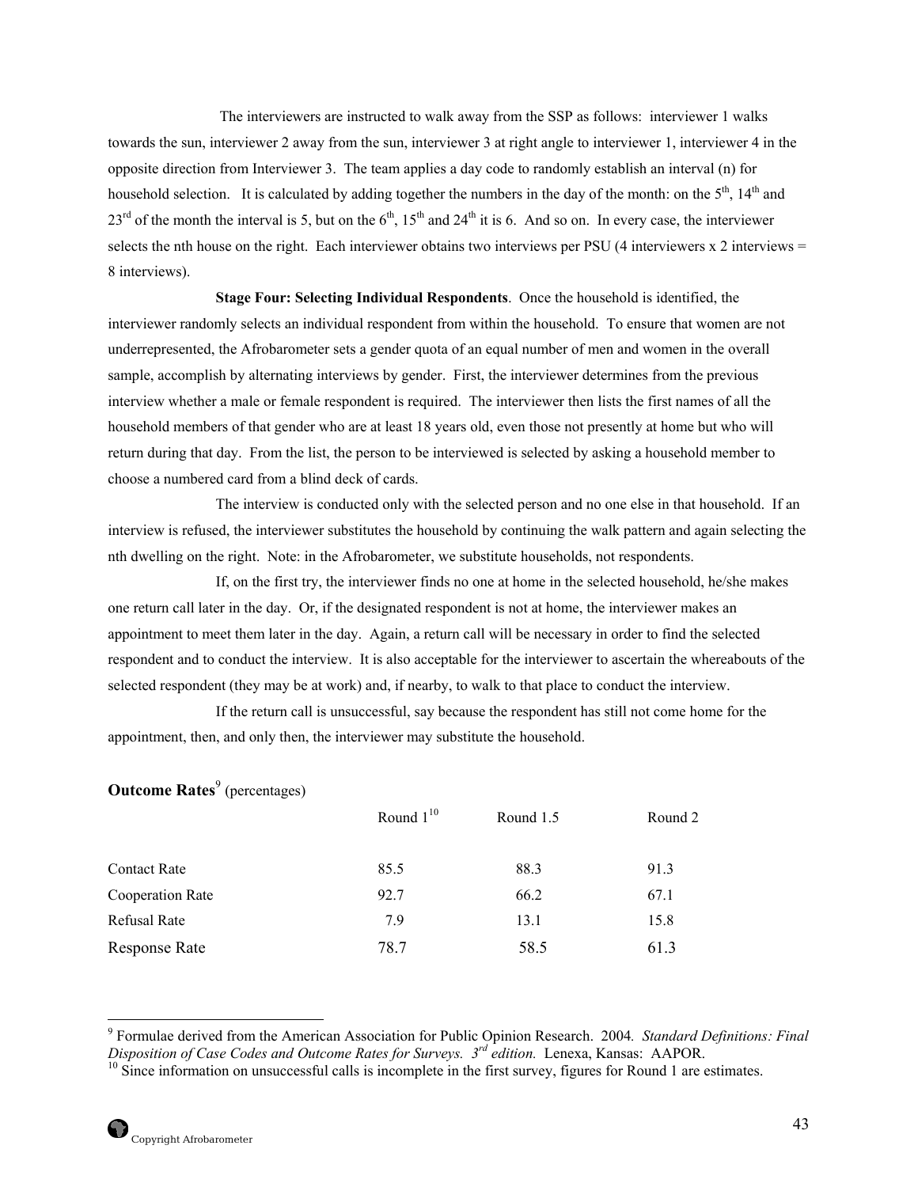The interviewers are instructed to walk away from the SSP as follows: interviewer 1 walks towards the sun, interviewer 2 away from the sun, interviewer 3 at right angle to interviewer 1, interviewer 4 in the opposite direction from Interviewer 3. The team applies a day code to randomly establish an interval (n) for household selection. It is calculated by adding together the numbers in the day of the month: on the 5th, 14th and 23rd of the month the interval is 5, but on the 6th, 15th and 24th it is 6. And so on. In every case, the interviewer selects the nth house on the right. Each interviewer obtains two interviews per PSU (4 interviewers x 2 interviews = 8 interviews).

**Stage Four: Selecting Individual Respondents**. Once the household is identified, the interviewer randomly selects an individual respondent from within the household. To ensure that women are not underrepresented, the Afrobarometer sets a gender quota of an equal number of men and women in the overall sample, accomplish by alternating interviews by gender. First, the interviewer determines from the previous interview whether a male or female respondent is required. The interviewer then lists the first names of all the household members of that gender who are at least 18 years old, even those not presently at home but who will return during that day. From the list, the person to be interviewed is selected by asking a household member to choose a numbered card from a blind deck of cards.

The interview is conducted only with the selected person and no one else in that household. If an interview is refused, the interviewer substitutes the household by continuing the walk pattern and again selecting the nth dwelling on the right. Note: in the Afrobarometer, we substitute households, not respondents.

If, on the first try, the interviewer finds no one at home in the selected household, he/she makes one return call later in the day. Or, if the designated respondent is not at home, the interviewer makes an appointment to meet them later in the day. Again, a return call will be necessary in order to find the selected respondent and to conduct the interview. It is also acceptable for the interviewer to ascertain the whereabouts of the selected respondent (they may be at work) and, if nearby, to walk to that place to conduct the interview.

If the return call is unsuccessful, say because the respondent has still not come home for the appointment, then, and only then, the interviewer may substitute the household.

**Outcome Rates**[9] (percentages)

| | Round 1[10] | Round 1.5 | Round 2 |
|---|---|---|---|
| Contact Rate | 85.5 | 88.3 | 91.3 |
| Cooperation Rate | 92.7 | 66.2 | 67.1 |
| Refusal Rate | 7.9 | 13.1 | 15.8 |
| Response Rate | 78.7 | 58.5 | 61.3 |

[9] Formulae derived from the American Association for Public Opinion Research. 2004. *Standard Definitions: Final Disposition of Case Codes and Outcome Rates for Surveys. 3rd edition.* Lenexa, Kansas: AAPOR.

[10] Since information on unsuccessful calls is incomplete in the first survey, figures for Round 1 are estimates.